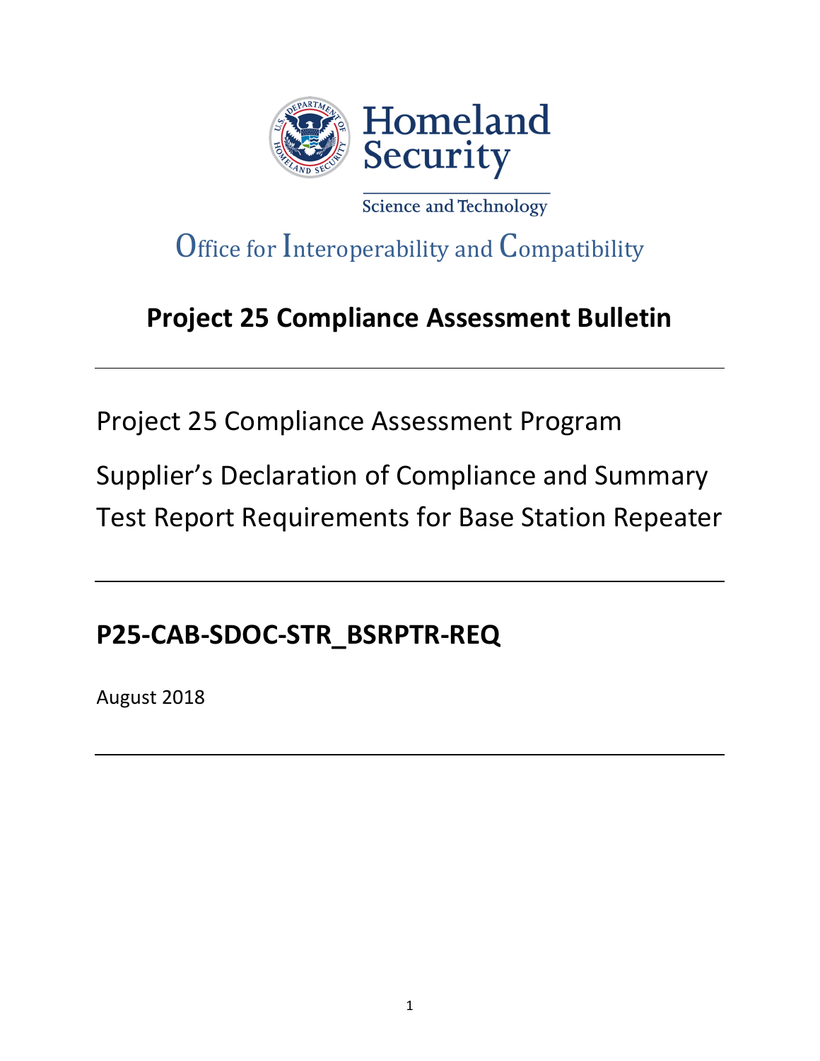Homeland Security

Science and Technology

Office for Interoperability and Compatibility

# Project 25 Compliance Assessment Bulletin

---

Project 25 Compliance Assessment Program

Supplier's Declaration of Compliance and Summary Test Report Requirements for Base Station Repeater

---

## P25-CAB-SDOC-STR_BSRPTR-REQ

August 2018

---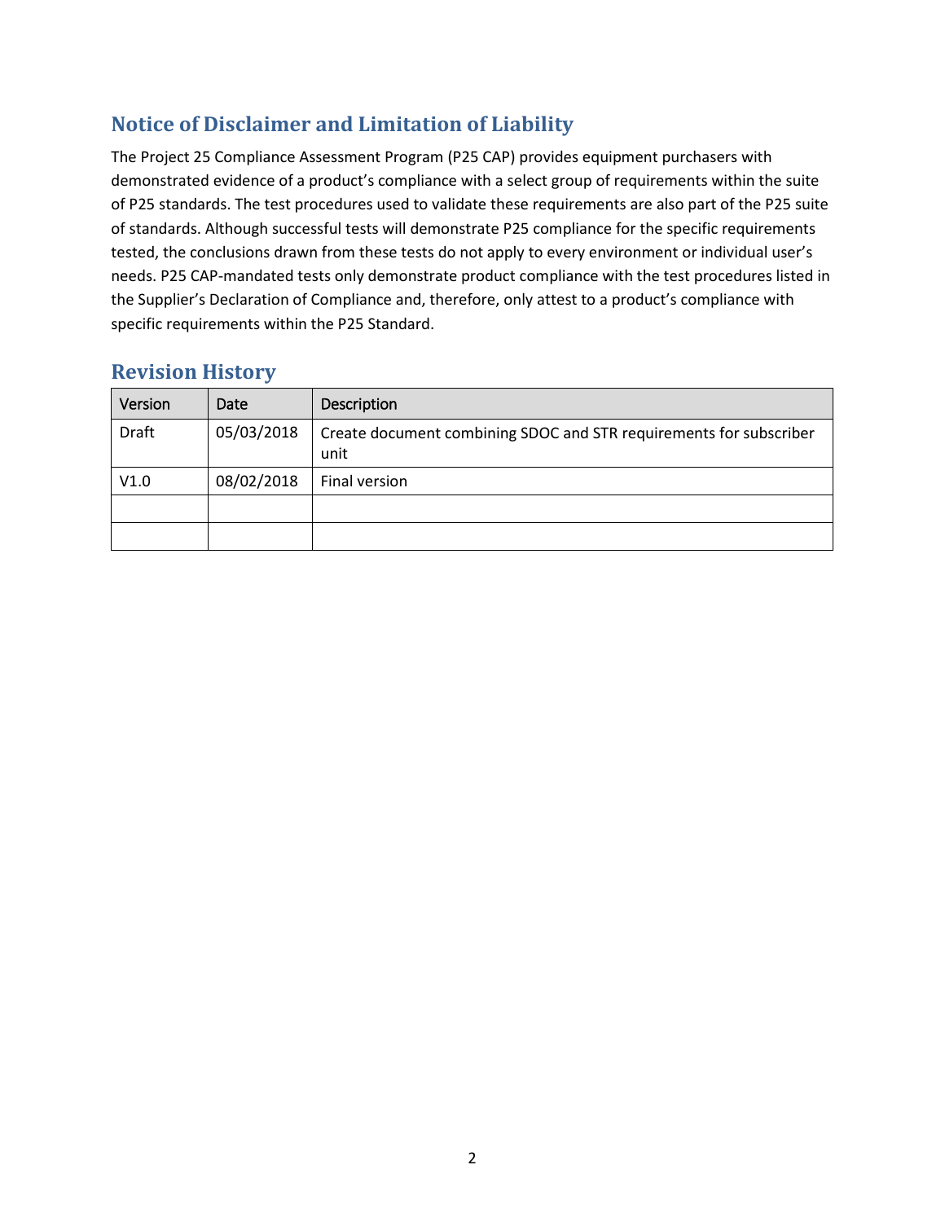## Notice of Disclaimer and Limitation of Liability

The Project 25 Compliance Assessment Program (P25 CAP) provides equipment purchasers with demonstrated evidence of a product's compliance with a select group of requirements within the suite of P25 standards. The test procedures used to validate these requirements are also part of the P25 suite of standards. Although successful tests will demonstrate P25 compliance for the specific requirements tested, the conclusions drawn from these tests do not apply to every environment or individual user's needs. P25 CAP-mandated tests only demonstrate product compliance with the test procedures listed in the Supplier's Declaration of Compliance and, therefore, only attest to a product's compliance with specific requirements within the P25 Standard.

## Revision History

| Version | Date | Description |
|---|---|---|
| Draft | 05/03/2018 | Create document combining SDOC and STR requirements for subscriber unit |
| V1.0 | 08/02/2018 | Final version |
| | | |
| | | |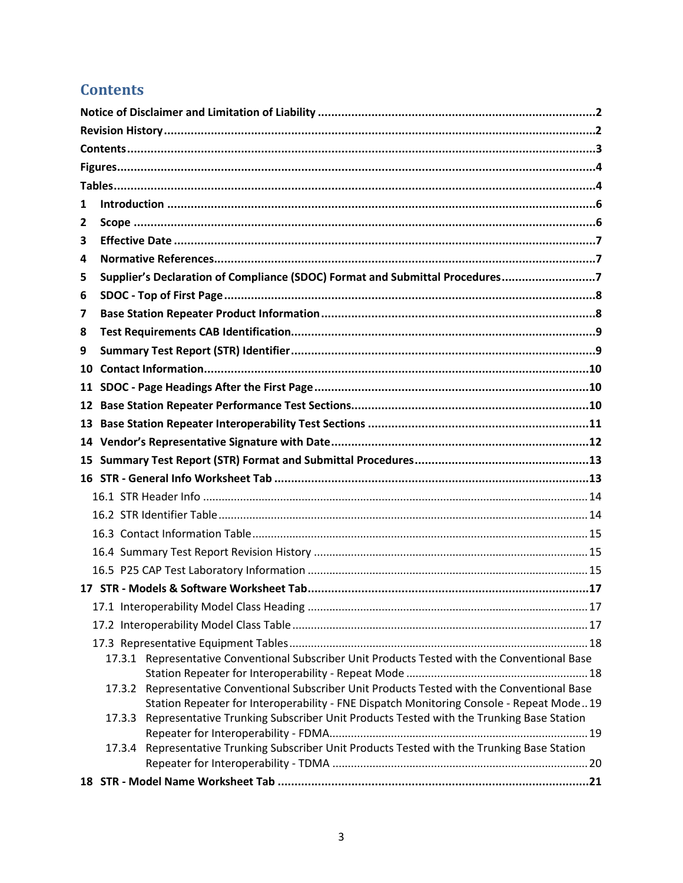## Contents

**Notice of Disclaimer and Limitation of Liability** ........ 2
**Revision History** ........ 2
**Contents** ........ 3
**Figures** ........ 4
**Tables** ........ 4
**1 Introduction** ........ 6
**2 Scope** ........ 6
**3 Effective Date** ........ 7
**4 Normative References** ........ 7
**5 Supplier's Declaration of Compliance (SDOC) Format and Submittal Procedures** ........ 7
**6 SDOC - Top of First Page** ........ 8
**7 Base Station Repeater Product Information** ........ 8
**8 Test Requirements CAB Identification** ........ 9
**9 Summary Test Report (STR) Identifier** ........ 9
**10 Contact Information** ........ 10
**11 SDOC - Page Headings After the First Page** ........ 10
**12 Base Station Repeater Performance Test Sections** ........ 10
**13 Base Station Repeater Interoperability Test Sections** ........ 11
**14 Vendor's Representative Signature with Date** ........ 12
**15 Summary Test Report (STR) Format and Submittal Procedures** ........ 13
**16 STR - General Info Worksheet Tab** ........ 13

- 16.1 STR Header Info ........ 14
- 16.2 STR Identifier Table ........ 14
- 16.3 Contact Information Table ........ 15
- 16.4 Summary Test Report Revision History ........ 15
- 16.5 P25 CAP Test Laboratory Information ........ 15

**17 STR - Models & Software Worksheet Tab** ........ 17

- 17.1 Interoperability Model Class Heading ........ 17
- 17.2 Interoperability Model Class Table ........ 17
- 17.3 Representative Equipment Tables ........ 18
  - 17.3.1 Representative Conventional Subscriber Unit Products Tested with the Conventional Base Station Repeater for Interoperability - Repeat Mode ........ 18
  - 17.3.2 Representative Conventional Subscriber Unit Products Tested with the Conventional Base Station Repeater for Interoperability - FNE Dispatch Monitoring Console - Repeat Mode ........ 19
  - 17.3.3 Representative Trunking Subscriber Unit Products Tested with the Trunking Base Station Repeater for Interoperability - FDMA ........ 19
  - 17.3.4 Representative Trunking Subscriber Unit Products Tested with the Trunking Base Station Repeater for Interoperability - TDMA ........ 20

**18 STR - Model Name Worksheet Tab** ........ 21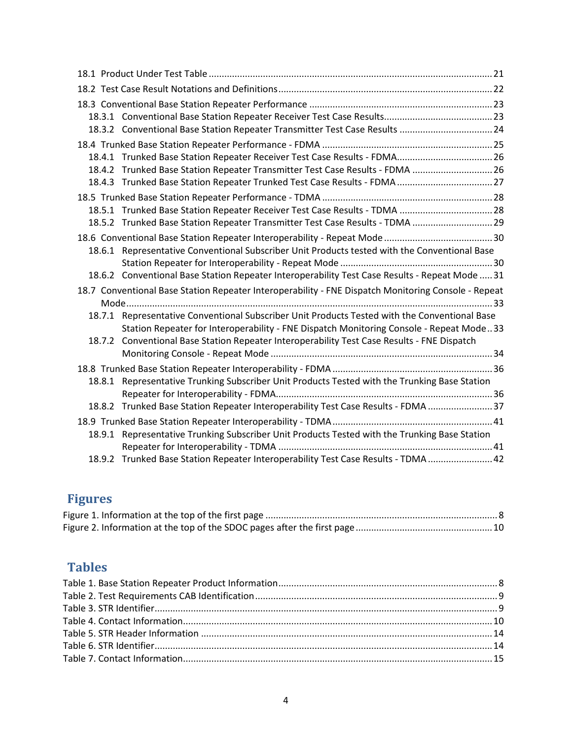18.1 Product Under Test Table ... 21

18.2 Test Case Result Notations and Definitions ... 22

18.3 Conventional Base Station Repeater Performance ... 23

- 18.3.1 Conventional Base Station Repeater Receiver Test Case Results ... 23
- 18.3.2 Conventional Base Station Repeater Transmitter Test Case Results ... 24

18.4 Trunked Base Station Repeater Performance - FDMA ... 25

- 18.4.1 Trunked Base Station Repeater Receiver Test Case Results - FDMA ... 26
- 18.4.2 Trunked Base Station Repeater Transmitter Test Case Results - FDMA ... 26
- 18.4.3 Trunked Base Station Repeater Trunked Test Case Results - FDMA ... 27

18.5 Trunked Base Station Repeater Performance - TDMA ... 28

- 18.5.1 Trunked Base Station Repeater Receiver Test Case Results - TDMA ... 28
- 18.5.2 Trunked Base Station Repeater Transmitter Test Case Results - TDMA ... 29

18.6 Conventional Base Station Repeater Interoperability - Repeat Mode ... 30

- 18.6.1 Representative Conventional Subscriber Unit Products tested with the Conventional Base Station Repeater for Interoperability - Repeat Mode ... 30
- 18.6.2 Conventional Base Station Repeater Interoperability Test Case Results - Repeat Mode ... 31

18.7 Conventional Base Station Repeater Interoperability - FNE Dispatch Monitoring Console - Repeat Mode ... 33

- 18.7.1 Representative Conventional Subscriber Unit Products Tested with the Conventional Base Station Repeater for Interoperability - FNE Dispatch Monitoring Console - Repeat Mode .. 33
- 18.7.2 Conventional Base Station Repeater Interoperability Test Case Results - FNE Dispatch Monitoring Console - Repeat Mode ... 34

18.8 Trunked Base Station Repeater Interoperability - FDMA ... 36

- 18.8.1 Representative Trunking Subscriber Unit Products Tested with the Trunking Base Station Repeater for Interoperability - FDMA ... 36
- 18.8.2 Trunked Base Station Repeater Interoperability Test Case Results - FDMA ... 37

18.9 Trunked Base Station Repeater Interoperability - TDMA ... 41

- 18.9.1 Representative Trunking Subscriber Unit Products Tested with the Trunking Base Station Repeater for Interoperability - TDMA ... 41
- 18.9.2 Trunked Base Station Repeater Interoperability Test Case Results - TDMA ... 42

# Figures

Figure 1. Information at the top of the first page ... 8

Figure 2. Information at the top of the SDOC pages after the first page ... 10

# Tables

Table 1. Base Station Repeater Product Information ... 8

Table 2. Test Requirements CAB Identification ... 9

Table 3. STR Identifier ... 9

Table 4. Contact Information ... 10

Table 5. STR Header Information ... 14

Table 6. STR Identifier ... 14

Table 7. Contact Information ... 15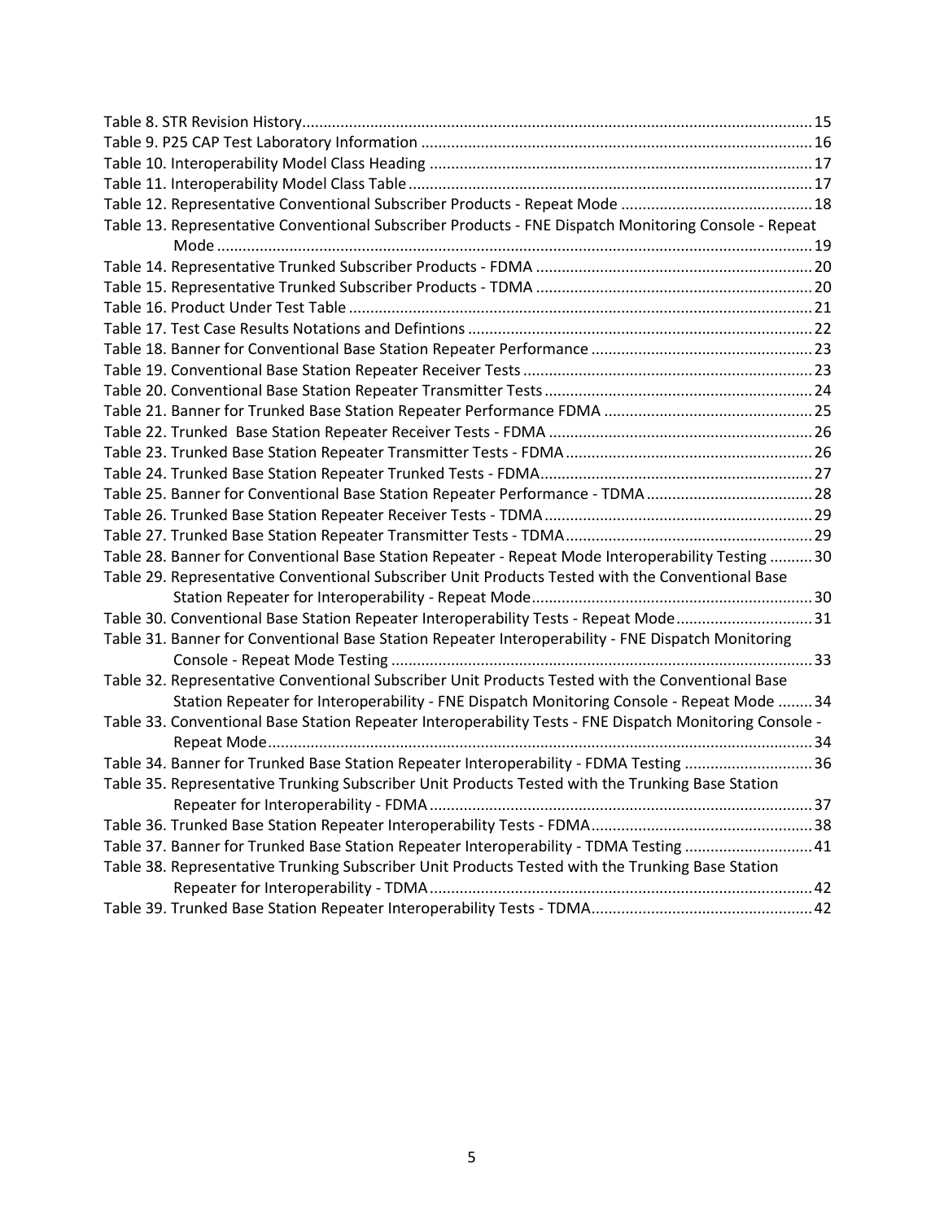Table 8. STR Revision History ... 15
Table 9. P25 CAP Test Laboratory Information ... 16
Table 10. Interoperability Model Class Heading ... 17
Table 11. Interoperability Model Class Table ... 17
Table 12. Representative Conventional Subscriber Products - Repeat Mode ... 18
Table 13. Representative Conventional Subscriber Products - FNE Dispatch Monitoring Console - Repeat Mode ... 19
Table 14. Representative Trunked Subscriber Products - FDMA ... 20
Table 15. Representative Trunked Subscriber Products - TDMA ... 20
Table 16. Product Under Test Table ... 21
Table 17. Test Case Results Notations and Defintions ... 22
Table 18. Banner for Conventional Base Station Repeater Performance ... 23
Table 19. Conventional Base Station Repeater Receiver Tests ... 23
Table 20. Conventional Base Station Repeater Transmitter Tests ... 24
Table 21. Banner for Trunked Base Station Repeater Performance FDMA ... 25
Table 22. Trunked Base Station Repeater Receiver Tests - FDMA ... 26
Table 23. Trunked Base Station Repeater Transmitter Tests - FDMA ... 26
Table 24. Trunked Base Station Repeater Trunked Tests - FDMA ... 27
Table 25. Banner for Conventional Base Station Repeater Performance - TDMA ... 28
Table 26. Trunked Base Station Repeater Receiver Tests - TDMA ... 29
Table 27. Trunked Base Station Repeater Transmitter Tests - TDMA ... 29
Table 28. Banner for Conventional Base Station Repeater - Repeat Mode Interoperability Testing ... 30
Table 29. Representative Conventional Subscriber Unit Products Tested with the Conventional Base Station Repeater for Interoperability - Repeat Mode ... 30
Table 30. Conventional Base Station Repeater Interoperability Tests - Repeat Mode ... 31
Table 31. Banner for Conventional Base Station Repeater Interoperability - FNE Dispatch Monitoring Console - Repeat Mode Testing ... 33
Table 32. Representative Conventional Subscriber Unit Products Tested with the Conventional Base Station Repeater for Interoperability - FNE Dispatch Monitoring Console - Repeat Mode ... 34
Table 33. Conventional Base Station Repeater Interoperability Tests - FNE Dispatch Monitoring Console - Repeat Mode ... 34
Table 34. Banner for Trunked Base Station Repeater Interoperability - FDMA Testing ... 36
Table 35. Representative Trunking Subscriber Unit Products Tested with the Trunking Base Station Repeater for Interoperability - FDMA ... 37
Table 36. Trunked Base Station Repeater Interoperability Tests - FDMA ... 38
Table 37. Banner for Trunked Base Station Repeater Interoperability - TDMA Testing ... 41
Table 38. Representative Trunking Subscriber Unit Products Tested with the Trunking Base Station Repeater for Interoperability - TDMA ... 42
Table 39. Trunked Base Station Repeater Interoperability Tests - TDMA ... 42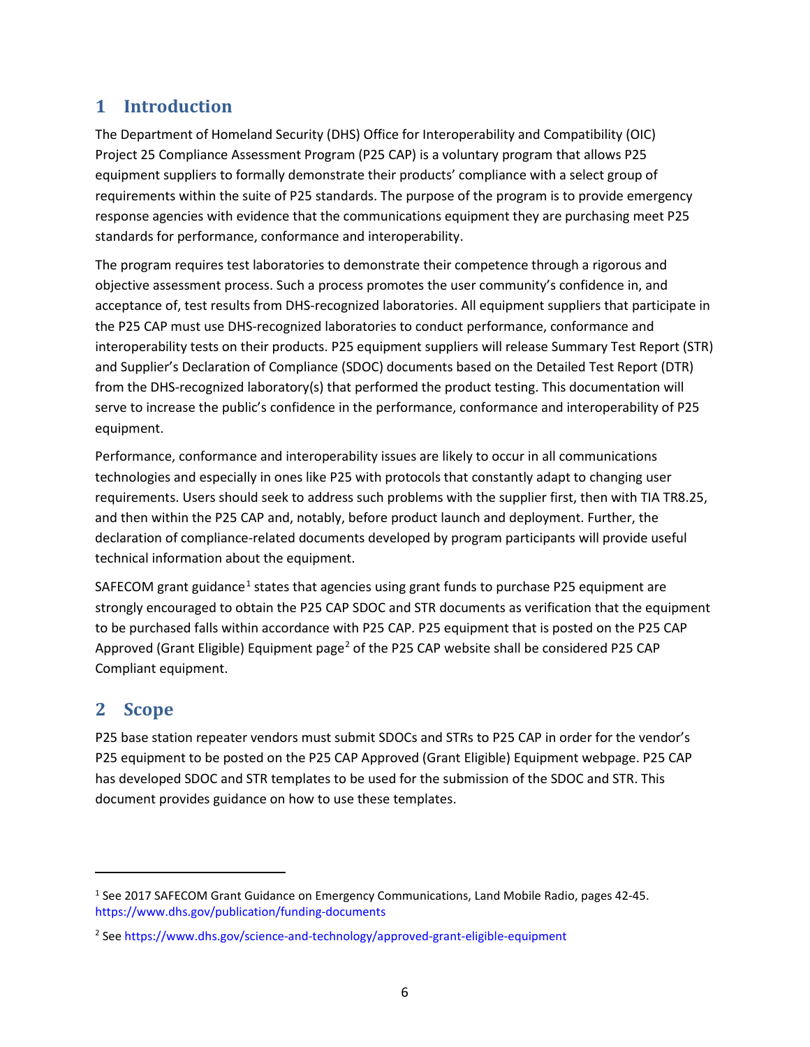# 1 Introduction

The Department of Homeland Security (DHS) Office for Interoperability and Compatibility (OIC) Project 25 Compliance Assessment Program (P25 CAP) is a voluntary program that allows P25 equipment suppliers to formally demonstrate their products' compliance with a select group of requirements within the suite of P25 standards. The purpose of the program is to provide emergency response agencies with evidence that the communications equipment they are purchasing meet P25 standards for performance, conformance and interoperability.

The program requires test laboratories to demonstrate their competence through a rigorous and objective assessment process. Such a process promotes the user community's confidence in, and acceptance of, test results from DHS-recognized laboratories. All equipment suppliers that participate in the P25 CAP must use DHS-recognized laboratories to conduct performance, conformance and interoperability tests on their products. P25 equipment suppliers will release Summary Test Report (STR) and Supplier's Declaration of Compliance (SDOC) documents based on the Detailed Test Report (DTR) from the DHS-recognized laboratory(s) that performed the product testing. This documentation will serve to increase the public's confidence in the performance, conformance and interoperability of P25 equipment.

Performance, conformance and interoperability issues are likely to occur in all communications technologies and especially in ones like P25 with protocols that constantly adapt to changing user requirements. Users should seek to address such problems with the supplier first, then with TIA TR8.25, and then within the P25 CAP and, notably, before product launch and deployment. Further, the declaration of compliance-related documents developed by program participants will provide useful technical information about the equipment.

SAFECOM grant guidance[1] states that agencies using grant funds to purchase P25 equipment are strongly encouraged to obtain the P25 CAP SDOC and STR documents as verification that the equipment to be purchased falls within accordance with P25 CAP. P25 equipment that is posted on the P25 CAP Approved (Grant Eligible) Equipment page[2] of the P25 CAP website shall be considered P25 CAP Compliant equipment.

# 2 Scope

P25 base station repeater vendors must submit SDOCs and STRs to P25 CAP in order for the vendor's P25 equipment to be posted on the P25 CAP Approved (Grant Eligible) Equipment webpage. P25 CAP has developed SDOC and STR templates to be used for the submission of the SDOC and STR. This document provides guidance on how to use these templates.

---

[1] See 2017 SAFECOM Grant Guidance on Emergency Communications, Land Mobile Radio, pages 42-45. https://www.dhs.gov/publication/funding-documents

[2] See https://www.dhs.gov/science-and-technology/approved-grant-eligible-equipment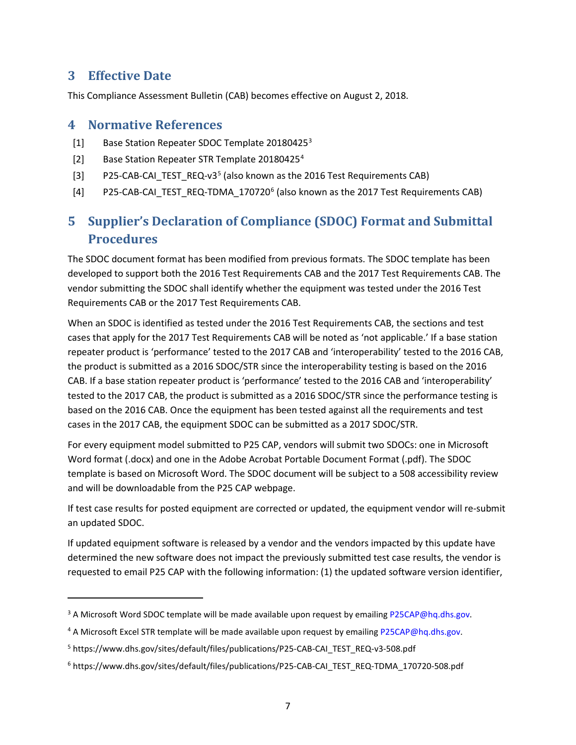## 3 Effective Date

This Compliance Assessment Bulletin (CAB) becomes effective on August 2, 2018.

## 4 Normative References

[1] Base Station Repeater SDOC Template 20180425[3]

[2] Base Station Repeater STR Template 20180425[4]

[3] P25-CAB-CAI_TEST_REQ-v3[5] (also known as the 2016 Test Requirements CAB)

[4] P25-CAB-CAI_TEST_REQ-TDMA_170720[6] (also known as the 2017 Test Requirements CAB)

## 5 Supplier's Declaration of Compliance (SDOC) Format and Submittal Procedures

The SDOC document format has been modified from previous formats. The SDOC template has been developed to support both the 2016 Test Requirements CAB and the 2017 Test Requirements CAB. The vendor submitting the SDOC shall identify whether the equipment was tested under the 2016 Test Requirements CAB or the 2017 Test Requirements CAB.

When an SDOC is identified as tested under the 2016 Test Requirements CAB, the sections and test cases that apply for the 2017 Test Requirements CAB will be noted as 'not applicable.' If a base station repeater product is 'performance' tested to the 2017 CAB and 'interoperability' tested to the 2016 CAB, the product is submitted as a 2016 SDOC/STR since the interoperability testing is based on the 2016 CAB. If a base station repeater product is 'performance' tested to the 2016 CAB and 'interoperability' tested to the 2017 CAB, the product is submitted as a 2016 SDOC/STR since the performance testing is based on the 2016 CAB. Once the equipment has been tested against all the requirements and test cases in the 2017 CAB, the equipment SDOC can be submitted as a 2017 SDOC/STR.

For every equipment model submitted to P25 CAP, vendors will submit two SDOCs: one in Microsoft Word format (.docx) and one in the Adobe Acrobat Portable Document Format (.pdf). The SDOC template is based on Microsoft Word. The SDOC document will be subject to a 508 accessibility review and will be downloadable from the P25 CAP webpage.

If test case results for posted equipment are corrected or updated, the equipment vendor will re-submit an updated SDOC.

If updated equipment software is released by a vendor and the vendors impacted by this update have determined the new software does not impact the previously submitted test case results, the vendor is requested to email P25 CAP with the following information: (1) the updated software version identifier,

---

[3] A Microsoft Word SDOC template will be made available upon request by emailing P25CAP@hq.dhs.gov.

[4] A Microsoft Excel STR template will be made available upon request by emailing P25CAP@hq.dhs.gov.

[5] https://www.dhs.gov/sites/default/files/publications/P25-CAB-CAI_TEST_REQ-v3-508.pdf

[6] https://www.dhs.gov/sites/default/files/publications/P25-CAB-CAI_TEST_REQ-TDMA_170720-508.pdf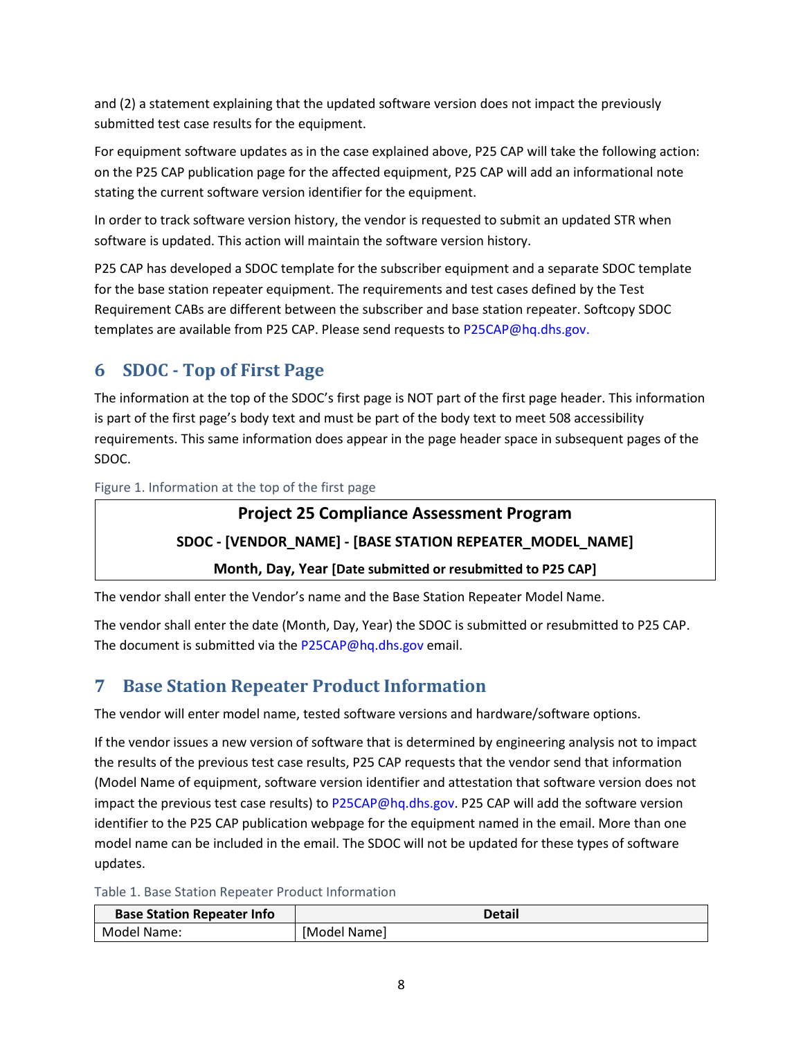and (2) a statement explaining that the updated software version does not impact the previously submitted test case results for the equipment.

For equipment software updates as in the case explained above, P25 CAP will take the following action: on the P25 CAP publication page for the affected equipment, P25 CAP will add an informational note stating the current software version identifier for the equipment.

In order to track software version history, the vendor is requested to submit an updated STR when software is updated. This action will maintain the software version history.

P25 CAP has developed a SDOC template for the subscriber equipment and a separate SDOC template for the base station repeater equipment. The requirements and test cases defined by the Test Requirement CABs are different between the subscriber and base station repeater. Softcopy SDOC templates are available from P25 CAP. Please send requests to P25CAP@hq.dhs.gov.

# 6 SDOC - Top of First Page

The information at the top of the SDOC's first page is NOT part of the first page header. This information is part of the first page's body text and must be part of the body text to meet 508 accessibility requirements. This same information does appear in the page header space in subsequent pages of the SDOC.

Figure 1. Information at the top of the first page

| **Project 25 Compliance Assessment Program** |
|---|
| **SDOC - [VENDOR_NAME] - [BASE STATION REPEATER_MODEL_NAME]** |
| **Month, Day, Year [Date submitted or resubmitted to P25 CAP]** |

The vendor shall enter the Vendor's name and the Base Station Repeater Model Name.

The vendor shall enter the date (Month, Day, Year) the SDOC is submitted or resubmitted to P25 CAP. The document is submitted via the P25CAP@hq.dhs.gov email.

# 7 Base Station Repeater Product Information

The vendor will enter model name, tested software versions and hardware/software options.

If the vendor issues a new version of software that is determined by engineering analysis not to impact the results of the previous test case results, P25 CAP requests that the vendor send that information (Model Name of equipment, software version identifier and attestation that software version does not impact the previous test case results) to P25CAP@hq.dhs.gov. P25 CAP will add the software version identifier to the P25 CAP publication webpage for the equipment named in the email. More than one model name can be included in the email. The SDOC will not be updated for these types of software updates.

Table 1. Base Station Repeater Product Information

| Base Station Repeater Info | Detail |
|---|---|
| Model Name: | [Model Name] |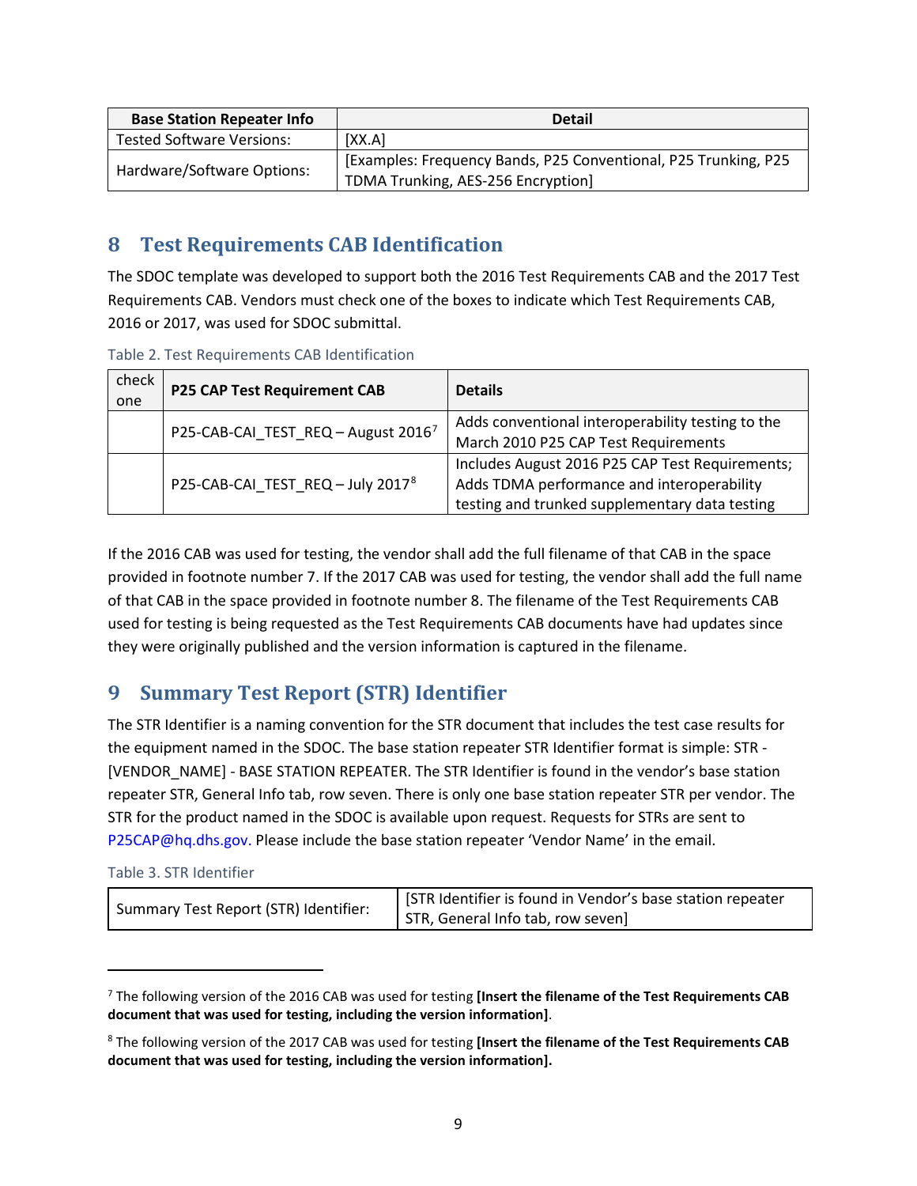| Base Station Repeater Info | Detail |
| --- | --- |
| Tested Software Versions: | [XX.A] |
| Hardware/Software Options: | [Examples: Frequency Bands, P25 Conventional, P25 Trunking, P25 TDMA Trunking, AES-256 Encryption] |

## 8 Test Requirements CAB Identification

The SDOC template was developed to support both the 2016 Test Requirements CAB and the 2017 Test Requirements CAB. Vendors must check one of the boxes to indicate which Test Requirements CAB, 2016 or 2017, was used for SDOC submittal.

Table 2. Test Requirements CAB Identification

| check one | P25 CAP Test Requirement CAB | Details |
| --- | --- | --- |
| | P25-CAB-CAI_TEST_REQ – August 2016[7] | Adds conventional interoperability testing to the March 2010 P25 CAP Test Requirements |
| | P25-CAB-CAI_TEST_REQ – July 2017[8] | Includes August 2016 P25 CAP Test Requirements; Adds TDMA performance and interoperability testing and trunked supplementary data testing |

If the 2016 CAB was used for testing, the vendor shall add the full filename of that CAB in the space provided in footnote number 7. If the 2017 CAB was used for testing, the vendor shall add the full name of that CAB in the space provided in footnote number 8. The filename of the Test Requirements CAB used for testing is being requested as the Test Requirements CAB documents have had updates since they were originally published and the version information is captured in the filename.

## 9 Summary Test Report (STR) Identifier

The STR Identifier is a naming convention for the STR document that includes the test case results for the equipment named in the SDOC. The base station repeater STR Identifier format is simple: STR - [VENDOR_NAME] - BASE STATION REPEATER. The STR Identifier is found in the vendor's base station repeater STR, General Info tab, row seven. There is only one base station repeater STR per vendor. The STR for the product named in the SDOC is available upon request. Requests for STRs are sent to P25CAP@hq.dhs.gov. Please include the base station repeater 'Vendor Name' in the email.

Table 3. STR Identifier

| Summary Test Report (STR) Identifier: | [STR Identifier is found in Vendor's base station repeater STR, General Info tab, row seven] |
| --- | --- |

[7] The following version of the 2016 CAB was used for testing **[Insert the filename of the Test Requirements CAB document that was used for testing, including the version information]**.

[8] The following version of the 2017 CAB was used for testing **[Insert the filename of the Test Requirements CAB document that was used for testing, including the version information].**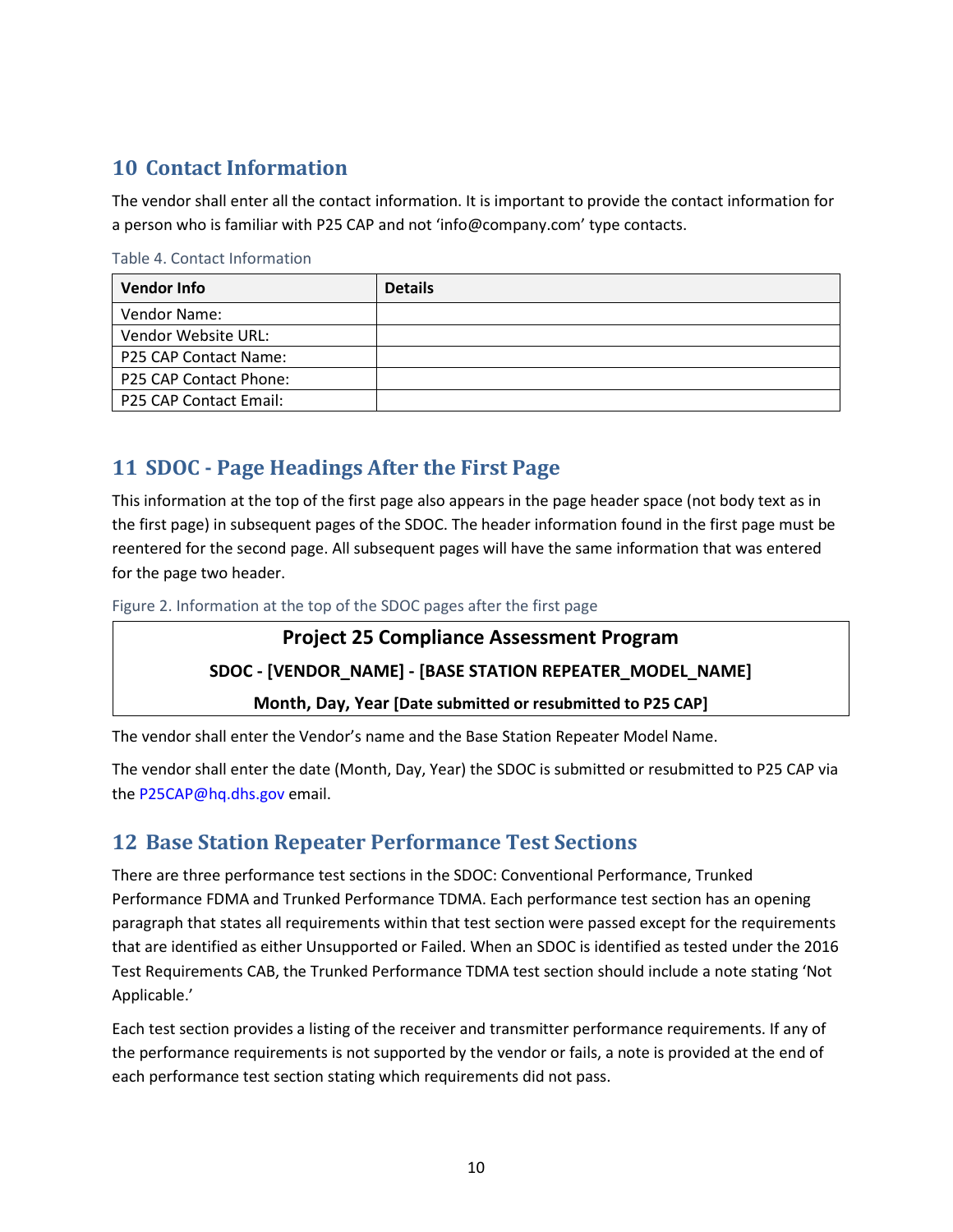## 10 Contact Information

The vendor shall enter all the contact information. It is important to provide the contact information for a person who is familiar with P25 CAP and not 'info@company.com' type contacts.

Table 4. Contact Information

| Vendor Info | Details |
|---|---|
| Vendor Name: | |
| Vendor Website URL: | |
| P25 CAP Contact Name: | |
| P25 CAP Contact Phone: | |
| P25 CAP Contact Email: | |

## 11 SDOC - Page Headings After the First Page

This information at the top of the first page also appears in the page header space (not body text as in the first page) in subsequent pages of the SDOC. The header information found in the first page must be reentered for the second page. All subsequent pages will have the same information that was entered for the page two header.

Figure 2. Information at the top of the SDOC pages after the first page

> **Project 25 Compliance Assessment Program**
>
> **SDOC - [VENDOR_NAME] - [BASE STATION REPEATER_MODEL_NAME]**
>
> **Month, Day, Year [Date submitted or resubmitted to P25 CAP]**

The vendor shall enter the Vendor's name and the Base Station Repeater Model Name.

The vendor shall enter the date (Month, Day, Year) the SDOC is submitted or resubmitted to P25 CAP via the P25CAP@hq.dhs.gov email.

## 12 Base Station Repeater Performance Test Sections

There are three performance test sections in the SDOC: Conventional Performance, Trunked Performance FDMA and Trunked Performance TDMA. Each performance test section has an opening paragraph that states all requirements within that test section were passed except for the requirements that are identified as either Unsupported or Failed. When an SDOC is identified as tested under the 2016 Test Requirements CAB, the Trunked Performance TDMA test section should include a note stating 'Not Applicable.'

Each test section provides a listing of the receiver and transmitter performance requirements. If any of the performance requirements is not supported by the vendor or fails, a note is provided at the end of each performance test section stating which requirements did not pass.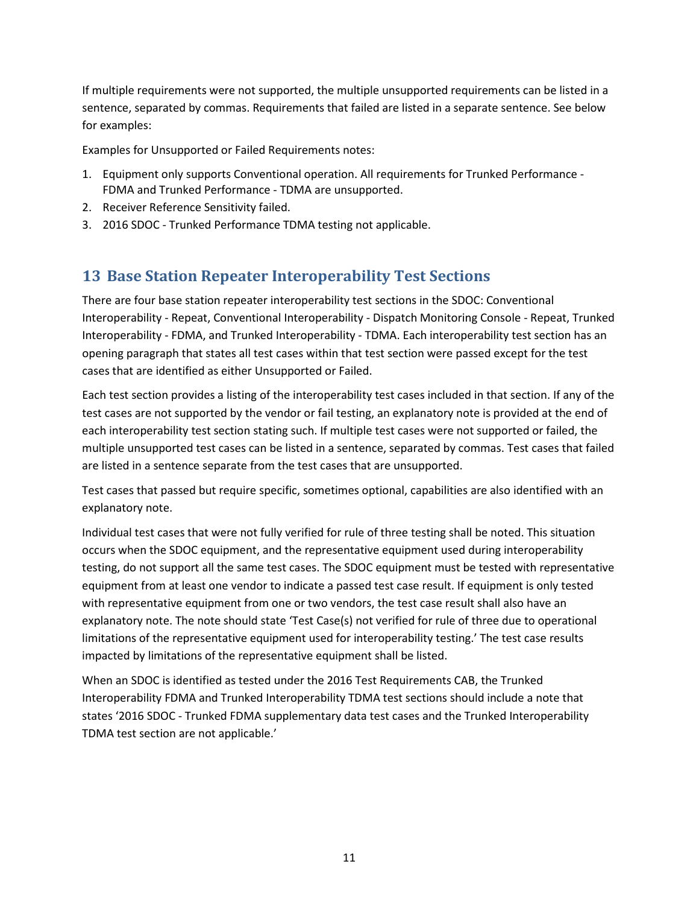If multiple requirements were not supported, the multiple unsupported requirements can be listed in a sentence, separated by commas. Requirements that failed are listed in a separate sentence. See below for examples:

Examples for Unsupported or Failed Requirements notes:

1. Equipment only supports Conventional operation. All requirements for Trunked Performance - FDMA and Trunked Performance - TDMA are unsupported.
2. Receiver Reference Sensitivity failed.
3. 2016 SDOC - Trunked Performance TDMA testing not applicable.

## 13 Base Station Repeater Interoperability Test Sections

There are four base station repeater interoperability test sections in the SDOC: Conventional Interoperability - Repeat, Conventional Interoperability - Dispatch Monitoring Console - Repeat, Trunked Interoperability - FDMA, and Trunked Interoperability - TDMA. Each interoperability test section has an opening paragraph that states all test cases within that test section were passed except for the test cases that are identified as either Unsupported or Failed.

Each test section provides a listing of the interoperability test cases included in that section. If any of the test cases are not supported by the vendor or fail testing, an explanatory note is provided at the end of each interoperability test section stating such. If multiple test cases were not supported or failed, the multiple unsupported test cases can be listed in a sentence, separated by commas. Test cases that failed are listed in a sentence separate from the test cases that are unsupported.

Test cases that passed but require specific, sometimes optional, capabilities are also identified with an explanatory note.

Individual test cases that were not fully verified for rule of three testing shall be noted. This situation occurs when the SDOC equipment, and the representative equipment used during interoperability testing, do not support all the same test cases. The SDOC equipment must be tested with representative equipment from at least one vendor to indicate a passed test case result. If equipment is only tested with representative equipment from one or two vendors, the test case result shall also have an explanatory note. The note should state 'Test Case(s) not verified for rule of three due to operational limitations of the representative equipment used for interoperability testing.' The test case results impacted by limitations of the representative equipment shall be listed.

When an SDOC is identified as tested under the 2016 Test Requirements CAB, the Trunked Interoperability FDMA and Trunked Interoperability TDMA test sections should include a note that states '2016 SDOC - Trunked FDMA supplementary data test cases and the Trunked Interoperability TDMA test section are not applicable.'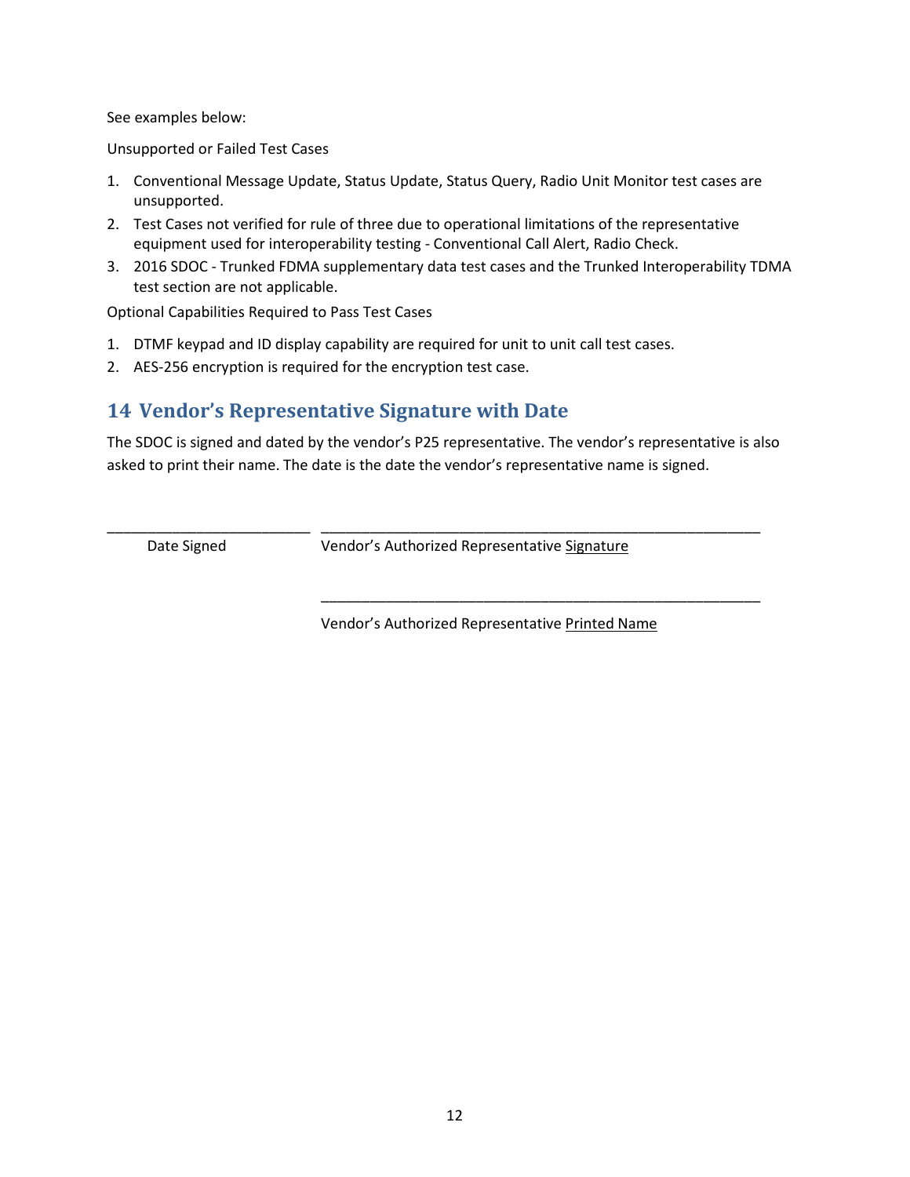See examples below:

Unsupported or Failed Test Cases

1. Conventional Message Update, Status Update, Status Query, Radio Unit Monitor test cases are unsupported.
2. Test Cases not verified for rule of three due to operational limitations of the representative equipment used for interoperability testing - Conventional Call Alert, Radio Check.
3. 2016 SDOC - Trunked FDMA supplementary data test cases and the Trunked Interoperability TDMA test section are not applicable.

Optional Capabilities Required to Pass Test Cases

1. DTMF keypad and ID display capability are required for unit to unit call test cases.
2. AES-256 encryption is required for the encryption test case.

# 14 Vendor's Representative Signature with Date

The SDOC is signed and dated by the vendor's P25 representative. The vendor's representative is also asked to print their name. The date is the date the vendor's representative name is signed.

\_\_\_\_\_\_\_\_\_\_\_\_\_\_\_\_\_\_\_\_\_\_\_\_\_\_\_ \_\_\_\_\_\_\_\_\_\_\_\_\_\_\_\_\_\_\_\_\_\_\_\_\_\_\_\_\_\_\_\_\_\_\_\_\_\_\_\_\_\_\_\_\_\_\_\_\_\_\_\_\_\_\_\_\_\_

Date Signed Vendor's Authorized Representative <u>Signature</u>

\_\_\_\_\_\_\_\_\_\_\_\_\_\_\_\_\_\_\_\_\_\_\_\_\_\_\_\_\_\_\_\_\_\_\_\_\_\_\_\_\_\_\_\_\_\_\_\_\_\_\_\_\_\_\_\_\_\_

Vendor's Authorized Representative <u>Printed Name</u>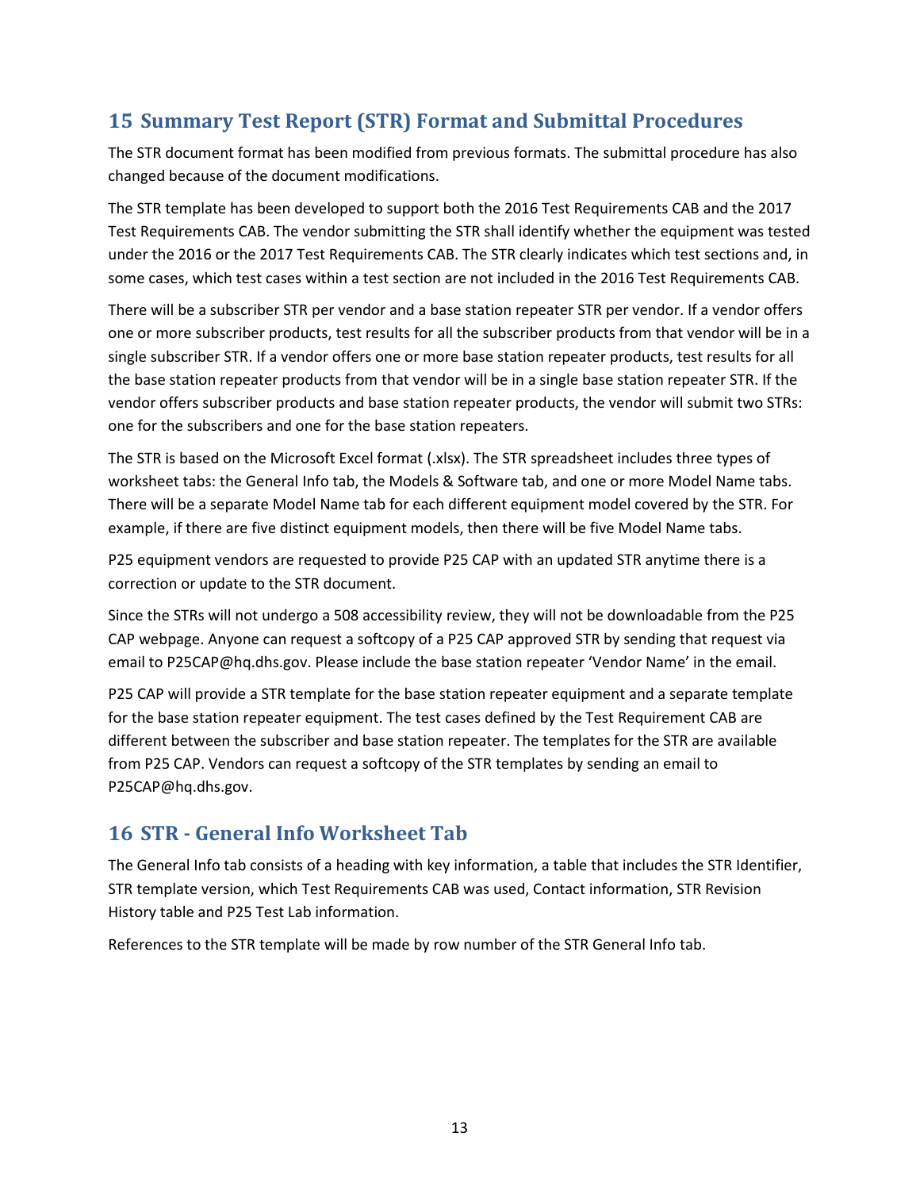# 15 Summary Test Report (STR) Format and Submittal Procedures

The STR document format has been modified from previous formats. The submittal procedure has also changed because of the document modifications.

The STR template has been developed to support both the 2016 Test Requirements CAB and the 2017 Test Requirements CAB. The vendor submitting the STR shall identify whether the equipment was tested under the 2016 or the 2017 Test Requirements CAB. The STR clearly indicates which test sections and, in some cases, which test cases within a test section are not included in the 2016 Test Requirements CAB.

There will be a subscriber STR per vendor and a base station repeater STR per vendor. If a vendor offers one or more subscriber products, test results for all the subscriber products from that vendor will be in a single subscriber STR. If a vendor offers one or more base station repeater products, test results for all the base station repeater products from that vendor will be in a single base station repeater STR. If the vendor offers subscriber products and base station repeater products, the vendor will submit two STRs: one for the subscribers and one for the base station repeaters.

The STR is based on the Microsoft Excel format (.xlsx). The STR spreadsheet includes three types of worksheet tabs: the General Info tab, the Models & Software tab, and one or more Model Name tabs. There will be a separate Model Name tab for each different equipment model covered by the STR. For example, if there are five distinct equipment models, then there will be five Model Name tabs.

P25 equipment vendors are requested to provide P25 CAP with an updated STR anytime there is a correction or update to the STR document.

Since the STRs will not undergo a 508 accessibility review, they will not be downloadable from the P25 CAP webpage. Anyone can request a softcopy of a P25 CAP approved STR by sending that request via email to P25CAP@hq.dhs.gov. Please include the base station repeater 'Vendor Name' in the email.

P25 CAP will provide a STR template for the base station repeater equipment and a separate template for the base station repeater equipment. The test cases defined by the Test Requirement CAB are different between the subscriber and base station repeater. The templates for the STR are available from P25 CAP. Vendors can request a softcopy of the STR templates by sending an email to P25CAP@hq.dhs.gov.

# 16 STR - General Info Worksheet Tab

The General Info tab consists of a heading with key information, a table that includes the STR Identifier, STR template version, which Test Requirements CAB was used, Contact information, STR Revision History table and P25 Test Lab information.

References to the STR template will be made by row number of the STR General Info tab.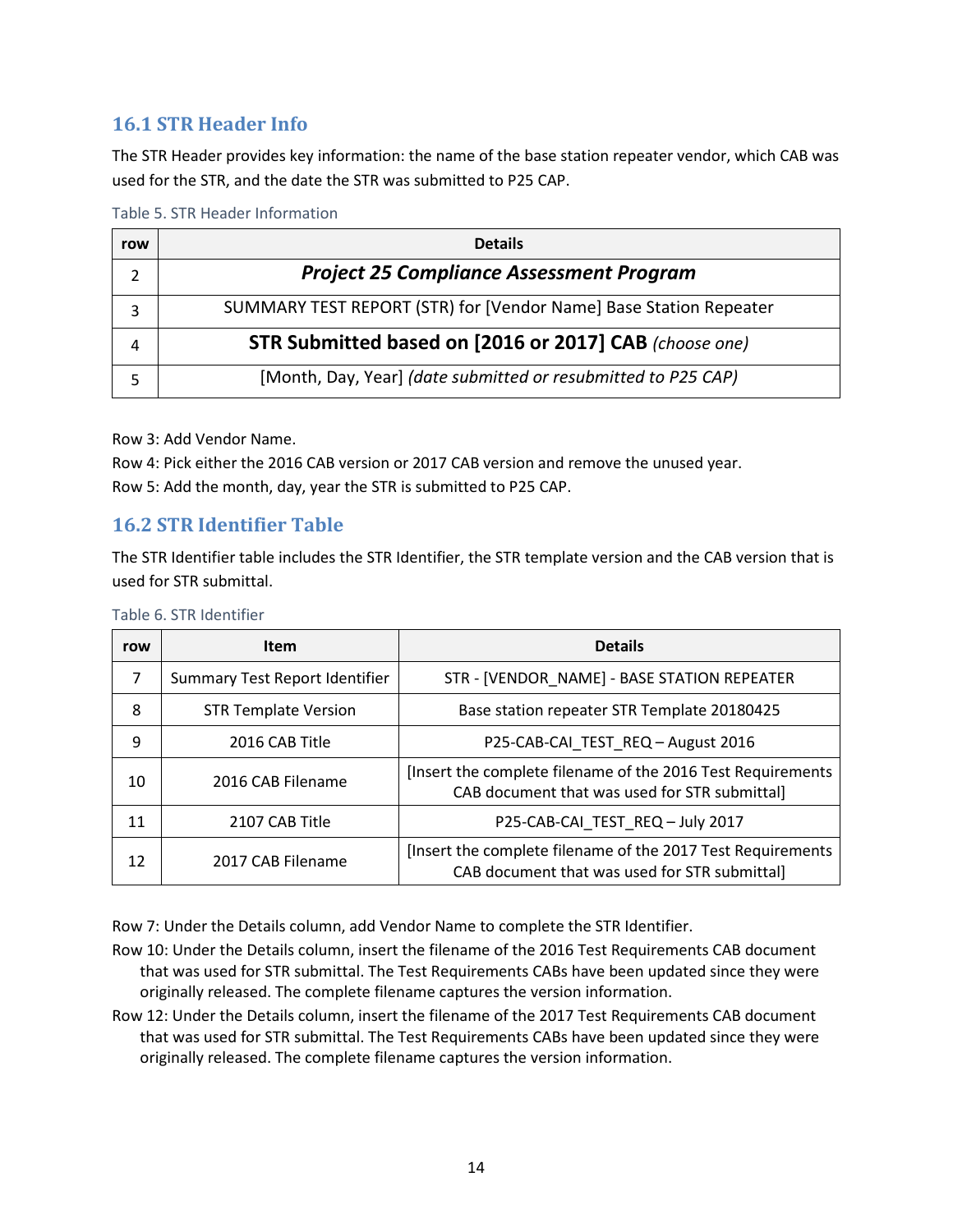## 16.1 STR Header Info

The STR Header provides key information: the name of the base station repeater vendor, which CAB was used for the STR, and the date the STR was submitted to P25 CAP.

Table 5. STR Header Information

| row | Details |
|---|---|
| 2 | ***Project 25 Compliance Assessment Program*** |
| 3 | SUMMARY TEST REPORT (STR) for [Vendor Name] Base Station Repeater |
| 4 | **STR Submitted based on [2016 or 2017] CAB** *(choose one)* |
| 5 | [Month, Day, Year] *(date submitted or resubmitted to P25 CAP)* |

Row 3: Add Vendor Name.
Row 4: Pick either the 2016 CAB version or 2017 CAB version and remove the unused year.
Row 5: Add the month, day, year the STR is submitted to P25 CAP.

## 16.2 STR Identifier Table

The STR Identifier table includes the STR Identifier, the STR template version and the CAB version that is used for STR submittal.

Table 6. STR Identifier

| row | Item | Details |
|---|---|---|
| 7 | Summary Test Report Identifier | STR - [VENDOR_NAME] - BASE STATION REPEATER |
| 8 | STR Template Version | Base station repeater STR Template 20180425 |
| 9 | 2016 CAB Title | P25-CAB-CAI_TEST_REQ – August 2016 |
| 10 | 2016 CAB Filename | [Insert the complete filename of the 2016 Test Requirements CAB document that was used for STR submittal] |
| 11 | 2107 CAB Title | P25-CAB-CAI_TEST_REQ – July 2017 |
| 12 | 2017 CAB Filename | [Insert the complete filename of the 2017 Test Requirements CAB document that was used for STR submittal] |

Row 7: Under the Details column, add Vendor Name to complete the STR Identifier.

Row 10: Under the Details column, insert the filename of the 2016 Test Requirements CAB document that was used for STR submittal. The Test Requirements CABs have been updated since they were originally released. The complete filename captures the version information.

Row 12: Under the Details column, insert the filename of the 2017 Test Requirements CAB document that was used for STR submittal. The Test Requirements CABs have been updated since they were originally released. The complete filename captures the version information.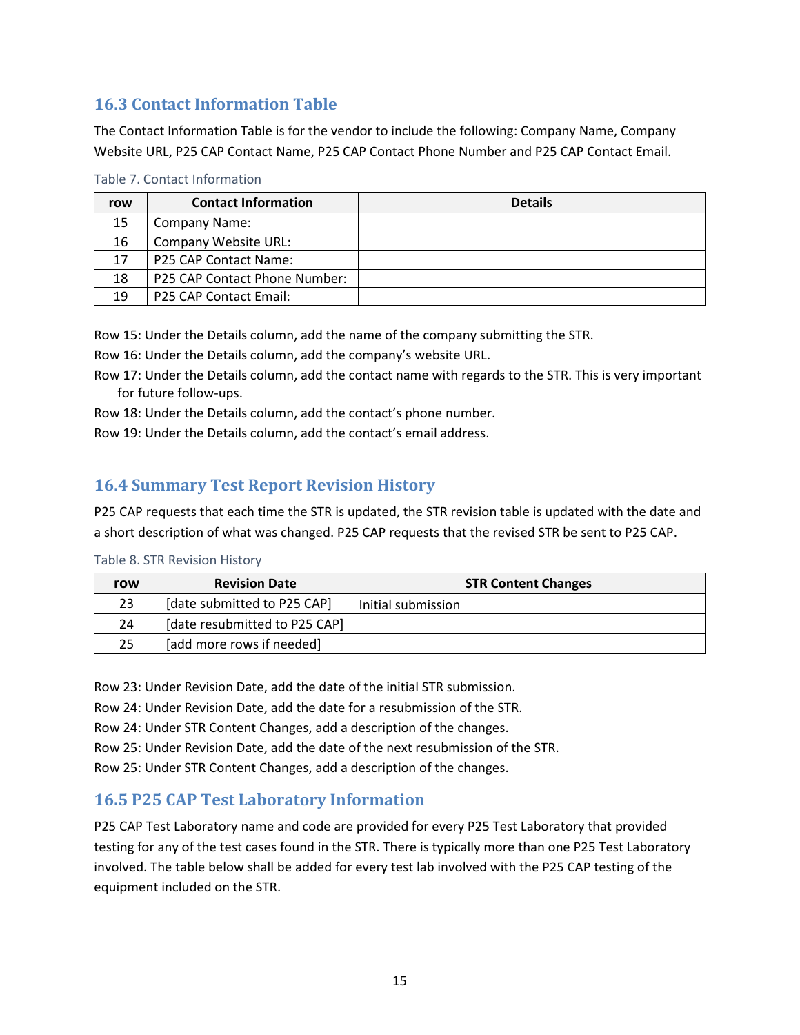## 16.3 Contact Information Table

The Contact Information Table is for the vendor to include the following: Company Name, Company Website URL, P25 CAP Contact Name, P25 CAP Contact Phone Number and P25 CAP Contact Email.

Table 7. Contact Information

| row | Contact Information | Details |
|---|---|---|
| 15 | Company Name: | |
| 16 | Company Website URL: | |
| 17 | P25 CAP Contact Name: | |
| 18 | P25 CAP Contact Phone Number: | |
| 19 | P25 CAP Contact Email: | |

Row 15: Under the Details column, add the name of the company submitting the STR.

Row 16: Under the Details column, add the company's website URL.

Row 17: Under the Details column, add the contact name with regards to the STR. This is very important for future follow-ups.

Row 18: Under the Details column, add the contact's phone number.

Row 19: Under the Details column, add the contact's email address.

## 16.4 Summary Test Report Revision History

P25 CAP requests that each time the STR is updated, the STR revision table is updated with the date and a short description of what was changed. P25 CAP requests that the revised STR be sent to P25 CAP.

Table 8. STR Revision History

| row | Revision Date | STR Content Changes |
|---|---|---|
| 23 | [date submitted to P25 CAP] | Initial submission |
| 24 | [date resubmitted to P25 CAP] | |
| 25 | [add more rows if needed] | |

Row 23: Under Revision Date, add the date of the initial STR submission.

Row 24: Under Revision Date, add the date for a resubmission of the STR.

Row 24: Under STR Content Changes, add a description of the changes.

Row 25: Under Revision Date, add the date of the next resubmission of the STR.

Row 25: Under STR Content Changes, add a description of the changes.

## 16.5 P25 CAP Test Laboratory Information

P25 CAP Test Laboratory name and code are provided for every P25 Test Laboratory that provided testing for any of the test cases found in the STR. There is typically more than one P25 Test Laboratory involved. The table below shall be added for every test lab involved with the P25 CAP testing of the equipment included on the STR.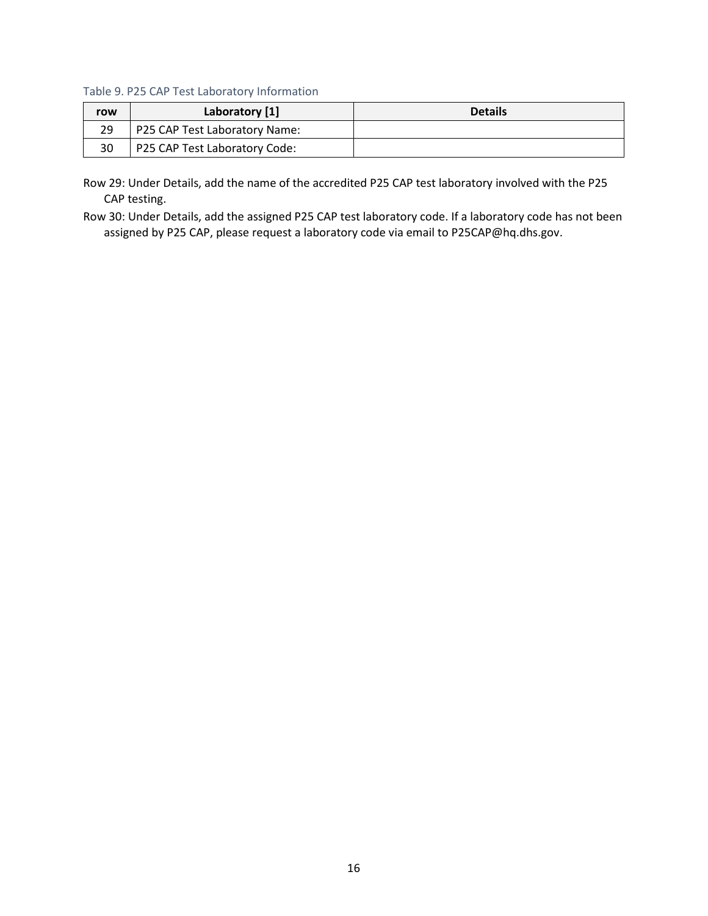Table 9. P25 CAP Test Laboratory Information

| row | Laboratory [1] | Details |
| --- | --- | --- |
| 29 | P25 CAP Test Laboratory Name: | |
| 30 | P25 CAP Test Laboratory Code: | |

Row 29: Under Details, add the name of the accredited P25 CAP test laboratory involved with the P25 CAP testing.

Row 30: Under Details, add the assigned P25 CAP test laboratory code. If a laboratory code has not been assigned by P25 CAP, please request a laboratory code via email to P25CAP@hq.dhs.gov.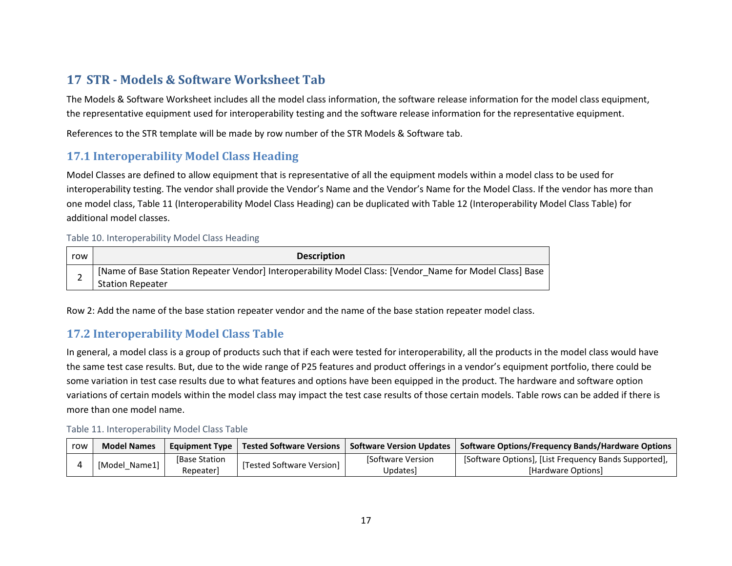# 17 STR - Models & Software Worksheet Tab

The Models & Software Worksheet includes all the model class information, the software release information for the model class equipment, the representative equipment used for interoperability testing and the software release information for the representative equipment.

References to the STR template will be made by row number of the STR Models & Software tab.

## 17.1 Interoperability Model Class Heading

Model Classes are defined to allow equipment that is representative of all the equipment models within a model class to be used for interoperability testing. The vendor shall provide the Vendor's Name and the Vendor's Name for the Model Class. If the vendor has more than one model class, Table 11 (Interoperability Model Class Heading) can be duplicated with Table 12 (Interoperability Model Class Table) for additional model classes.

Table 10. Interoperability Model Class Heading

| row | Description |
|---|---|
| 2 | [Name of Base Station Repeater Vendor] Interoperability Model Class: [Vendor_Name for Model Class] Base Station Repeater |

Row 2: Add the name of the base station repeater vendor and the name of the base station repeater model class.

## 17.2 Interoperability Model Class Table

In general, a model class is a group of products such that if each were tested for interoperability, all the products in the model class would have the same test case results. But, due to the wide range of P25 features and product offerings in a vendor's equipment portfolio, there could be some variation in test case results due to what features and options have been equipped in the product. The hardware and software option variations of certain models within the model class may impact the test case results of those certain models. Table rows can be added if there is more than one model name.

Table 11. Interoperability Model Class Table

| row | Model Names | Equipment Type | Tested Software Versions | Software Version Updates | Software Options/Frequency Bands/Hardware Options |
|---|---|---|---|---|---|
| 4 | [Model_Name1] | [Base Station Repeater] | [Tested Software Version] | [Software Version Updates] | [Software Options], [List Frequency Bands Supported], [Hardware Options] |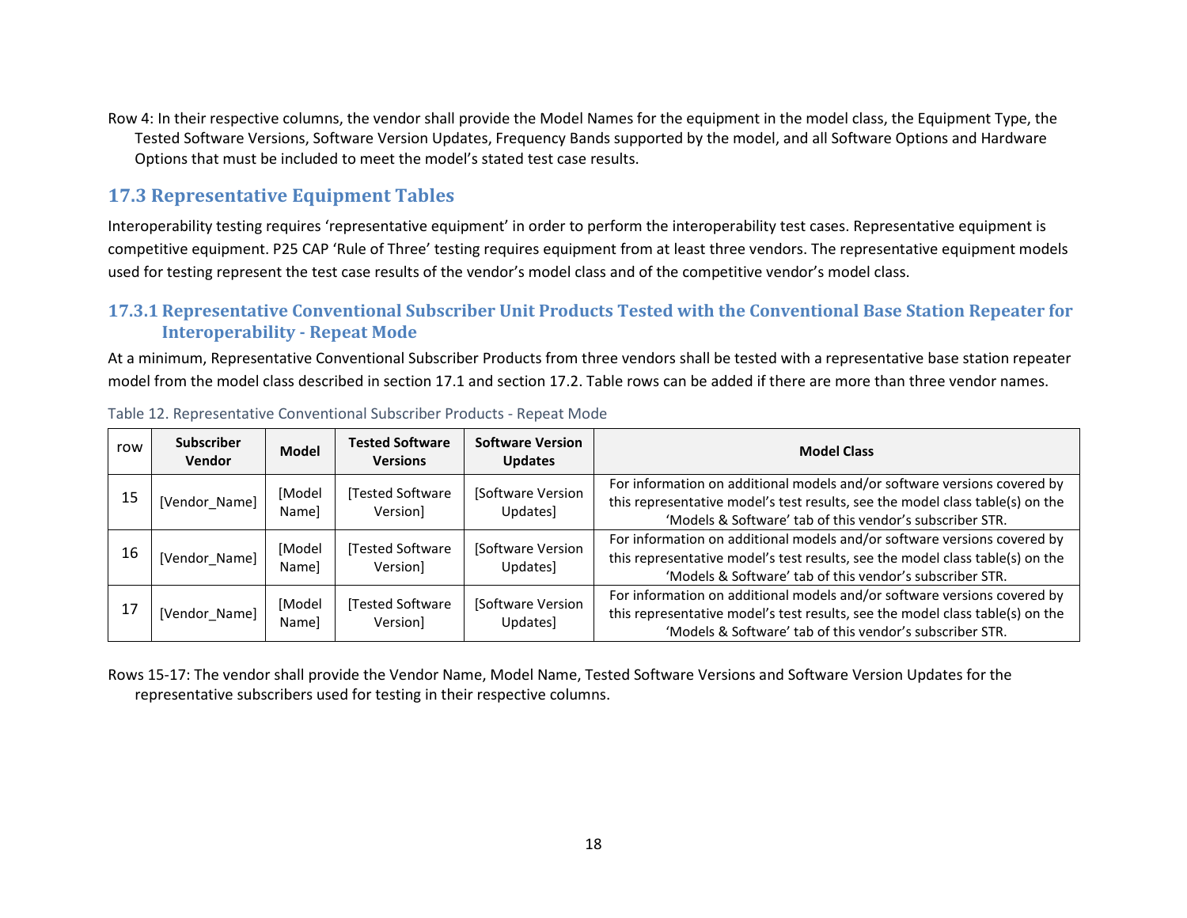Row 4: In their respective columns, the vendor shall provide the Model Names for the equipment in the model class, the Equipment Type, the Tested Software Versions, Software Version Updates, Frequency Bands supported by the model, and all Software Options and Hardware Options that must be included to meet the model's stated test case results.

## 17.3 Representative Equipment Tables

Interoperability testing requires 'representative equipment' in order to perform the interoperability test cases. Representative equipment is competitive equipment. P25 CAP 'Rule of Three' testing requires equipment from at least three vendors. The representative equipment models used for testing represent the test case results of the vendor's model class and of the competitive vendor's model class.

### 17.3.1 Representative Conventional Subscriber Unit Products Tested with the Conventional Base Station Repeater for Interoperability - Repeat Mode

At a minimum, Representative Conventional Subscriber Products from three vendors shall be tested with a representative base station repeater model from the model class described in section 17.1 and section 17.2. Table rows can be added if there are more than three vendor names.

Table 12. Representative Conventional Subscriber Products - Repeat Mode

| row | Subscriber Vendor | Model | Tested Software Versions | Software Version Updates | Model Class |
|---|---|---|---|---|---|
| 15 | [Vendor_Name] | [Model Name] | [Tested Software Version] | [Software Version Updates] | For information on additional models and/or software versions covered by this representative model's test results, see the model class table(s) on the 'Models & Software' tab of this vendor's subscriber STR. |
| 16 | [Vendor_Name] | [Model Name] | [Tested Software Version] | [Software Version Updates] | For information on additional models and/or software versions covered by this representative model's test results, see the model class table(s) on the 'Models & Software' tab of this vendor's subscriber STR. |
| 17 | [Vendor_Name] | [Model Name] | [Tested Software Version] | [Software Version Updates] | For information on additional models and/or software versions covered by this representative model's test results, see the model class table(s) on the 'Models & Software' tab of this vendor's subscriber STR. |

Rows 15-17: The vendor shall provide the Vendor Name, Model Name, Tested Software Versions and Software Version Updates for the representative subscribers used for testing in their respective columns.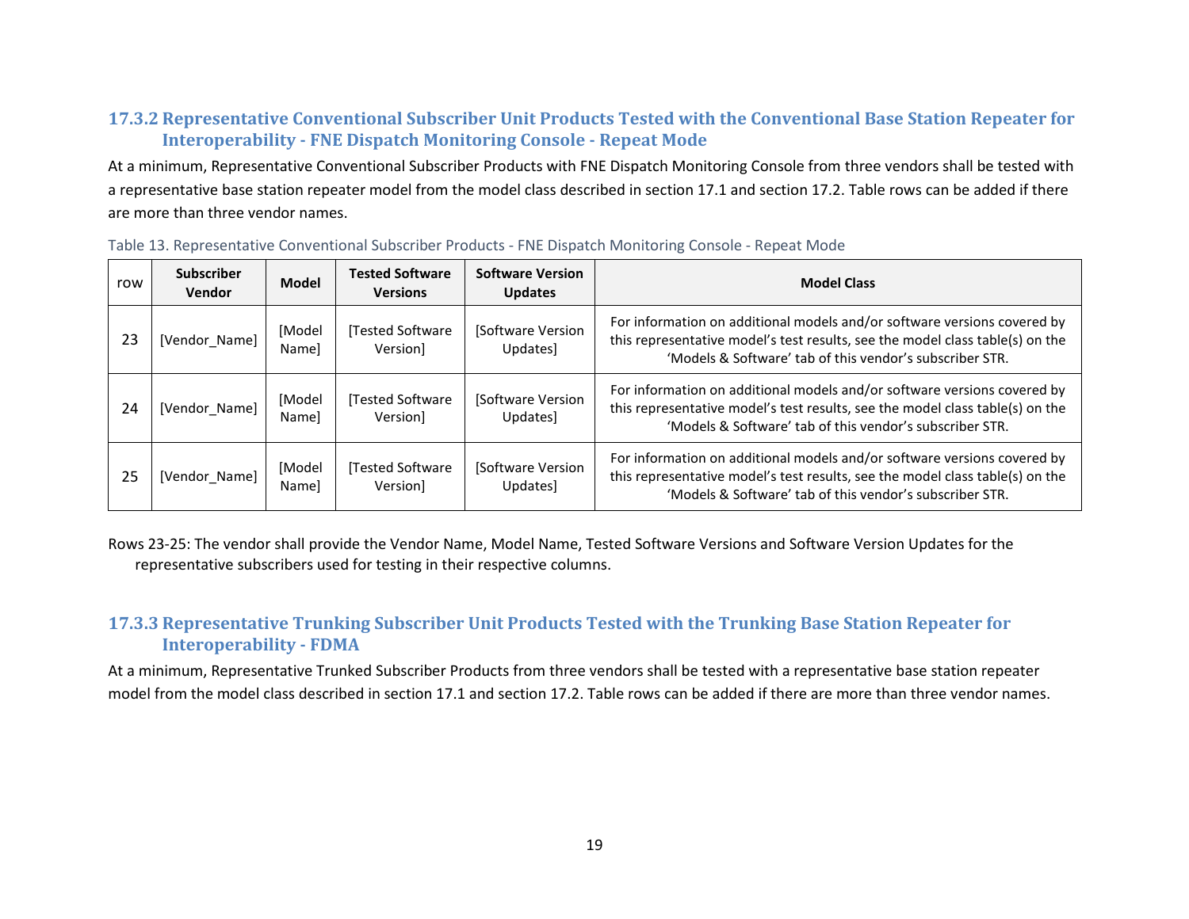### 17.3.2 Representative Conventional Subscriber Unit Products Tested with the Conventional Base Station Repeater for Interoperability - FNE Dispatch Monitoring Console - Repeat Mode

At a minimum, Representative Conventional Subscriber Products with FNE Dispatch Monitoring Console from three vendors shall be tested with a representative base station repeater model from the model class described in section 17.1 and section 17.2. Table rows can be added if there are more than three vendor names.

Table 13. Representative Conventional Subscriber Products - FNE Dispatch Monitoring Console - Repeat Mode

| row | Subscriber Vendor | Model | Tested Software Versions | Software Version Updates | Model Class |
|---|---|---|---|---|---|
| 23 | [Vendor_Name] | [Model Name] | [Tested Software Version] | [Software Version Updates] | For information on additional models and/or software versions covered by this representative model's test results, see the model class table(s) on the 'Models & Software' tab of this vendor's subscriber STR. |
| 24 | [Vendor_Name] | [Model Name] | [Tested Software Version] | [Software Version Updates] | For information on additional models and/or software versions covered by this representative model's test results, see the model class table(s) on the 'Models & Software' tab of this vendor's subscriber STR. |
| 25 | [Vendor_Name] | [Model Name] | [Tested Software Version] | [Software Version Updates] | For information on additional models and/or software versions covered by this representative model's test results, see the model class table(s) on the 'Models & Software' tab of this vendor's subscriber STR. |

Rows 23-25: The vendor shall provide the Vendor Name, Model Name, Tested Software Versions and Software Version Updates for the representative subscribers used for testing in their respective columns.

### 17.3.3 Representative Trunking Subscriber Unit Products Tested with the Trunking Base Station Repeater for Interoperability - FDMA

At a minimum, Representative Trunked Subscriber Products from three vendors shall be tested with a representative base station repeater model from the model class described in section 17.1 and section 17.2. Table rows can be added if there are more than three vendor names.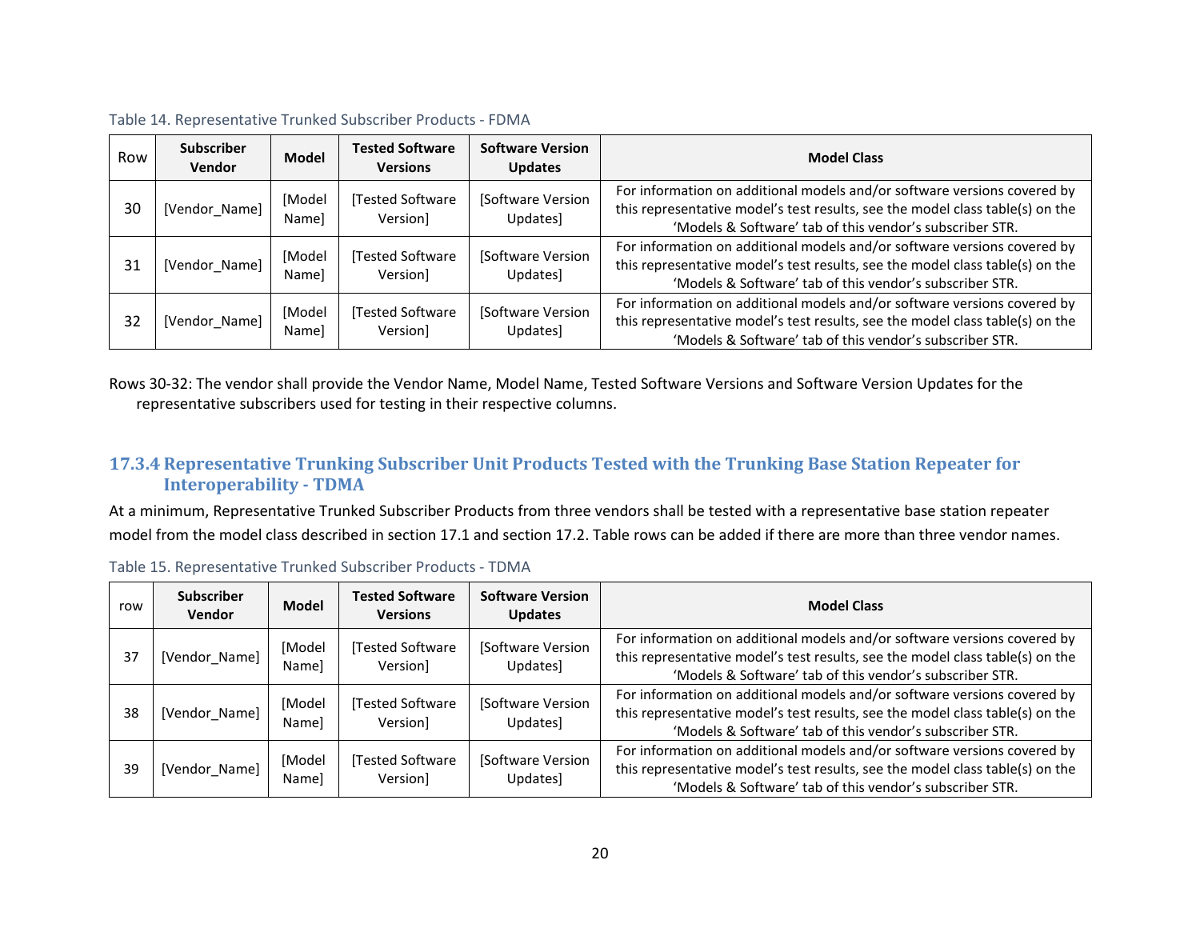Table 14. Representative Trunked Subscriber Products - FDMA

| Row | Subscriber Vendor | Model | Tested Software Versions | Software Version Updates | Model Class |
|---|---|---|---|---|---|
| 30 | [Vendor_Name] | [Model Name] | [Tested Software Version] | [Software Version Updates] | For information on additional models and/or software versions covered by this representative model's test results, see the model class table(s) on the 'Models & Software' tab of this vendor's subscriber STR. |
| 31 | [Vendor_Name] | [Model Name] | [Tested Software Version] | [Software Version Updates] | For information on additional models and/or software versions covered by this representative model's test results, see the model class table(s) on the 'Models & Software' tab of this vendor's subscriber STR. |
| 32 | [Vendor_Name] | [Model Name] | [Tested Software Version] | [Software Version Updates] | For information on additional models and/or software versions covered by this representative model's test results, see the model class table(s) on the 'Models & Software' tab of this vendor's subscriber STR. |

Rows 30-32: The vendor shall provide the Vendor Name, Model Name, Tested Software Versions and Software Version Updates for the representative subscribers used for testing in their respective columns.

### 17.3.4 Representative Trunking Subscriber Unit Products Tested with the Trunking Base Station Repeater for Interoperability - TDMA

At a minimum, Representative Trunked Subscriber Products from three vendors shall be tested with a representative base station repeater model from the model class described in section 17.1 and section 17.2. Table rows can be added if there are more than three vendor names.

Table 15. Representative Trunked Subscriber Products - TDMA

| row | Subscriber Vendor | Model | Tested Software Versions | Software Version Updates | Model Class |
|---|---|---|---|---|---|
| 37 | [Vendor_Name] | [Model Name] | [Tested Software Version] | [Software Version Updates] | For information on additional models and/or software versions covered by this representative model's test results, see the model class table(s) on the 'Models & Software' tab of this vendor's subscriber STR. |
| 38 | [Vendor_Name] | [Model Name] | [Tested Software Version] | [Software Version Updates] | For information on additional models and/or software versions covered by this representative model's test results, see the model class table(s) on the 'Models & Software' tab of this vendor's subscriber STR. |
| 39 | [Vendor_Name] | [Model Name] | [Tested Software Version] | [Software Version Updates] | For information on additional models and/or software versions covered by this representative model's test results, see the model class table(s) on the 'Models & Software' tab of this vendor's subscriber STR. |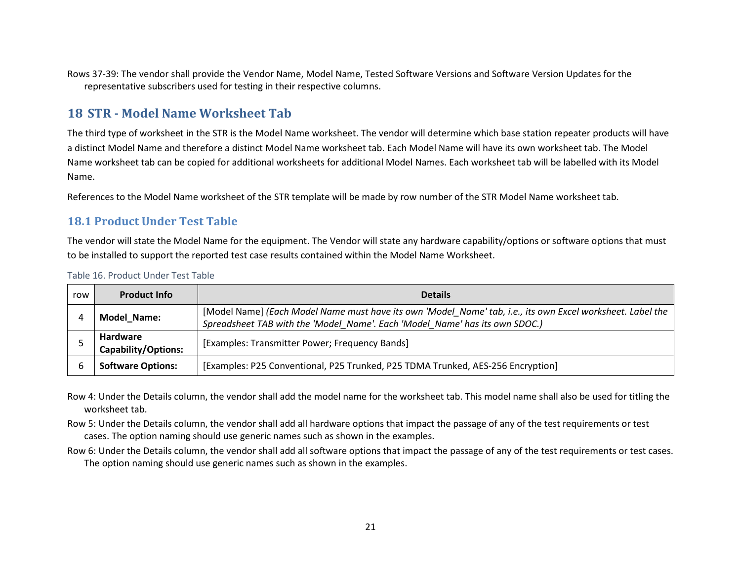Rows 37-39: The vendor shall provide the Vendor Name, Model Name, Tested Software Versions and Software Version Updates for the representative subscribers used for testing in their respective columns.

# 18 STR - Model Name Worksheet Tab

The third type of worksheet in the STR is the Model Name worksheet. The vendor will determine which base station repeater products will have a distinct Model Name and therefore a distinct Model Name worksheet tab. Each Model Name will have its own worksheet tab. The Model Name worksheet tab can be copied for additional worksheets for additional Model Names. Each worksheet tab will be labelled with its Model Name.

References to the Model Name worksheet of the STR template will be made by row number of the STR Model Name worksheet tab.

## 18.1 Product Under Test Table

The vendor will state the Model Name for the equipment. The Vendor will state any hardware capability/options or software options that must to be installed to support the reported test case results contained within the Model Name Worksheet.

Table 16. Product Under Test Table

| row | Product Info | Details |
|---|---|---|
| 4 | **Model_Name:** | [Model Name] *(Each Model Name must have its own 'Model_Name' tab, i.e., its own Excel worksheet. Label the Spreadsheet TAB with the 'Model_Name'. Each 'Model_Name' has its own SDOC.)* |
| 5 | **Hardware Capability/Options:** | [Examples: Transmitter Power; Frequency Bands] |
| 6 | **Software Options:** | [Examples: P25 Conventional, P25 Trunked, P25 TDMA Trunked, AES-256 Encryption] |

Row 4: Under the Details column, the vendor shall add the model name for the worksheet tab. This model name shall also be used for titling the worksheet tab.

Row 5: Under the Details column, the vendor shall add all hardware options that impact the passage of any of the test requirements or test cases. The option naming should use generic names such as shown in the examples.

Row 6: Under the Details column, the vendor shall add all software options that impact the passage of any of the test requirements or test cases. The option naming should use generic names such as shown in the examples.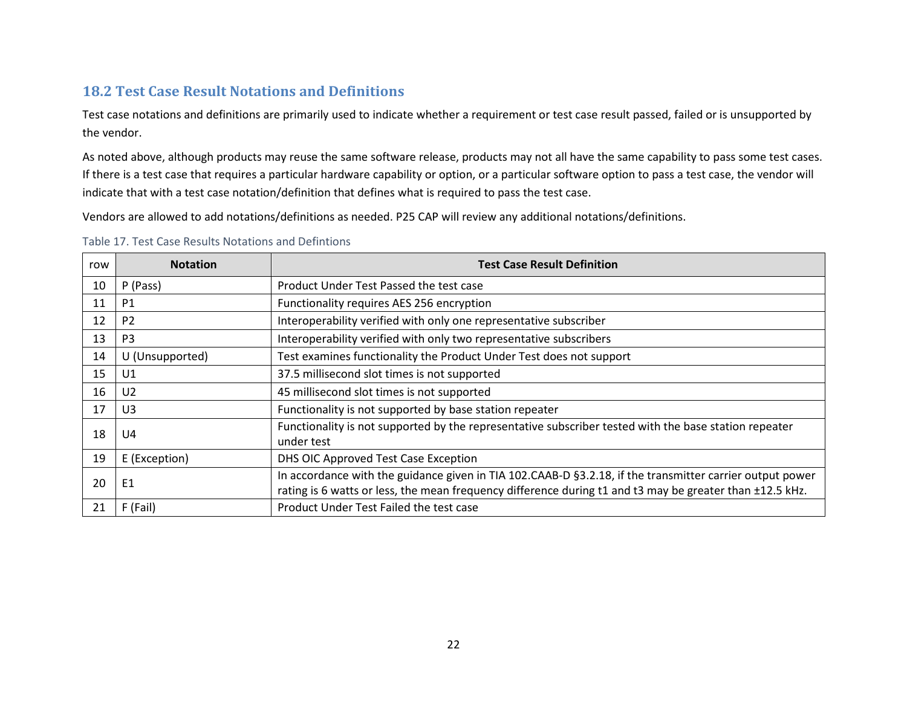## 18.2 Test Case Result Notations and Definitions

Test case notations and definitions are primarily used to indicate whether a requirement or test case result passed, failed or is unsupported by the vendor.

As noted above, although products may reuse the same software release, products may not all have the same capability to pass some test cases. If there is a test case that requires a particular hardware capability or option, or a particular software option to pass a test case, the vendor will indicate that with a test case notation/definition that defines what is required to pass the test case.

Vendors are allowed to add notations/definitions as needed. P25 CAP will review any additional notations/definitions.

Table 17. Test Case Results Notations and Defintions

| row | Notation | Test Case Result Definition |
|---|---|---|
| 10 | P (Pass) | Product Under Test Passed the test case |
| 11 | P1 | Functionality requires AES 256 encryption |
| 12 | P2 | Interoperability verified with only one representative subscriber |
| 13 | P3 | Interoperability verified with only two representative subscribers |
| 14 | U (Unsupported) | Test examines functionality the Product Under Test does not support |
| 15 | U1 | 37.5 millisecond slot times is not supported |
| 16 | U2 | 45 millisecond slot times is not supported |
| 17 | U3 | Functionality is not supported by base station repeater |
| 18 | U4 | Functionality is not supported by the representative subscriber tested with the base station repeater under test |
| 19 | E (Exception) | DHS OIC Approved Test Case Exception |
| 20 | E1 | In accordance with the guidance given in TIA 102.CAAB-D §3.2.18, if the transmitter carrier output power rating is 6 watts or less, the mean frequency difference during t1 and t3 may be greater than ±12.5 kHz. |
| 21 | F (Fail) | Product Under Test Failed the test case |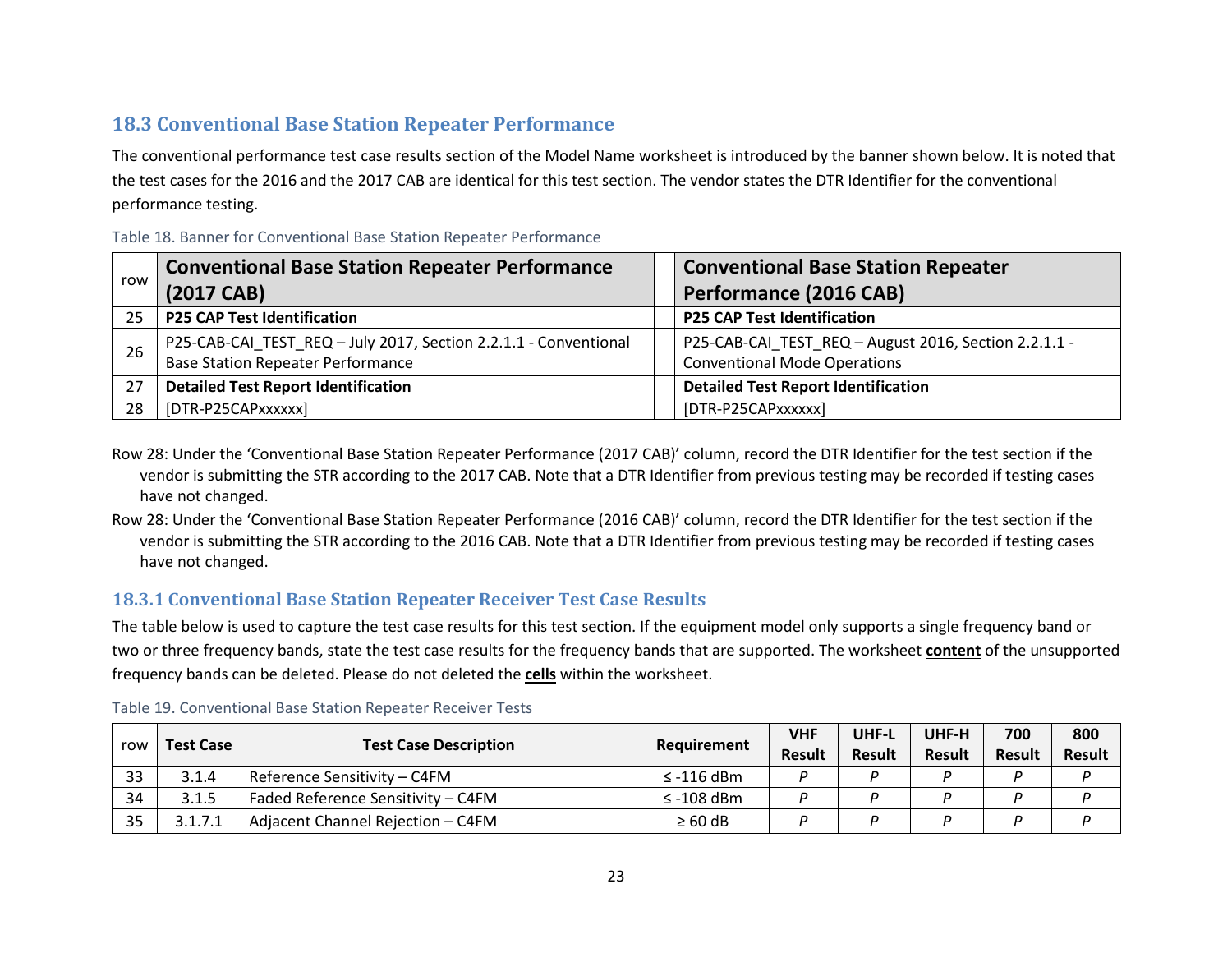## 18.3 Conventional Base Station Repeater Performance

The conventional performance test case results section of the Model Name worksheet is introduced by the banner shown below. It is noted that the test cases for the 2016 and the 2017 CAB are identical for this test section. The vendor states the DTR Identifier for the conventional performance testing.

Table 18. Banner for Conventional Base Station Repeater Performance

| row | Conventional Base Station Repeater Performance (2017 CAB) | | Conventional Base Station Repeater Performance (2016 CAB) |
|---|---|---|---|
| 25 | **P25 CAP Test Identification** | | **P25 CAP Test Identification** |
| 26 | P25-CAB-CAI_TEST_REQ – July 2017, Section 2.2.1.1 - Conventional Base Station Repeater Performance | | P25-CAB-CAI_TEST_REQ – August 2016, Section 2.2.1.1 - Conventional Mode Operations |
| 27 | **Detailed Test Report Identification** | | **Detailed Test Report Identification** |
| 28 | [DTR-P25CAPxxxxxx] | | [DTR-P25CAPxxxxxx] |

Row 28: Under the 'Conventional Base Station Repeater Performance (2017 CAB)' column, record the DTR Identifier for the test section if the vendor is submitting the STR according to the 2017 CAB. Note that a DTR Identifier from previous testing may be recorded if testing cases have not changed.

Row 28: Under the 'Conventional Base Station Repeater Performance (2016 CAB)' column, record the DTR Identifier for the test section if the vendor is submitting the STR according to the 2016 CAB. Note that a DTR Identifier from previous testing may be recorded if testing cases have not changed.

### 18.3.1 Conventional Base Station Repeater Receiver Test Case Results

The table below is used to capture the test case results for this test section. If the equipment model only supports a single frequency band or two or three frequency bands, state the test case results for the frequency bands that are supported. The worksheet **content** of the unsupported frequency bands can be deleted. Please do not deleted the **cells** within the worksheet.

Table 19. Conventional Base Station Repeater Receiver Tests

| row | Test Case | Test Case Description | Requirement | VHF Result | UHF-L Result | UHF-H Result | 700 Result | 800 Result |
|---|---|---|---|---|---|---|---|---|
| 33 | 3.1.4 | Reference Sensitivity – C4FM | ≤ -116 dBm | *P* | *P* | *P* | *P* | *P* |
| 34 | 3.1.5 | Faded Reference Sensitivity – C4FM | ≤ -108 dBm | *P* | *P* | *P* | *P* | *P* |
| 35 | 3.1.7.1 | Adjacent Channel Rejection – C4FM | ≥ 60 dB | *P* | *P* | *P* | *P* | *P* |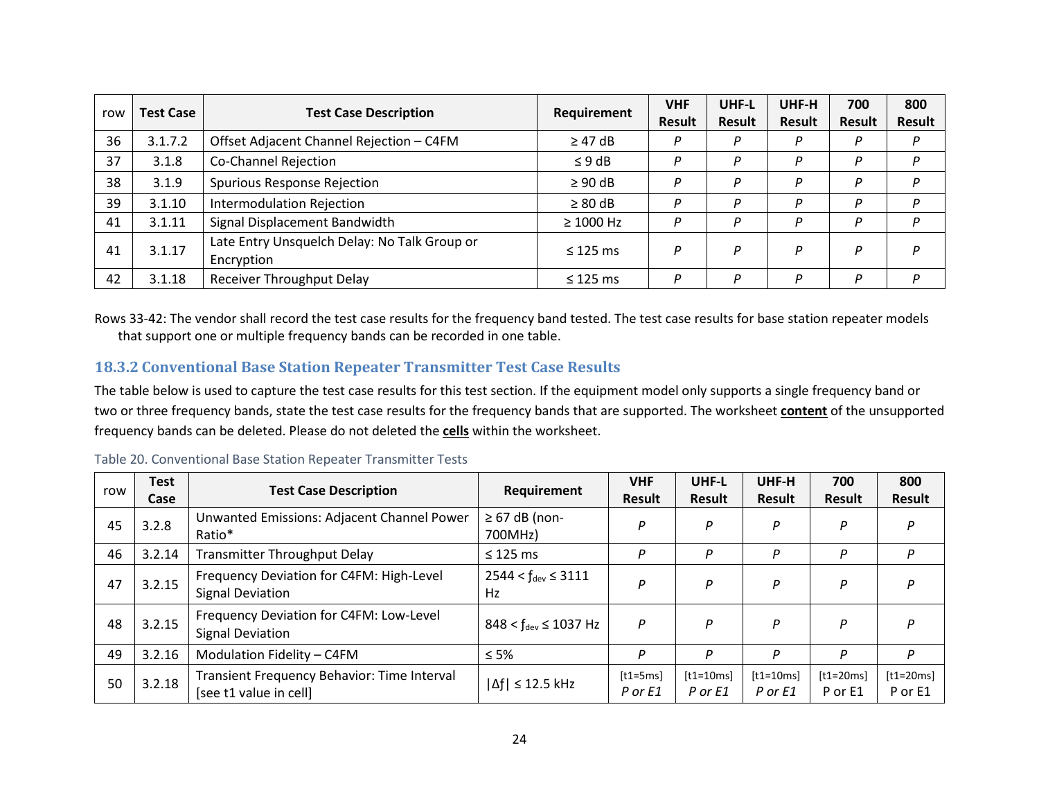| row | Test Case | Test Case Description | Requirement | VHF Result | UHF-L Result | UHF-H Result | 700 Result | 800 Result |
|---|---|---|---|---|---|---|---|---|
| 36 | 3.1.7.2 | Offset Adjacent Channel Rejection – C4FM | ≥ 47 dB | *P* | *P* | *P* | *P* | *P* |
| 37 | 3.1.8 | Co-Channel Rejection | ≤ 9 dB | *P* | *P* | *P* | *P* | *P* |
| 38 | 3.1.9 | Spurious Response Rejection | ≥ 90 dB | *P* | *P* | *P* | *P* | *P* |
| 39 | 3.1.10 | Intermodulation Rejection | ≥ 80 dB | *P* | *P* | *P* | *P* | *P* |
| 41 | 3.1.11 | Signal Displacement Bandwidth | ≥ 1000 Hz | *P* | *P* | *P* | *P* | *P* |
| 41 | 3.1.17 | Late Entry Unsquelch Delay: No Talk Group or Encryption | ≤ 125 ms | *P* | *P* | *P* | *P* | *P* |
| 42 | 3.1.18 | Receiver Throughput Delay | ≤ 125 ms | *P* | *P* | *P* | *P* | *P* |

Rows 33-42: The vendor shall record the test case results for the frequency band tested. The test case results for base station repeater models that support one or multiple frequency bands can be recorded in one table.

### 18.3.2 Conventional Base Station Repeater Transmitter Test Case Results

The table below is used to capture the test case results for this test section. If the equipment model only supports a single frequency band or two or three frequency bands, state the test case results for the frequency bands that are supported. The worksheet **content** of the unsupported frequency bands can be deleted. Please do not deleted the **cells** within the worksheet.

Table 20. Conventional Base Station Repeater Transmitter Tests

| row | Test Case | Test Case Description | Requirement | VHF Result | UHF-L Result | UHF-H Result | 700 Result | 800 Result |
|---|---|---|---|---|---|---|---|---|
| 45 | 3.2.8 | Unwanted Emissions: Adjacent Channel Power Ratio* | ≥ 67 dB (non-700MHz) | *P* | *P* | *P* | *P* | *P* |
| 46 | 3.2.14 | Transmitter Throughput Delay | ≤ 125 ms | *P* | *P* | *P* | *P* | *P* |
| 47 | 3.2.15 | Frequency Deviation for C4FM: High-Level Signal Deviation | 2544 < $f_{dev}$ ≤ 3111 Hz | *P* | *P* | *P* | *P* | *P* |
| 48 | 3.2.15 | Frequency Deviation for C4FM: Low-Level Signal Deviation | 848 < $f_{dev}$ ≤ 1037 Hz | *P* | *P* | *P* | *P* | *P* |
| 49 | 3.2.16 | Modulation Fidelity – C4FM | ≤ 5% | *P* | *P* | *P* | *P* | *P* |
| 50 | 3.2.18 | Transient Frequency Behavior: Time Interval [see t1 value in cell] | $\lvert\Delta f\rvert$ ≤ 12.5 kHz | [t1=5ms] *P or E1* | [t1=10ms] *P or E1* | [t1=10ms] *P or E1* | [t1=20ms] P or E1 | [t1=20ms] P or E1 |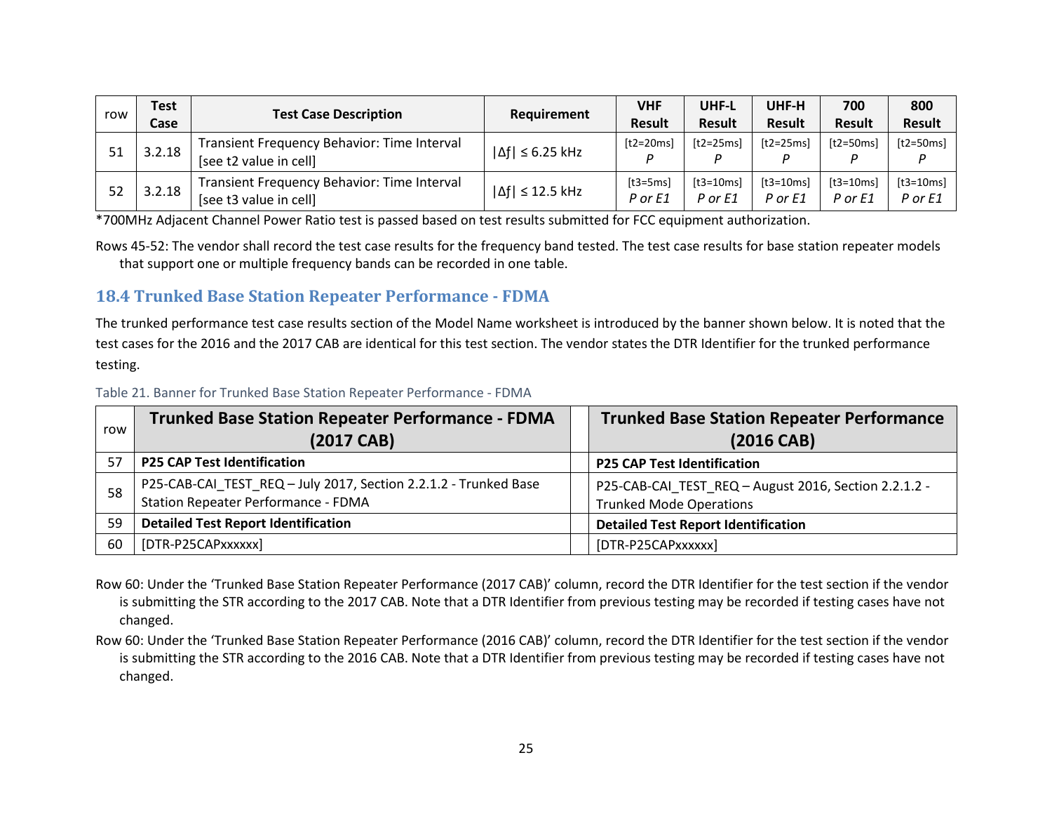| row | Test Case | Test Case Description | Requirement | VHF Result | UHF-L Result | UHF-H Result | 700 Result | 800 Result |
|---|---|---|---|---|---|---|---|---|
| 51 | 3.2.18 | Transient Frequency Behavior: Time Interval [see t2 value in cell] | $\lvert\Delta f\rvert \leq 6.25$ kHz | [t2=20ms] *P* | [t2=25ms] *P* | [t2=25ms] *P* | [t2=50ms] *P* | [t2=50ms] *P* |
| 52 | 3.2.18 | Transient Frequency Behavior: Time Interval [see t3 value in cell] | $\lvert\Delta f\rvert \leq 12.5$ kHz | [t3=5ms] *P or E1* | [t3=10ms] *P or E1* | [t3=10ms] *P or E1* | [t3=10ms] *P or E1* | [t3=10ms] *P or E1* |

*700MHz Adjacent Channel Power Ratio test is passed based on test results submitted for FCC equipment authorization.

Rows 45-52: The vendor shall record the test case results for the frequency band tested. The test case results for base station repeater models that support one or multiple frequency bands can be recorded in one table.

## 18.4 Trunked Base Station Repeater Performance - FDMA

The trunked performance test case results section of the Model Name worksheet is introduced by the banner shown below. It is noted that the test cases for the 2016 and the 2017 CAB are identical for this test section. The vendor states the DTR Identifier for the trunked performance testing.

Table 21. Banner for Trunked Base Station Repeater Performance - FDMA

| row | Trunked Base Station Repeater Performance - FDMA (2017 CAB) | | Trunked Base Station Repeater Performance (2016 CAB) |
|---|---|---|---|
| 57 | **P25 CAP Test Identification** | | **P25 CAP Test Identification** |
| 58 | P25-CAB-CAI_TEST_REQ – July 2017, Section 2.2.1.2 - Trunked Base Station Repeater Performance - FDMA | | P25-CAB-CAI_TEST_REQ – August 2016, Section 2.2.1.2 - Trunked Mode Operations |
| 59 | **Detailed Test Report Identification** | | **Detailed Test Report Identification** |
| 60 | [DTR-P25CAPxxxxxx] | | [DTR-P25CAPxxxxxx] |

Row 60: Under the 'Trunked Base Station Repeater Performance (2017 CAB)' column, record the DTR Identifier for the test section if the vendor is submitting the STR according to the 2017 CAB. Note that a DTR Identifier from previous testing may be recorded if testing cases have not changed.

Row 60: Under the 'Trunked Base Station Repeater Performance (2016 CAB)' column, record the DTR Identifier for the test section if the vendor is submitting the STR according to the 2016 CAB. Note that a DTR Identifier from previous testing may be recorded if testing cases have not changed.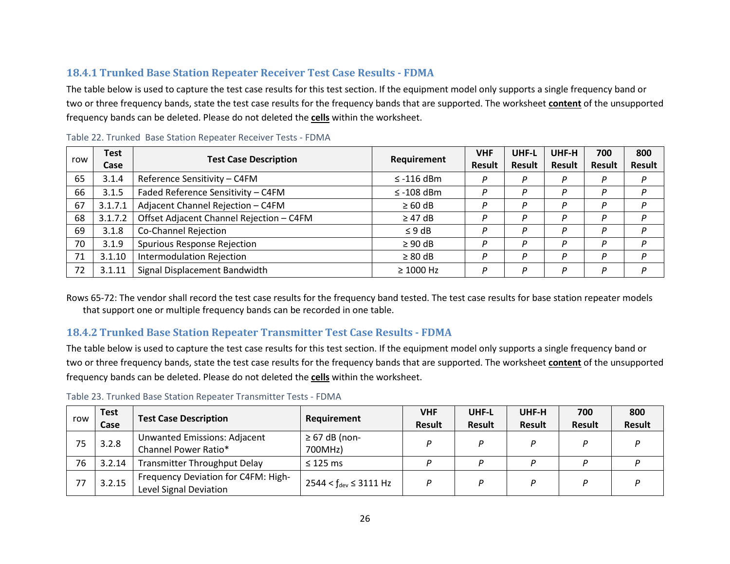### 18.4.1 Trunked Base Station Repeater Receiver Test Case Results - FDMA

The table below is used to capture the test case results for this test section. If the equipment model only supports a single frequency band or two or three frequency bands, state the test case results for the frequency bands that are supported. The worksheet **content** of the unsupported frequency bands can be deleted. Please do not deleted the **cells** within the worksheet.

Table 22. Trunked Base Station Repeater Receiver Tests - FDMA

| row | Test Case | Test Case Description | Requirement | VHF Result | UHF-L Result | UHF-H Result | 700 Result | 800 Result |
|---|---|---|---|---|---|---|---|---|
| 65 | 3.1.4 | Reference Sensitivity – C4FM | ≤ -116 dBm | *P* | *P* | *P* | *P* | *P* |
| 66 | 3.1.5 | Faded Reference Sensitivity – C4FM | ≤ -108 dBm | *P* | *P* | *P* | *P* | *P* |
| 67 | 3.1.7.1 | Adjacent Channel Rejection – C4FM | ≥ 60 dB | *P* | *P* | *P* | *P* | *P* |
| 68 | 3.1.7.2 | Offset Adjacent Channel Rejection – C4FM | ≥ 47 dB | *P* | *P* | *P* | *P* | *P* |
| 69 | 3.1.8 | Co-Channel Rejection | ≤ 9 dB | *P* | *P* | *P* | *P* | *P* |
| 70 | 3.1.9 | Spurious Response Rejection | ≥ 90 dB | *P* | *P* | *P* | *P* | *P* |
| 71 | 3.1.10 | Intermodulation Rejection | ≥ 80 dB | *P* | *P* | *P* | *P* | *P* |
| 72 | 3.1.11 | Signal Displacement Bandwidth | ≥ 1000 Hz | *P* | *P* | *P* | *P* | *P* |

Rows 65-72: The vendor shall record the test case results for the frequency band tested. The test case results for base station repeater models that support one or multiple frequency bands can be recorded in one table.

### 18.4.2 Trunked Base Station Repeater Transmitter Test Case Results - FDMA

The table below is used to capture the test case results for this test section. If the equipment model only supports a single frequency band or two or three frequency bands, state the test case results for the frequency bands that are supported. The worksheet **content** of the unsupported frequency bands can be deleted. Please do not deleted the **cells** within the worksheet.

Table 23. Trunked Base Station Repeater Transmitter Tests - FDMA

| row | Test Case | Test Case Description | Requirement | VHF Result | UHF-L Result | UHF-H Result | 700 Result | 800 Result |
|---|---|---|---|---|---|---|---|---|
| 75 | 3.2.8 | Unwanted Emissions: Adjacent Channel Power Ratio* | ≥ 67 dB (non-700MHz) | *P* | *P* | *P* | *P* | *P* |
| 76 | 3.2.14 | Transmitter Throughput Delay | ≤ 125 ms | *P* | *P* | *P* | *P* | *P* |
| 77 | 3.2.15 | Frequency Deviation for C4FM: High-Level Signal Deviation | $2544 < f_{dev} \leq 3111$ Hz | *P* | *P* | *P* | *P* | *P* |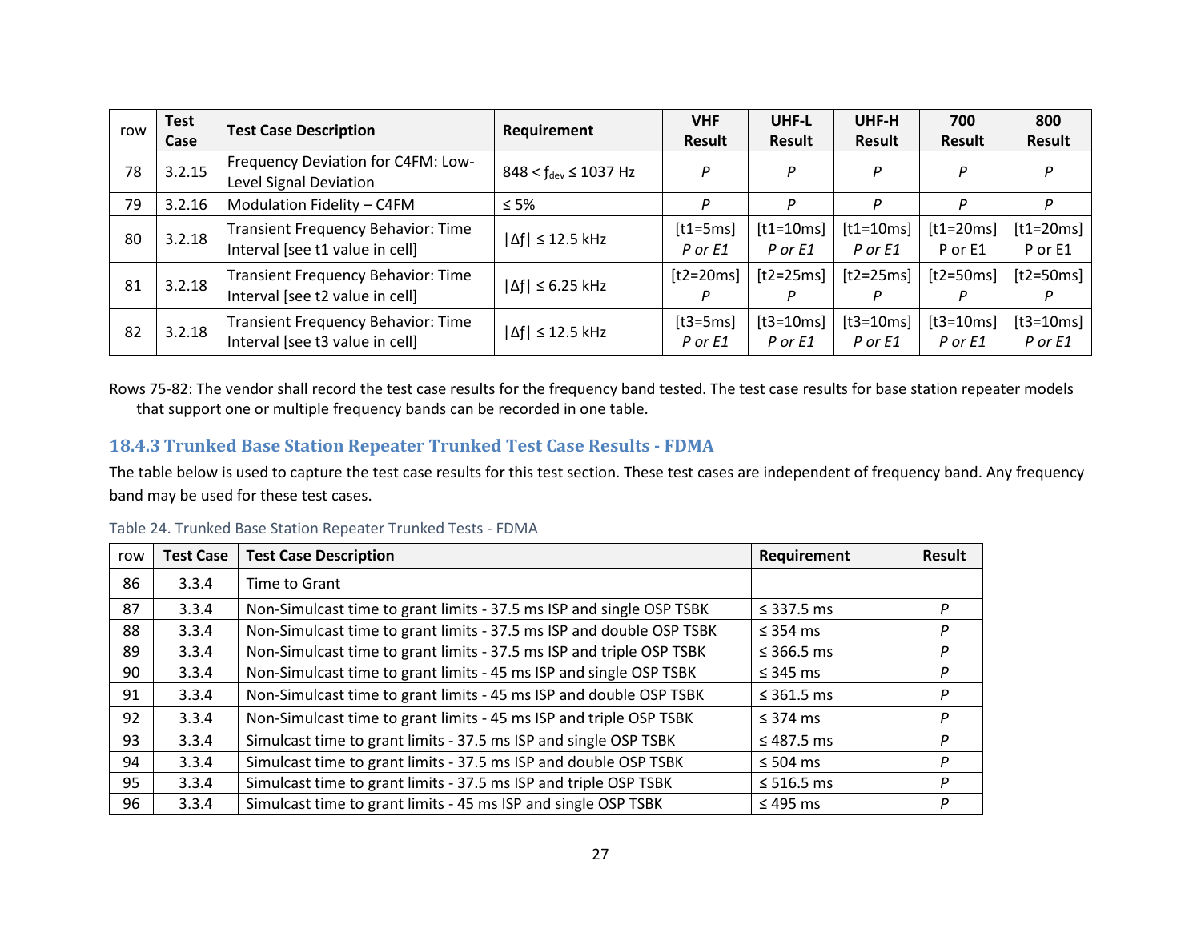| row | Test Case | Test Case Description | Requirement | VHF Result | UHF-L Result | UHF-H Result | 700 Result | 800 Result |
|---|---|---|---|---|---|---|---|---|
| 78 | 3.2.15 | Frequency Deviation for C4FM: Low-Level Signal Deviation | 848 < $f_{dev}$ ≤ 1037 Hz | *P* | *P* | *P* | *P* | *P* |
| 79 | 3.2.16 | Modulation Fidelity – C4FM | ≤ 5% | *P* | *P* | *P* | *P* | *P* |
| 80 | 3.2.18 | Transient Frequency Behavior: Time Interval [see t1 value in cell] | \|Δf\| ≤ 12.5 kHz | [t1=5ms] *P or E1* | [t1=10ms] *P or E1* | [t1=10ms] *P or E1* | [t1=20ms] P or E1 | [t1=20ms] P or E1 |
| 81 | 3.2.18 | Transient Frequency Behavior: Time Interval [see t2 value in cell] | \|Δf\| ≤ 6.25 kHz | [t2=20ms] *P* | [t2=25ms] *P* | [t2=25ms] *P* | [t2=50ms] *P* | [t2=50ms] *P* |
| 82 | 3.2.18 | Transient Frequency Behavior: Time Interval [see t3 value in cell] | \|Δf\| ≤ 12.5 kHz | [t3=5ms] *P or E1* | [t3=10ms] *P or E1* | [t3=10ms] *P or E1* | [t3=10ms] *P or E1* | [t3=10ms] *P or E1* |

Rows 75-82: The vendor shall record the test case results for the frequency band tested. The test case results for base station repeater models that support one or multiple frequency bands can be recorded in one table.

### 18.4.3 Trunked Base Station Repeater Trunked Test Case Results - FDMA

The table below is used to capture the test case results for this test section. These test cases are independent of frequency band. Any frequency band may be used for these test cases.

Table 24. Trunked Base Station Repeater Trunked Tests - FDMA

| row | Test Case | Test Case Description | Requirement | Result |
|---|---|---|---|---|
| 86 | 3.3.4 | Time to Grant | | |
| 87 | 3.3.4 | Non-Simulcast time to grant limits - 37.5 ms ISP and single OSP TSBK | ≤ 337.5 ms | *P* |
| 88 | 3.3.4 | Non-Simulcast time to grant limits - 37.5 ms ISP and double OSP TSBK | ≤ 354 ms | *P* |
| 89 | 3.3.4 | Non-Simulcast time to grant limits - 37.5 ms ISP and triple OSP TSBK | ≤ 366.5 ms | *P* |
| 90 | 3.3.4 | Non-Simulcast time to grant limits - 45 ms ISP and single OSP TSBK | ≤ 345 ms | *P* |
| 91 | 3.3.4 | Non-Simulcast time to grant limits - 45 ms ISP and double OSP TSBK | ≤ 361.5 ms | *P* |
| 92 | 3.3.4 | Non-Simulcast time to grant limits - 45 ms ISP and triple OSP TSBK | ≤ 374 ms | *P* |
| 93 | 3.3.4 | Simulcast time to grant limits - 37.5 ms ISP and single OSP TSBK | ≤ 487.5 ms | *P* |
| 94 | 3.3.4 | Simulcast time to grant limits - 37.5 ms ISP and double OSP TSBK | ≤ 504 ms | *P* |
| 95 | 3.3.4 | Simulcast time to grant limits - 37.5 ms ISP and triple OSP TSBK | ≤ 516.5 ms | *P* |
| 96 | 3.3.4 | Simulcast time to grant limits - 45 ms ISP and single OSP TSBK | ≤ 495 ms | *P* |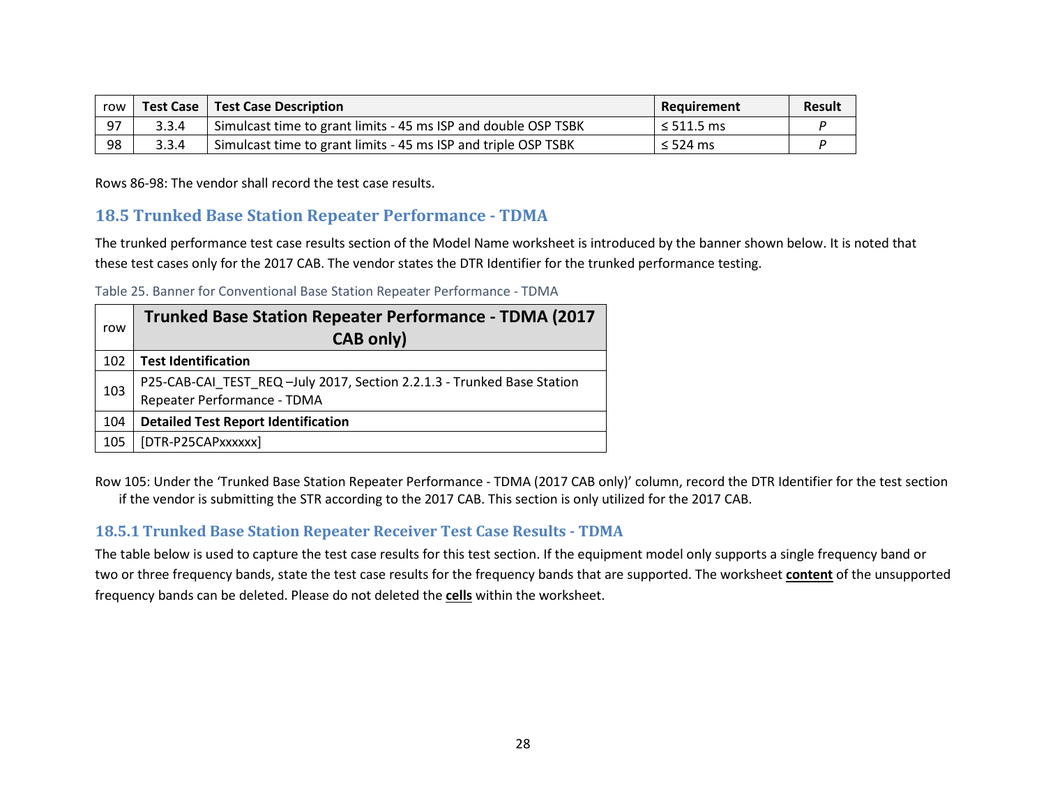| row | Test Case | Test Case Description | Requirement | Result |
|---|---|---|---|---|
| 97 | 3.3.4 | Simulcast time to grant limits - 45 ms ISP and double OSP TSBK | ≤ 511.5 ms | *P* |
| 98 | 3.3.4 | Simulcast time to grant limits - 45 ms ISP and triple OSP TSBK | ≤ 524 ms | *P* |

Rows 86-98: The vendor shall record the test case results.

## 18.5 Trunked Base Station Repeater Performance - TDMA

The trunked performance test case results section of the Model Name worksheet is introduced by the banner shown below. It is noted that these test cases only for the 2017 CAB. The vendor states the DTR Identifier for the trunked performance testing.

Table 25. Banner for Conventional Base Station Repeater Performance - TDMA

| row | Trunked Base Station Repeater Performance - TDMA (2017 CAB only) |
|---|---|
| 102 | **Test Identification** |
| 103 | P25-CAB-CAI_TEST_REQ –July 2017, Section 2.2.1.3 - Trunked Base Station Repeater Performance - TDMA |
| 104 | **Detailed Test Report Identification** |
| 105 | [DTR-P25CAPxxxxxx] |

Row 105: Under the 'Trunked Base Station Repeater Performance - TDMA (2017 CAB only)' column, record the DTR Identifier for the test section if the vendor is submitting the STR according to the 2017 CAB. This section is only utilized for the 2017 CAB.

### 18.5.1 Trunked Base Station Repeater Receiver Test Case Results - TDMA

The table below is used to capture the test case results for this test section. If the equipment model only supports a single frequency band or two or three frequency bands, state the test case results for the frequency bands that are supported. The worksheet **content** of the unsupported frequency bands can be deleted. Please do not deleted the **cells** within the worksheet.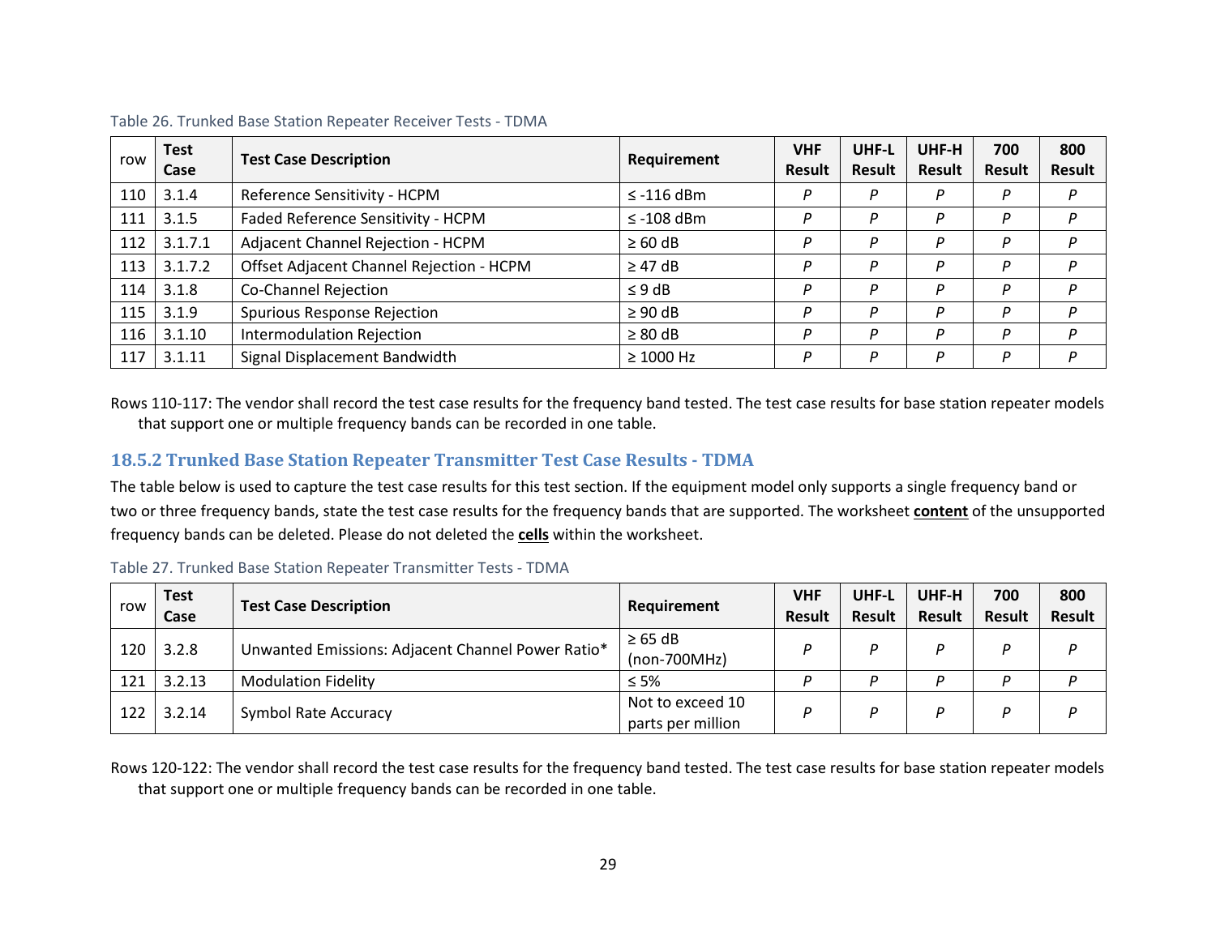Table 26. Trunked Base Station Repeater Receiver Tests - TDMA

| row | Test Case | Test Case Description | Requirement | VHF Result | UHF-L Result | UHF-H Result | 700 Result | 800 Result |
|---|---|---|---|---|---|---|---|---|
| 110 | 3.1.4 | Reference Sensitivity - HCPM | ≤ -116 dBm | *P* | *P* | *P* | *P* | *P* |
| 111 | 3.1.5 | Faded Reference Sensitivity - HCPM | ≤ -108 dBm | *P* | *P* | *P* | *P* | *P* |
| 112 | 3.1.7.1 | Adjacent Channel Rejection - HCPM | ≥ 60 dB | *P* | *P* | *P* | *P* | *P* |
| 113 | 3.1.7.2 | Offset Adjacent Channel Rejection - HCPM | ≥ 47 dB | *P* | *P* | *P* | *P* | *P* |
| 114 | 3.1.8 | Co-Channel Rejection | ≤ 9 dB | *P* | *P* | *P* | *P* | *P* |
| 115 | 3.1.9 | Spurious Response Rejection | ≥ 90 dB | *P* | *P* | *P* | *P* | *P* |
| 116 | 3.1.10 | Intermodulation Rejection | ≥ 80 dB | *P* | *P* | *P* | *P* | *P* |
| 117 | 3.1.11 | Signal Displacement Bandwidth | ≥ 1000 Hz | *P* | *P* | *P* | *P* | *P* |

Rows 110-117: The vendor shall record the test case results for the frequency band tested. The test case results for base station repeater models that support one or multiple frequency bands can be recorded in one table.

### 18.5.2 Trunked Base Station Repeater Transmitter Test Case Results - TDMA

The table below is used to capture the test case results for this test section. If the equipment model only supports a single frequency band or two or three frequency bands, state the test case results for the frequency bands that are supported. The worksheet **content** of the unsupported frequency bands can be deleted. Please do not deleted the **cells** within the worksheet.

Table 27. Trunked Base Station Repeater Transmitter Tests - TDMA

| row | Test Case | Test Case Description | Requirement | VHF Result | UHF-L Result | UHF-H Result | 700 Result | 800 Result |
|---|---|---|---|---|---|---|---|---|
| 120 | 3.2.8 | Unwanted Emissions: Adjacent Channel Power Ratio* | ≥ 65 dB (non-700MHz) | *P* | *P* | *P* | *P* | *P* |
| 121 | 3.2.13 | Modulation Fidelity | ≤ 5% | *P* | *P* | *P* | *P* | *P* |
| 122 | 3.2.14 | Symbol Rate Accuracy | Not to exceed 10 parts per million | *P* | *P* | *P* | *P* | *P* |

Rows 120-122: The vendor shall record the test case results for the frequency band tested. The test case results for base station repeater models that support one or multiple frequency bands can be recorded in one table.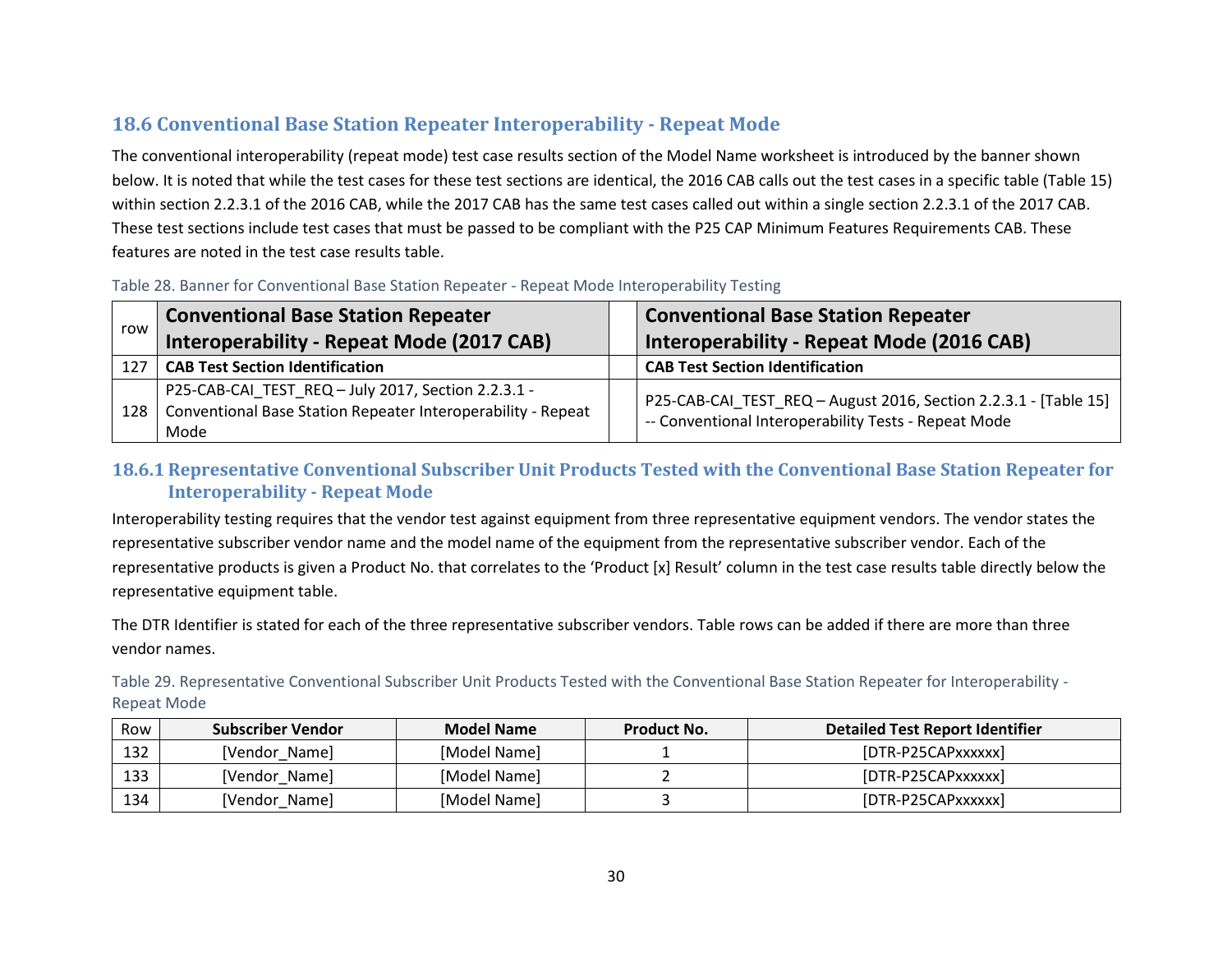## 18.6 Conventional Base Station Repeater Interoperability - Repeat Mode

The conventional interoperability (repeat mode) test case results section of the Model Name worksheet is introduced by the banner shown below. It is noted that while the test cases for these test sections are identical, the 2016 CAB calls out the test cases in a specific table (Table 15) within section 2.2.3.1 of the 2016 CAB, while the 2017 CAB has the same test cases called out within a single section 2.2.3.1 of the 2017 CAB. These test sections include test cases that must be passed to be compliant with the P25 CAP Minimum Features Requirements CAB. These features are noted in the test case results table.

Table 28. Banner for Conventional Base Station Repeater - Repeat Mode Interoperability Testing

| row | Conventional Base Station Repeater Interoperability - Repeat Mode (2017 CAB) | | Conventional Base Station Repeater Interoperability - Repeat Mode (2016 CAB) |
|---|---|---|---|
| 127 | **CAB Test Section Identification** | | **CAB Test Section Identification** |
| 128 | P25-CAB-CAI_TEST_REQ – July 2017, Section 2.2.3.1 - Conventional Base Station Repeater Interoperability - Repeat Mode | | P25-CAB-CAI_TEST_REQ – August 2016, Section 2.2.3.1 - [Table 15] -- Conventional Interoperability Tests - Repeat Mode |

### 18.6.1 Representative Conventional Subscriber Unit Products Tested with the Conventional Base Station Repeater for Interoperability - Repeat Mode

Interoperability testing requires that the vendor test against equipment from three representative equipment vendors. The vendor states the representative subscriber vendor name and the model name of the equipment from the representative subscriber vendor. Each of the representative products is given a Product No. that correlates to the 'Product [x] Result' column in the test case results table directly below the representative equipment table.

The DTR Identifier is stated for each of the three representative subscriber vendors. Table rows can be added if there are more than three vendor names.

Table 29. Representative Conventional Subscriber Unit Products Tested with the Conventional Base Station Repeater for Interoperability - Repeat Mode

| Row | Subscriber Vendor | Model Name | Product No. | Detailed Test Report Identifier |
|---|---|---|---|---|
| 132 | [Vendor_Name] | [Model Name] | 1 | [DTR-P25CAPxxxxxx] |
| 133 | [Vendor_Name] | [Model Name] | 2 | [DTR-P25CAPxxxxxx] |
| 134 | [Vendor_Name] | [Model Name] | 3 | [DTR-P25CAPxxxxxx] |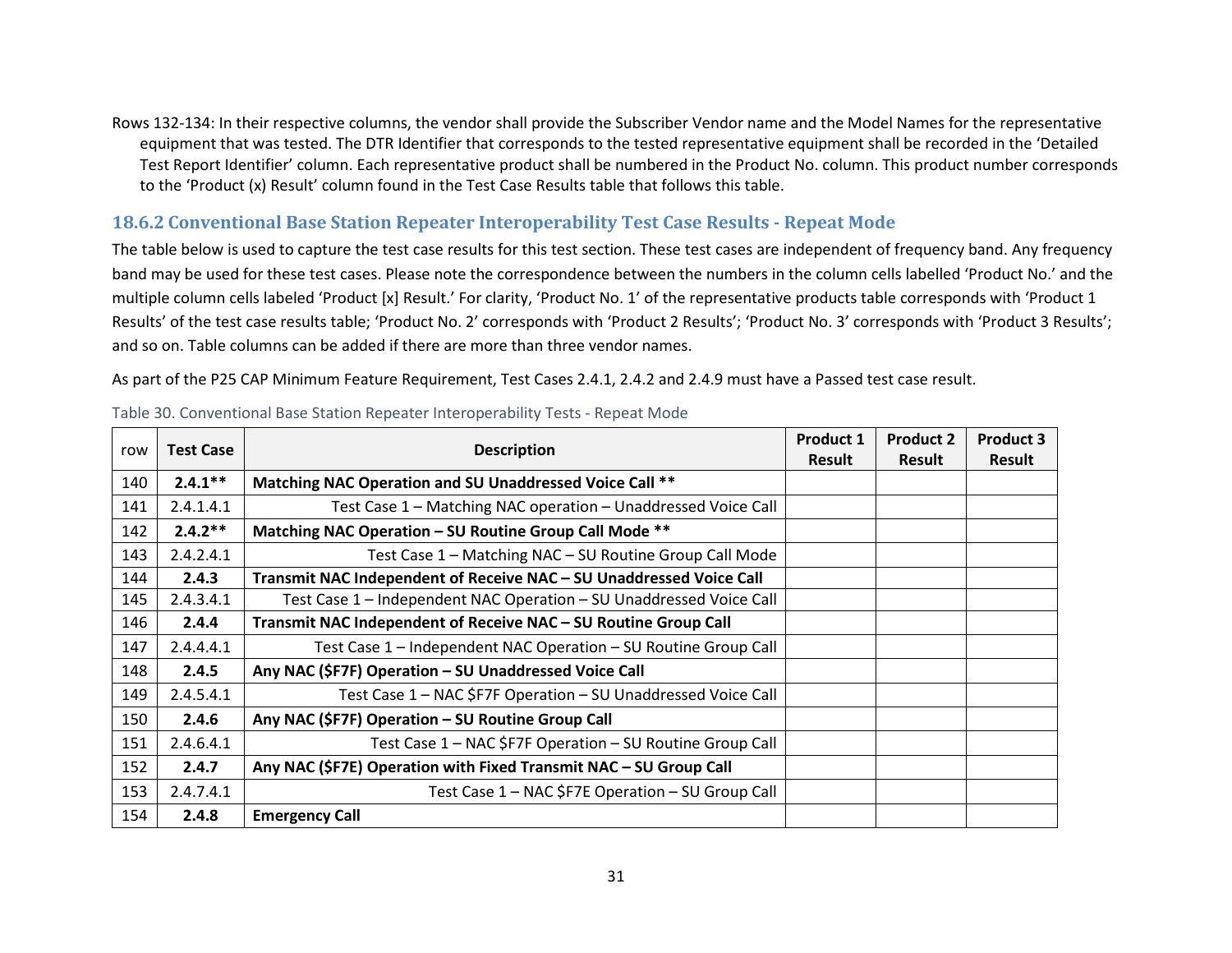Rows 132-134: In their respective columns, the vendor shall provide the Subscriber Vendor name and the Model Names for the representative equipment that was tested. The DTR Identifier that corresponds to the tested representative equipment shall be recorded in the 'Detailed Test Report Identifier' column. Each representative product shall be numbered in the Product No. column. This product number corresponds to the 'Product (x) Result' column found in the Test Case Results table that follows this table.

### 18.6.2 Conventional Base Station Repeater Interoperability Test Case Results - Repeat Mode

The table below is used to capture the test case results for this test section. These test cases are independent of frequency band. Any frequency band may be used for these test cases. Please note the correspondence between the numbers in the column cells labelled 'Product No.' and the multiple column cells labeled 'Product [x] Result.' For clarity, 'Product No. 1' of the representative products table corresponds with 'Product 1 Results' of the test case results table; 'Product No. 2' corresponds with 'Product 2 Results'; 'Product No. 3' corresponds with 'Product 3 Results'; and so on. Table columns can be added if there are more than three vendor names.

As part of the P25 CAP Minimum Feature Requirement, Test Cases 2.4.1, 2.4.2 and 2.4.9 must have a Passed test case result.

Table 30. Conventional Base Station Repeater Interoperability Tests - Repeat Mode

| row | Test Case | Description | Product 1 Result | Product 2 Result | Product 3 Result |
|---|---|---|---|---|---|
| 140 | **2.4.1**** | **Matching NAC Operation and SU Unaddressed Voice Call **** | | | |
| 141 | 2.4.1.4.1 | Test Case 1 – Matching NAC operation – Unaddressed Voice Call | | | |
| 142 | **2.4.2**** | **Matching NAC Operation – SU Routine Group Call Mode **** | | | |
| 143 | 2.4.2.4.1 | Test Case 1 – Matching NAC – SU Routine Group Call Mode | | | |
| 144 | **2.4.3** | **Transmit NAC Independent of Receive NAC – SU Unaddressed Voice Call** | | | |
| 145 | 2.4.3.4.1 | Test Case 1 – Independent NAC Operation – SU Unaddressed Voice Call | | | |
| 146 | **2.4.4** | **Transmit NAC Independent of Receive NAC – SU Routine Group Call** | | | |
| 147 | 2.4.4.4.1 | Test Case 1 – Independent NAC Operation – SU Routine Group Call | | | |
| 148 | **2.4.5** | **Any NAC ($F7F) Operation – SU Unaddressed Voice Call** | | | |
| 149 | 2.4.5.4.1 | Test Case 1 – NAC $F7F Operation – SU Unaddressed Voice Call | | | |
| 150 | **2.4.6** | **Any NAC ($F7F) Operation – SU Routine Group Call** | | | |
| 151 | 2.4.6.4.1 | Test Case 1 – NAC $F7F Operation – SU Routine Group Call | | | |
| 152 | **2.4.7** | **Any NAC ($F7E) Operation with Fixed Transmit NAC – SU Group Call** | | | |
| 153 | 2.4.7.4.1 | Test Case 1 – NAC $F7E Operation – SU Group Call | | | |
| 154 | **2.4.8** | **Emergency Call** | | | |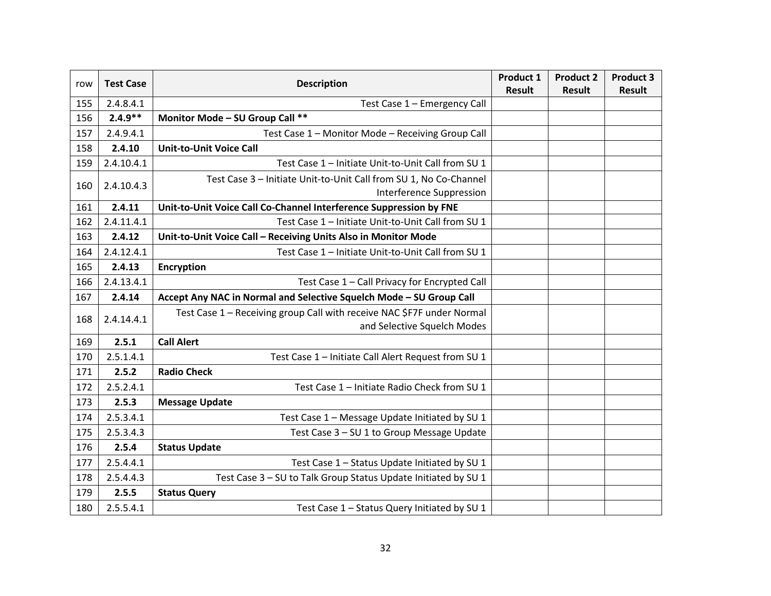| row | Test Case | Description | Product 1 Result | Product 2 Result | Product 3 Result |
|---|---|---|---|---|---|
| 155 | 2.4.8.4.1 | Test Case 1 – Emergency Call | | | |
| 156 | **2.4.9**** | **Monitor Mode – SU Group Call **** | | | |
| 157 | 2.4.9.4.1 | Test Case 1 – Monitor Mode – Receiving Group Call | | | |
| 158 | **2.4.10** | **Unit-to-Unit Voice Call** | | | |
| 159 | 2.4.10.4.1 | Test Case 1 – Initiate Unit-to-Unit Call from SU 1 | | | |
| 160 | 2.4.10.4.3 | Test Case 3 – Initiate Unit-to-Unit Call from SU 1, No Co-Channel Interference Suppression | | | |
| 161 | **2.4.11** | **Unit-to-Unit Voice Call Co-Channel Interference Suppression by FNE** | | | |
| 162 | 2.4.11.4.1 | Test Case 1 – Initiate Unit-to-Unit Call from SU 1 | | | |
| 163 | **2.4.12** | **Unit-to-Unit Voice Call – Receiving Units Also in Monitor Mode** | | | |
| 164 | 2.4.12.4.1 | Test Case 1 – Initiate Unit-to-Unit Call from SU 1 | | | |
| 165 | **2.4.13** | **Encryption** | | | |
| 166 | 2.4.13.4.1 | Test Case 1 – Call Privacy for Encrypted Call | | | |
| 167 | **2.4.14** | **Accept Any NAC in Normal and Selective Squelch Mode – SU Group Call** | | | |
| 168 | 2.4.14.4.1 | Test Case 1 – Receiving group Call with receive NAC $F7F under Normal and Selective Squelch Modes | | | |
| 169 | **2.5.1** | **Call Alert** | | | |
| 170 | 2.5.1.4.1 | Test Case 1 – Initiate Call Alert Request from SU 1 | | | |
| 171 | **2.5.2** | **Radio Check** | | | |
| 172 | 2.5.2.4.1 | Test Case 1 – Initiate Radio Check from SU 1 | | | |
| 173 | **2.5.3** | **Message Update** | | | |
| 174 | 2.5.3.4.1 | Test Case 1 – Message Update Initiated by SU 1 | | | |
| 175 | 2.5.3.4.3 | Test Case 3 – SU 1 to Group Message Update | | | |
| 176 | **2.5.4** | **Status Update** | | | |
| 177 | 2.5.4.4.1 | Test Case 1 – Status Update Initiated by SU 1 | | | |
| 178 | 2.5.4.4.3 | Test Case 3 – SU to Talk Group Status Update Initiated by SU 1 | | | |
| 179 | **2.5.5** | **Status Query** | | | |
| 180 | 2.5.5.4.1 | Test Case 1 – Status Query Initiated by SU 1 | | | |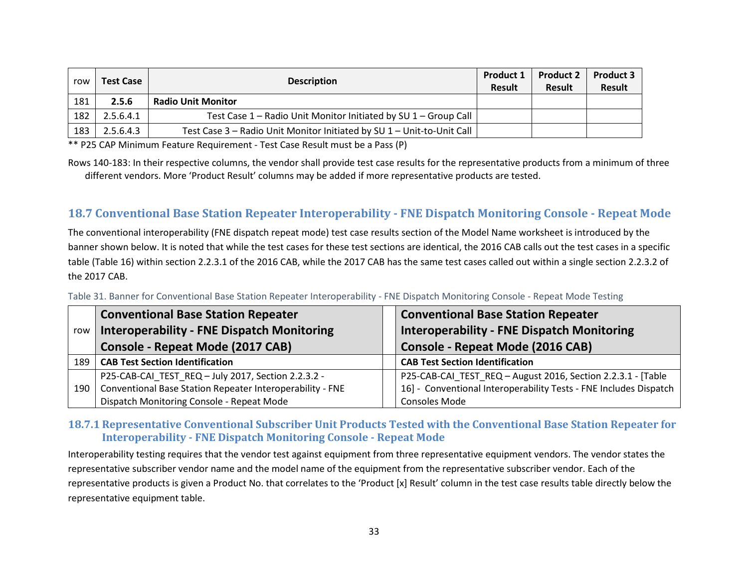| row | Test Case | Description | Product 1 Result | Product 2 Result | Product 3 Result |
|---|---|---|---|---|---|
| 181 | **2.5.6** | **Radio Unit Monitor** | | | |
| 182 | 2.5.6.4.1 | Test Case 1 – Radio Unit Monitor Initiated by SU 1 – Group Call | | | |
| 183 | 2.5.6.4.3 | Test Case 3 – Radio Unit Monitor Initiated by SU 1 – Unit-to-Unit Call | | | |

** P25 CAP Minimum Feature Requirement - Test Case Result must be a Pass (P)

Rows 140-183: In their respective columns, the vendor shall provide test case results for the representative products from a minimum of three different vendors. More 'Product Result' columns may be added if more representative products are tested.

## 18.7 Conventional Base Station Repeater Interoperability - FNE Dispatch Monitoring Console - Repeat Mode

The conventional interoperability (FNE dispatch repeat mode) test case results section of the Model Name worksheet is introduced by the banner shown below. It is noted that while the test cases for these test sections are identical, the 2016 CAB calls out the test cases in a specific table (Table 16) within section 2.2.3.1 of the 2016 CAB, while the 2017 CAB has the same test cases called out within a single section 2.2.3.2 of the 2017 CAB.

Table 31. Banner for Conventional Base Station Repeater Interoperability - FNE Dispatch Monitoring Console - Repeat Mode Testing

| row | Conventional Base Station Repeater Interoperability - FNE Dispatch Monitoring Console - Repeat Mode (2017 CAB) | | Conventional Base Station Repeater Interoperability - FNE Dispatch Monitoring Console - Repeat Mode (2016 CAB) |
|---|---|---|---|
| 189 | **CAB Test Section Identification** | | **CAB Test Section Identification** |
| 190 | P25-CAB-CAI_TEST_REQ – July 2017, Section 2.2.3.2 - Conventional Base Station Repeater Interoperability - FNE Dispatch Monitoring Console - Repeat Mode | | P25-CAB-CAI_TEST_REQ – August 2016, Section 2.2.3.1 - [Table 16] - Conventional Interoperability Tests - FNE Includes Dispatch Consoles Mode |

### 18.7.1 Representative Conventional Subscriber Unit Products Tested with the Conventional Base Station Repeater for Interoperability - FNE Dispatch Monitoring Console - Repeat Mode

Interoperability testing requires that the vendor test against equipment from three representative equipment vendors. The vendor states the representative subscriber vendor name and the model name of the equipment from the representative subscriber vendor. Each of the representative products is given a Product No. that correlates to the 'Product [x] Result' column in the test case results table directly below the representative equipment table.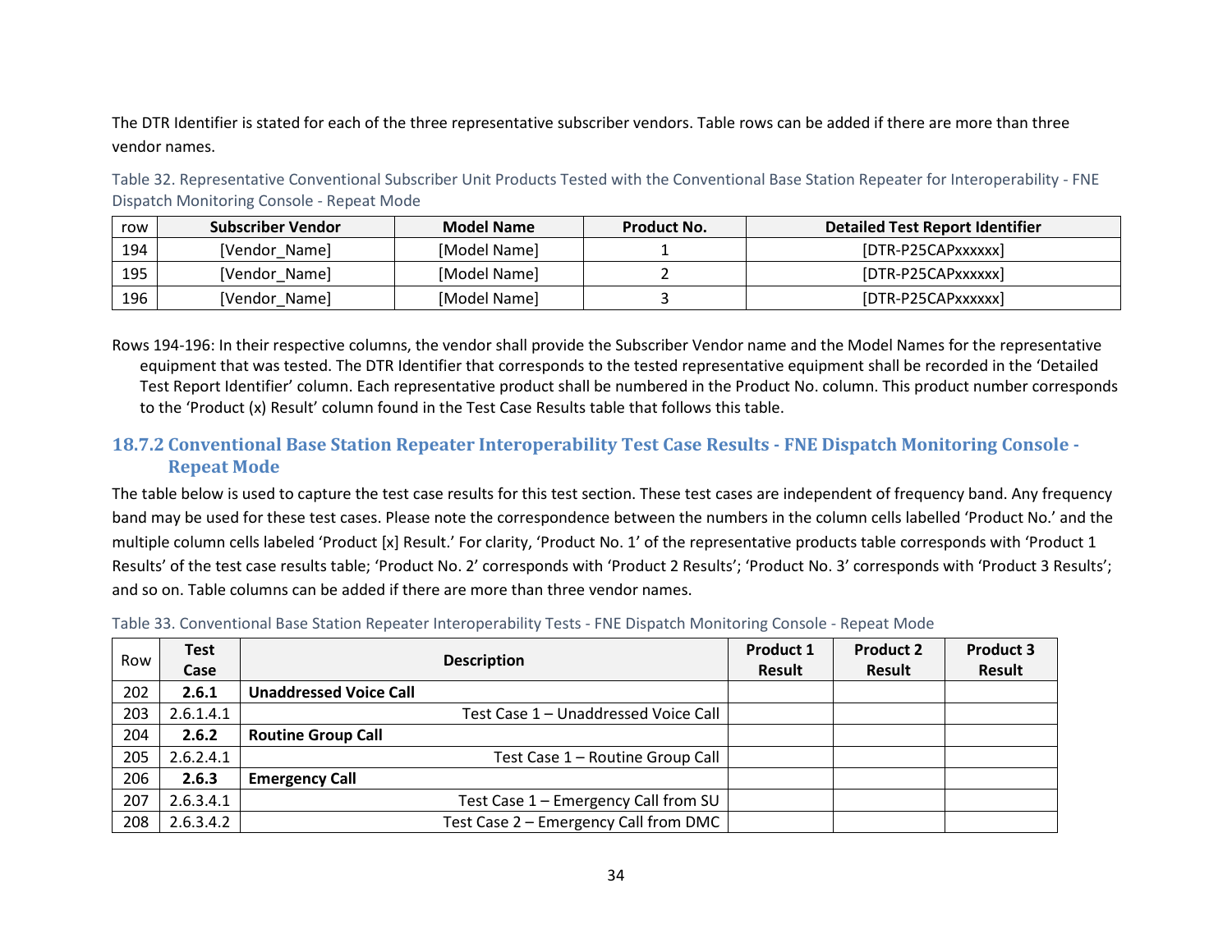The DTR Identifier is stated for each of the three representative subscriber vendors. Table rows can be added if there are more than three vendor names.

Table 32. Representative Conventional Subscriber Unit Products Tested with the Conventional Base Station Repeater for Interoperability - FNE Dispatch Monitoring Console - Repeat Mode

| row | Subscriber Vendor | Model Name | Product No. | Detailed Test Report Identifier |
|---|---|---|---|---|
| 194 | [Vendor_Name] | [Model Name] | 1 | [DTR-P25CAPxxxxxx] |
| 195 | [Vendor_Name] | [Model Name] | 2 | [DTR-P25CAPxxxxxx] |
| 196 | [Vendor_Name] | [Model Name] | 3 | [DTR-P25CAPxxxxxx] |

Rows 194-196: In their respective columns, the vendor shall provide the Subscriber Vendor name and the Model Names for the representative equipment that was tested. The DTR Identifier that corresponds to the tested representative equipment shall be recorded in the 'Detailed Test Report Identifier' column. Each representative product shall be numbered in the Product No. column. This product number corresponds to the 'Product (x) Result' column found in the Test Case Results table that follows this table.

### 18.7.2 Conventional Base Station Repeater Interoperability Test Case Results - FNE Dispatch Monitoring Console - Repeat Mode

The table below is used to capture the test case results for this test section. These test cases are independent of frequency band. Any frequency band may be used for these test cases. Please note the correspondence between the numbers in the column cells labelled 'Product No.' and the multiple column cells labeled 'Product [x] Result.' For clarity, 'Product No. 1' of the representative products table corresponds with 'Product 1 Results' of the test case results table; 'Product No. 2' corresponds with 'Product 2 Results'; 'Product No. 3' corresponds with 'Product 3 Results'; and so on. Table columns can be added if there are more than three vendor names.

Table 33. Conventional Base Station Repeater Interoperability Tests - FNE Dispatch Monitoring Console - Repeat Mode

| Row | Test Case | Description | Product 1 Result | Product 2 Result | Product 3 Result |
|---|---|---|---|---|---|
| 202 | **2.6.1** | **Unaddressed Voice Call** | | | |
| 203 | 2.6.1.4.1 | Test Case 1 – Unaddressed Voice Call | | | |
| 204 | **2.6.2** | **Routine Group Call** | | | |
| 205 | 2.6.2.4.1 | Test Case 1 – Routine Group Call | | | |
| 206 | **2.6.3** | **Emergency Call** | | | |
| 207 | 2.6.3.4.1 | Test Case 1 – Emergency Call from SU | | | |
| 208 | 2.6.3.4.2 | Test Case 2 – Emergency Call from DMC | | | |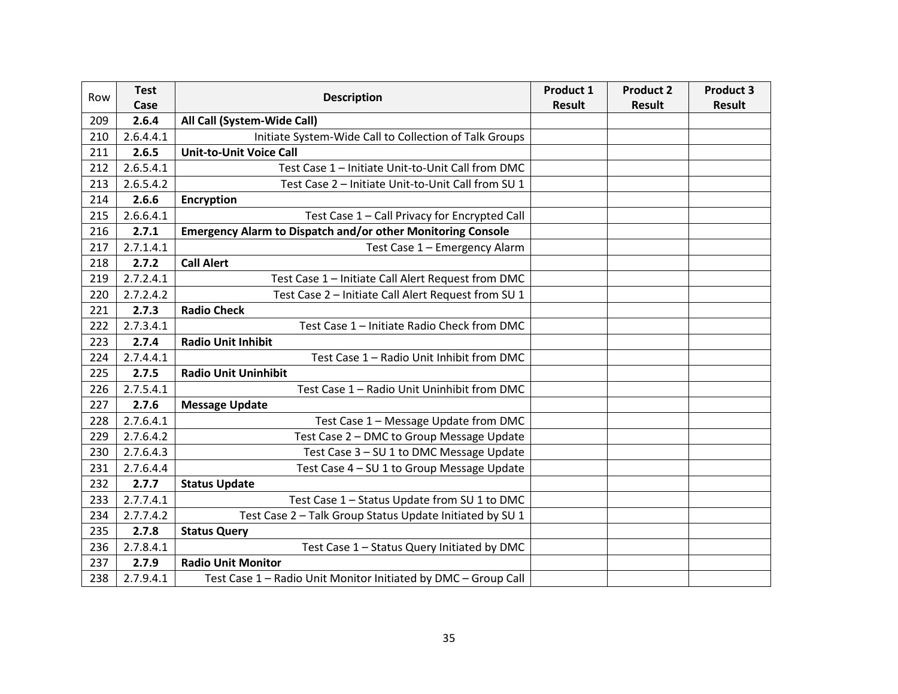| Row | Test Case | Description | Product 1 Result | Product 2 Result | Product 3 Result |
|---|---|---|---|---|---|
| 209 | **2.6.4** | **All Call (System-Wide Call)** | | | |
| 210 | 2.6.4.4.1 | Initiate System-Wide Call to Collection of Talk Groups | | | |
| 211 | **2.6.5** | **Unit-to-Unit Voice Call** | | | |
| 212 | 2.6.5.4.1 | Test Case 1 – Initiate Unit-to-Unit Call from DMC | | | |
| 213 | 2.6.5.4.2 | Test Case 2 – Initiate Unit-to-Unit Call from SU 1 | | | |
| 214 | **2.6.6** | **Encryption** | | | |
| 215 | 2.6.6.4.1 | Test Case 1 – Call Privacy for Encrypted Call | | | |
| 216 | **2.7.1** | **Emergency Alarm to Dispatch and/or other Monitoring Console** | | | |
| 217 | 2.7.1.4.1 | Test Case 1 – Emergency Alarm | | | |
| 218 | **2.7.2** | **Call Alert** | | | |
| 219 | 2.7.2.4.1 | Test Case 1 – Initiate Call Alert Request from DMC | | | |
| 220 | 2.7.2.4.2 | Test Case 2 – Initiate Call Alert Request from SU 1 | | | |
| 221 | **2.7.3** | **Radio Check** | | | |
| 222 | 2.7.3.4.1 | Test Case 1 – Initiate Radio Check from DMC | | | |
| 223 | **2.7.4** | **Radio Unit Inhibit** | | | |
| 224 | 2.7.4.4.1 | Test Case 1 – Radio Unit Inhibit from DMC | | | |
| 225 | **2.7.5** | **Radio Unit Uninhibit** | | | |
| 226 | 2.7.5.4.1 | Test Case 1 – Radio Unit Uninhibit from DMC | | | |
| 227 | **2.7.6** | **Message Update** | | | |
| 228 | 2.7.6.4.1 | Test Case 1 – Message Update from DMC | | | |
| 229 | 2.7.6.4.2 | Test Case 2 – DMC to Group Message Update | | | |
| 230 | 2.7.6.4.3 | Test Case 3 – SU 1 to DMC Message Update | | | |
| 231 | 2.7.6.4.4 | Test Case 4 – SU 1 to Group Message Update | | | |
| 232 | **2.7.7** | **Status Update** | | | |
| 233 | 2.7.7.4.1 | Test Case 1 – Status Update from SU 1 to DMC | | | |
| 234 | 2.7.7.4.2 | Test Case 2 – Talk Group Status Update Initiated by SU 1 | | | |
| 235 | **2.7.8** | **Status Query** | | | |
| 236 | 2.7.8.4.1 | Test Case 1 – Status Query Initiated by DMC | | | |
| 237 | **2.7.9** | **Radio Unit Monitor** | | | |
| 238 | 2.7.9.4.1 | Test Case 1 – Radio Unit Monitor Initiated by DMC – Group Call | | | |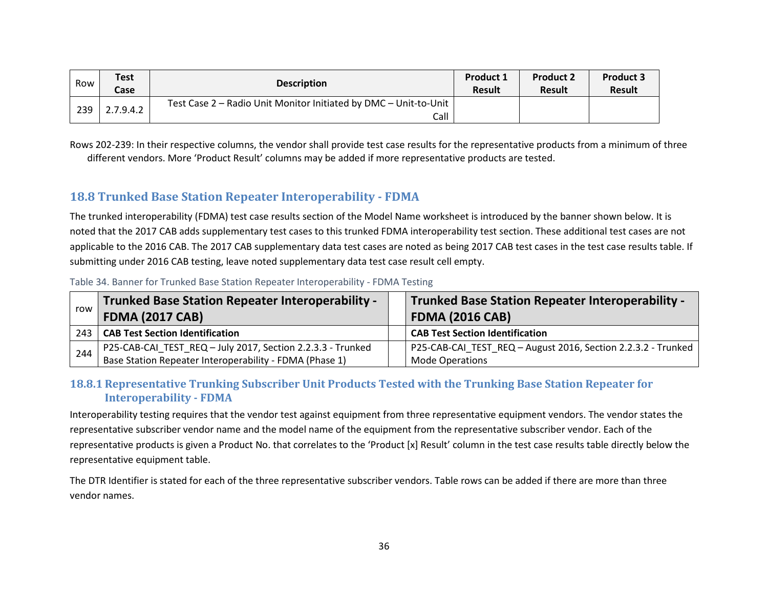| Row | Test Case | Description | Product 1 Result | Product 2 Result | Product 3 Result |
|---|---|---|---|---|---|
| 239 | 2.7.9.4.2 | Test Case 2 – Radio Unit Monitor Initiated by DMC – Unit-to-Unit Call | | | |

Rows 202-239: In their respective columns, the vendor shall provide test case results for the representative products from a minimum of three different vendors. More 'Product Result' columns may be added if more representative products are tested.

## 18.8 Trunked Base Station Repeater Interoperability - FDMA

The trunked interoperability (FDMA) test case results section of the Model Name worksheet is introduced by the banner shown below. It is noted that the 2017 CAB adds supplementary test cases to this trunked FDMA interoperability test section. These additional test cases are not applicable to the 2016 CAB. The 2017 CAB supplementary data test cases are noted as being 2017 CAB test cases in the test case results table. If submitting under 2016 CAB testing, leave noted supplementary data test case result cell empty.

Table 34. Banner for Trunked Base Station Repeater Interoperability - FDMA Testing

| row | Trunked Base Station Repeater Interoperability - FDMA (2017 CAB) | | Trunked Base Station Repeater Interoperability - FDMA (2016 CAB) |
|---|---|---|---|
| 243 | **CAB Test Section Identification** | | **CAB Test Section Identification** |
| 244 | P25-CAB-CAI_TEST_REQ – July 2017, Section 2.2.3.3 - Trunked Base Station Repeater Interoperability - FDMA (Phase 1) | | P25-CAB-CAI_TEST_REQ – August 2016, Section 2.2.3.2 - Trunked Mode Operations |

### 18.8.1 Representative Trunking Subscriber Unit Products Tested with the Trunking Base Station Repeater for Interoperability - FDMA

Interoperability testing requires that the vendor test against equipment from three representative equipment vendors. The vendor states the representative subscriber vendor name and the model name of the equipment from the representative subscriber vendor. Each of the representative products is given a Product No. that correlates to the 'Product [x] Result' column in the test case results table directly below the representative equipment table.

The DTR Identifier is stated for each of the three representative subscriber vendors. Table rows can be added if there are more than three vendor names.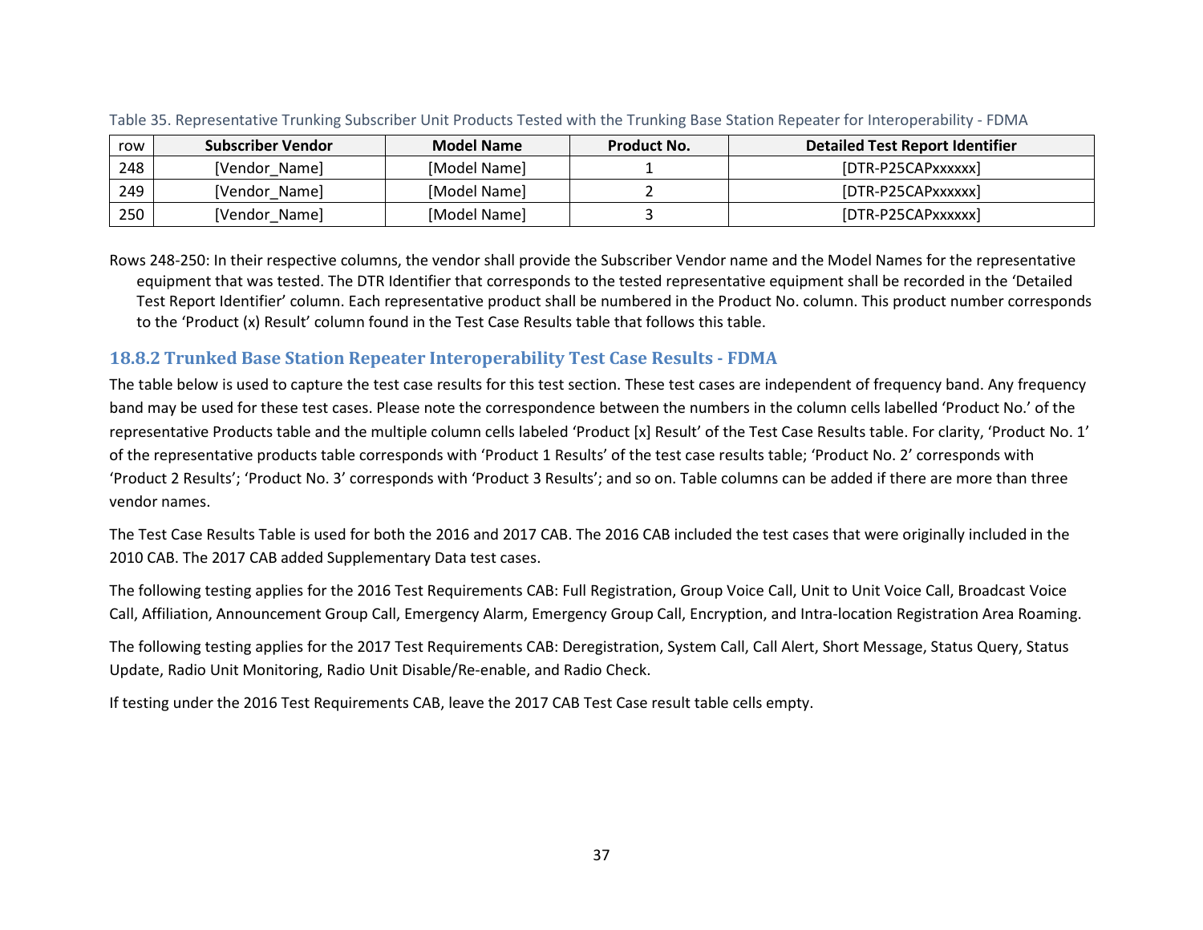Table 35. Representative Trunking Subscriber Unit Products Tested with the Trunking Base Station Repeater for Interoperability - FDMA

| row | Subscriber Vendor | Model Name | Product No. | Detailed Test Report Identifier |
|---|---|---|---|---|
| 248 | [Vendor_Name] | [Model Name] | 1 | [DTR-P25CAPxxxxxx] |
| 249 | [Vendor_Name] | [Model Name] | 2 | [DTR-P25CAPxxxxxx] |
| 250 | [Vendor_Name] | [Model Name] | 3 | [DTR-P25CAPxxxxxx] |

Rows 248-250: In their respective columns, the vendor shall provide the Subscriber Vendor name and the Model Names for the representative equipment that was tested. The DTR Identifier that corresponds to the tested representative equipment shall be recorded in the 'Detailed Test Report Identifier' column. Each representative product shall be numbered in the Product No. column. This product number corresponds to the 'Product (x) Result' column found in the Test Case Results table that follows this table.

### 18.8.2 Trunked Base Station Repeater Interoperability Test Case Results - FDMA

The table below is used to capture the test case results for this test section. These test cases are independent of frequency band. Any frequency band may be used for these test cases. Please note the correspondence between the numbers in the column cells labelled 'Product No.' of the representative Products table and the multiple column cells labeled 'Product [x] Result' of the Test Case Results table. For clarity, 'Product No. 1' of the representative products table corresponds with 'Product 1 Results' of the test case results table; 'Product No. 2' corresponds with 'Product 2 Results'; 'Product No. 3' corresponds with 'Product 3 Results'; and so on. Table columns can be added if there are more than three vendor names.

The Test Case Results Table is used for both the 2016 and 2017 CAB. The 2016 CAB included the test cases that were originally included in the 2010 CAB. The 2017 CAB added Supplementary Data test cases.

The following testing applies for the 2016 Test Requirements CAB: Full Registration, Group Voice Call, Unit to Unit Voice Call, Broadcast Voice Call, Affiliation, Announcement Group Call, Emergency Alarm, Emergency Group Call, Encryption, and Intra-location Registration Area Roaming.

The following testing applies for the 2017 Test Requirements CAB: Deregistration, System Call, Call Alert, Short Message, Status Query, Status Update, Radio Unit Monitoring, Radio Unit Disable/Re-enable, and Radio Check.

If testing under the 2016 Test Requirements CAB, leave the 2017 CAB Test Case result table cells empty.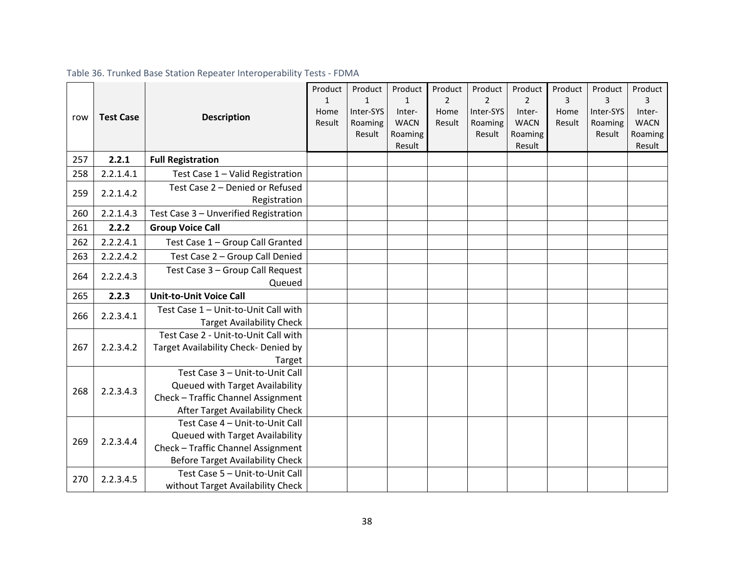Table 36. Trunked Base Station Repeater Interoperability Tests - FDMA

| row | Test Case | Description | Product 1 Home Result | Product 1 Inter-SYS Roaming Result | Product 1 Inter-WACN Roaming Result | Product 2 Home Result | Product 2 Inter-SYS Roaming Result | Product 2 Inter-WACN Roaming Result | Product 3 Home Result | Product 3 Inter-SYS Roaming Result | Product 3 Inter-WACN Roaming Result |
|---|---|---|---|---|---|---|---|---|---|---|---|
| 257 | **2.2.1** | **Full Registration** | | | | | | | | | |
| 258 | 2.2.1.4.1 | Test Case 1 – Valid Registration | | | | | | | | | |
| 259 | 2.2.1.4.2 | Test Case 2 – Denied or Refused Registration | | | | | | | | | |
| 260 | 2.2.1.4.3 | Test Case 3 – Unverified Registration | | | | | | | | | |
| 261 | **2.2.2** | **Group Voice Call** | | | | | | | | | |
| 262 | 2.2.2.4.1 | Test Case 1 – Group Call Granted | | | | | | | | | |
| 263 | 2.2.2.4.2 | Test Case 2 – Group Call Denied | | | | | | | | | |
| 264 | 2.2.2.4.3 | Test Case 3 – Group Call Request Queued | | | | | | | | | |
| 265 | **2.2.3** | **Unit-to-Unit Voice Call** | | | | | | | | | |
| 266 | 2.2.3.4.1 | Test Case 1 – Unit-to-Unit Call with Target Availability Check | | | | | | | | | |
| 267 | 2.2.3.4.2 | Test Case 2 - Unit-to-Unit Call with Target Availability Check- Denied by Target | | | | | | | | | |
| 268 | 2.2.3.4.3 | Test Case 3 – Unit-to-Unit Call Queued with Target Availability Check – Traffic Channel Assignment After Target Availability Check | | | | | | | | | |
| 269 | 2.2.3.4.4 | Test Case 4 – Unit-to-Unit Call Queued with Target Availability Check – Traffic Channel Assignment Before Target Availability Check | | | | | | | | | |
| 270 | 2.2.3.4.5 | Test Case 5 – Unit-to-Unit Call without Target Availability Check | | | | | | | | | |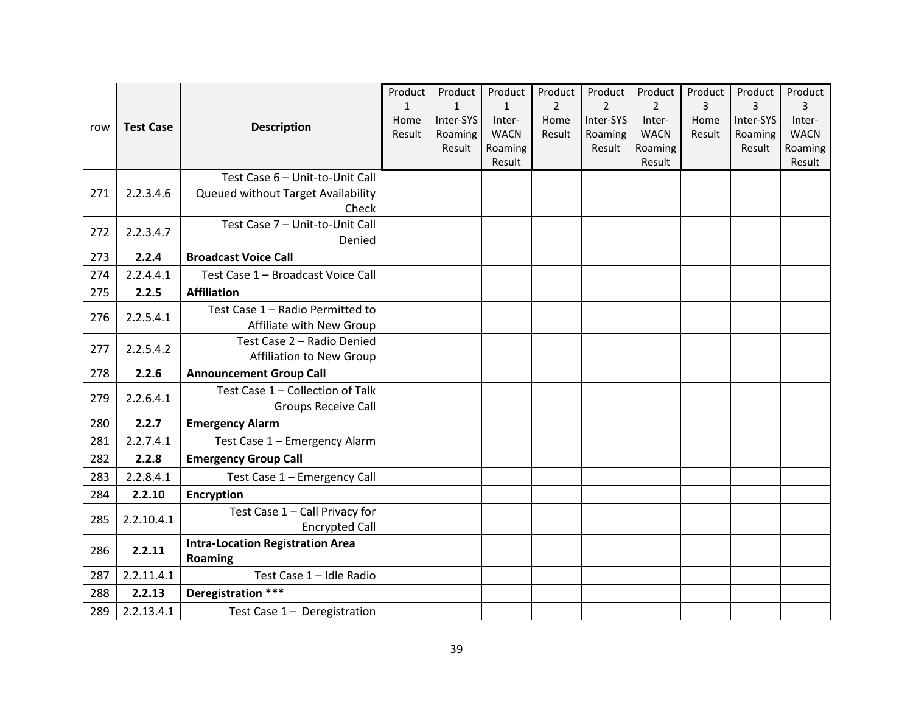| row | Test Case | Description | Product 1 Home Result | Product 1 Inter-SYS Roaming Result | Product 1 Inter-WACN Roaming Result | Product 2 Home Result | Product 2 Inter-SYS Roaming Result | Product 2 Inter-WACN Roaming Result | Product 3 Home Result | Product 3 Inter-SYS Roaming Result | Product 3 Inter-WACN Roaming Result |
|---|---|---|---|---|---|---|---|---|---|---|---|
| 271 | 2.2.3.4.6 | Test Case 6 – Unit-to-Unit Call Queued without Target Availability Check | | | | | | | | | |
| 272 | 2.2.3.4.7 | Test Case 7 – Unit-to-Unit Call Denied | | | | | | | | | |
| 273 | **2.2.4** | **Broadcast Voice Call** | | | | | | | | | |
| 274 | 2.2.4.4.1 | Test Case 1 – Broadcast Voice Call | | | | | | | | | |
| 275 | **2.2.5** | **Affiliation** | | | | | | | | | |
| 276 | 2.2.5.4.1 | Test Case 1 – Radio Permitted to Affiliate with New Group | | | | | | | | | |
| 277 | 2.2.5.4.2 | Test Case 2 – Radio Denied Affiliation to New Group | | | | | | | | | |
| 278 | **2.2.6** | **Announcement Group Call** | | | | | | | | | |
| 279 | 2.2.6.4.1 | Test Case 1 – Collection of Talk Groups Receive Call | | | | | | | | | |
| 280 | **2.2.7** | **Emergency Alarm** | | | | | | | | | |
| 281 | 2.2.7.4.1 | Test Case 1 – Emergency Alarm | | | | | | | | | |
| 282 | **2.2.8** | **Emergency Group Call** | | | | | | | | | |
| 283 | 2.2.8.4.1 | Test Case 1 – Emergency Call | | | | | | | | | |
| 284 | **2.2.10** | **Encryption** | | | | | | | | | |
| 285 | 2.2.10.4.1 | Test Case 1 – Call Privacy for Encrypted Call | | | | | | | | | |
| 286 | **2.2.11** | **Intra-Location Registration Area Roaming** | | | | | | | | | |
| 287 | 2.2.11.4.1 | Test Case 1 – Idle Radio | | | | | | | | | |
| 288 | **2.2.13** | **Deregistration \*\*\*** | | | | | | | | | |
| 289 | 2.2.13.4.1 | Test Case 1 – Deregistration | | | | | | | | | |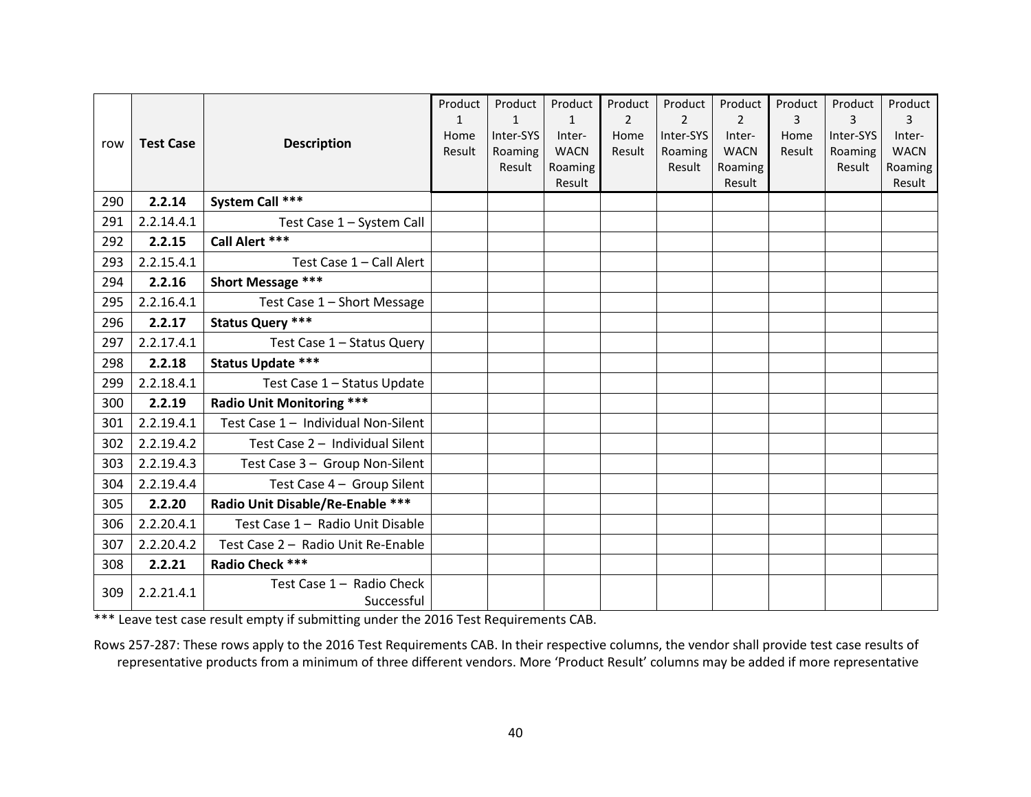| row | Test Case | Description | Product 1 Home Result | Product 1 Inter-SYS Roaming Result | Product 1 Inter-WACN Roaming Result | Product 2 Home Result | Product 2 Inter-SYS Roaming Result | Product 2 Inter-WACN Roaming Result | Product 3 Home Result | Product 3 Inter-SYS Roaming Result | Product 3 Inter-WACN Roaming Result |
|---|---|---|---|---|---|---|---|---|---|---|---|
| 290 | **2.2.14** | **System Call *** ** | | | | | | | | | |
| 291 | 2.2.14.4.1 | Test Case 1 – System Call | | | | | | | | | |
| 292 | **2.2.15** | **Call Alert *** ** | | | | | | | | | |
| 293 | 2.2.15.4.1 | Test Case 1 – Call Alert | | | | | | | | | |
| 294 | **2.2.16** | **Short Message *** ** | | | | | | | | | |
| 295 | 2.2.16.4.1 | Test Case 1 – Short Message | | | | | | | | | |
| 296 | **2.2.17** | **Status Query *** ** | | | | | | | | | |
| 297 | 2.2.17.4.1 | Test Case 1 – Status Query | | | | | | | | | |
| 298 | **2.2.18** | **Status Update *** ** | | | | | | | | | |
| 299 | 2.2.18.4.1 | Test Case 1 – Status Update | | | | | | | | | |
| 300 | **2.2.19** | **Radio Unit Monitoring *** ** | | | | | | | | | |
| 301 | 2.2.19.4.1 | Test Case 1 – Individual Non-Silent | | | | | | | | | |
| 302 | 2.2.19.4.2 | Test Case 2 – Individual Silent | | | | | | | | | |
| 303 | 2.2.19.4.3 | Test Case 3 – Group Non-Silent | | | | | | | | | |
| 304 | 2.2.19.4.4 | Test Case 4 – Group Silent | | | | | | | | | |
| 305 | **2.2.20** | **Radio Unit Disable/Re-Enable *** ** | | | | | | | | | |
| 306 | 2.2.20.4.1 | Test Case 1 – Radio Unit Disable | | | | | | | | | |
| 307 | 2.2.20.4.2 | Test Case 2 – Radio Unit Re-Enable | | | | | | | | | |
| 308 | **2.2.21** | **Radio Check *** ** | | | | | | | | | |
| 309 | 2.2.21.4.1 | Test Case 1 – Radio Check Successful | | | | | | | | | |

*** Leave test case result empty if submitting under the 2016 Test Requirements CAB.

Rows 257-287: These rows apply to the 2016 Test Requirements CAB. In their respective columns, the vendor shall provide test case results of representative products from a minimum of three different vendors. More 'Product Result' columns may be added if more representative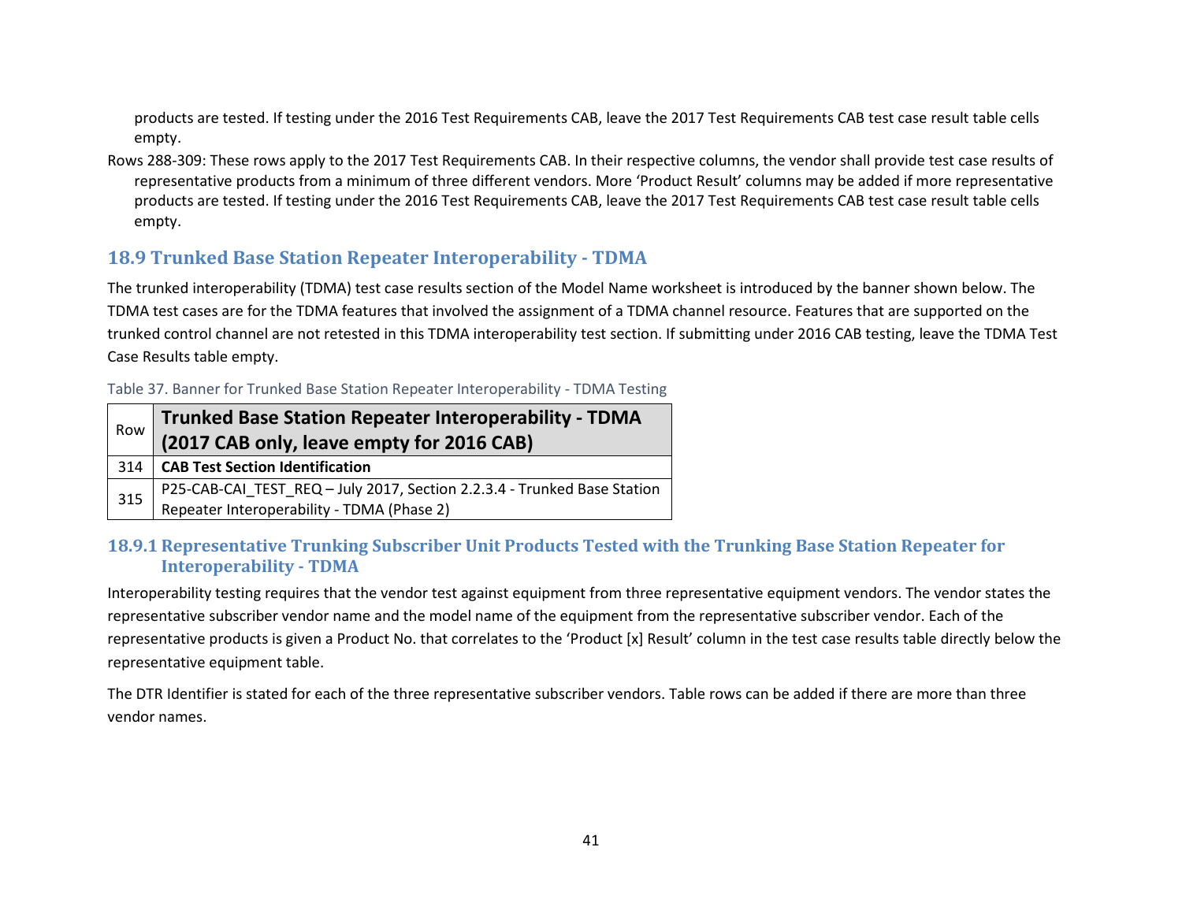products are tested. If testing under the 2016 Test Requirements CAB, leave the 2017 Test Requirements CAB test case result table cells empty.

Rows 288-309: These rows apply to the 2017 Test Requirements CAB. In their respective columns, the vendor shall provide test case results of representative products from a minimum of three different vendors. More 'Product Result' columns may be added if more representative products are tested. If testing under the 2016 Test Requirements CAB, leave the 2017 Test Requirements CAB test case result table cells empty.

## 18.9 Trunked Base Station Repeater Interoperability - TDMA

The trunked interoperability (TDMA) test case results section of the Model Name worksheet is introduced by the banner shown below. The TDMA test cases are for the TDMA features that involved the assignment of a TDMA channel resource. Features that are supported on the trunked control channel are not retested in this TDMA interoperability test section. If submitting under 2016 CAB testing, leave the TDMA Test Case Results table empty.

Table 37. Banner for Trunked Base Station Repeater Interoperability - TDMA Testing

| Row | **Trunked Base Station Repeater Interoperability - TDMA (2017 CAB only, leave empty for 2016 CAB)** |
|---|---|
| 314 | **CAB Test Section Identification** |
| 315 | P25-CAB-CAI_TEST_REQ – July 2017, Section 2.2.3.4 - Trunked Base Station Repeater Interoperability - TDMA (Phase 2) |

### 18.9.1 Representative Trunking Subscriber Unit Products Tested with the Trunking Base Station Repeater for Interoperability - TDMA

Interoperability testing requires that the vendor test against equipment from three representative equipment vendors. The vendor states the representative subscriber vendor name and the model name of the equipment from the representative subscriber vendor. Each of the representative products is given a Product No. that correlates to the 'Product [x] Result' column in the test case results table directly below the representative equipment table.

The DTR Identifier is stated for each of the three representative subscriber vendors. Table rows can be added if there are more than three vendor names.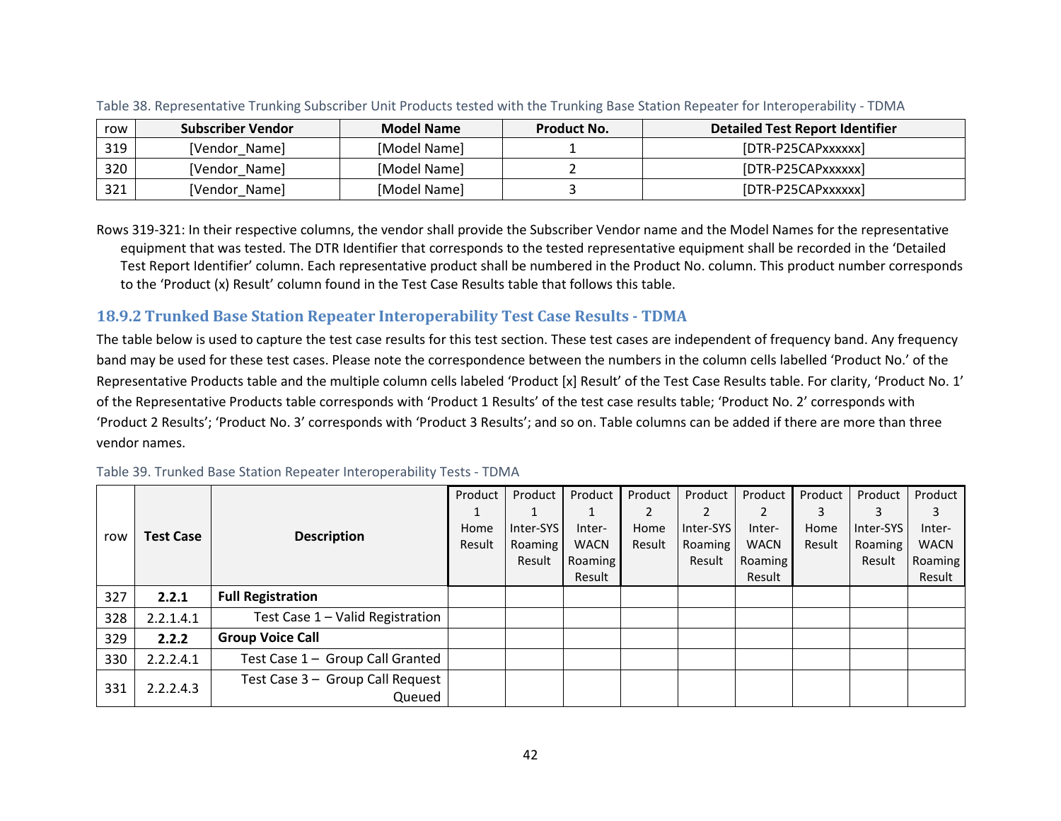Table 38. Representative Trunking Subscriber Unit Products tested with the Trunking Base Station Repeater for Interoperability - TDMA

| row | Subscriber Vendor | Model Name | Product No. | Detailed Test Report Identifier |
|---|---|---|---|---|
| 319 | [Vendor_Name] | [Model Name] | 1 | [DTR-P25CAPxxxxxx] |
| 320 | [Vendor_Name] | [Model Name] | 2 | [DTR-P25CAPxxxxxx] |
| 321 | [Vendor_Name] | [Model Name] | 3 | [DTR-P25CAPxxxxxx] |

Rows 319-321: In their respective columns, the vendor shall provide the Subscriber Vendor name and the Model Names for the representative equipment that was tested. The DTR Identifier that corresponds to the tested representative equipment shall be recorded in the 'Detailed Test Report Identifier' column. Each representative product shall be numbered in the Product No. column. This product number corresponds to the 'Product (x) Result' column found in the Test Case Results table that follows this table.

### 18.9.2 Trunked Base Station Repeater Interoperability Test Case Results - TDMA

The table below is used to capture the test case results for this test section. These test cases are independent of frequency band. Any frequency band may be used for these test cases. Please note the correspondence between the numbers in the column cells labelled 'Product No.' of the Representative Products table and the multiple column cells labeled 'Product [x] Result' of the Test Case Results table. For clarity, 'Product No. 1' of the Representative Products table corresponds with 'Product 1 Results' of the test case results table; 'Product No. 2' corresponds with 'Product 2 Results'; 'Product No. 3' corresponds with 'Product 3 Results'; and so on. Table columns can be added if there are more than three vendor names.

Table 39. Trunked Base Station Repeater Interoperability Tests - TDMA

| row | Test Case | Description | Product 1 Home Result | Product 1 Inter-SYS Roaming Result | Product 1 Inter-WACN Roaming Result | Product 2 Home Result | Product 2 Inter-SYS Roaming Result | Product 2 Inter-WACN Roaming Result | Product 3 Home Result | Product 3 Inter-SYS Roaming Result | Product 3 Inter-WACN Roaming Result |
|---|---|---|---|---|---|---|---|---|---|---|---|
| 327 | **2.2.1** | **Full Registration** | | | | | | | | | |
| 328 | 2.2.1.4.1 | Test Case 1 – Valid Registration | | | | | | | | | |
| 329 | **2.2.2** | **Group Voice Call** | | | | | | | | | |
| 330 | 2.2.2.4.1 | Test Case 1 – Group Call Granted | | | | | | | | | |
| 331 | 2.2.2.4.3 | Test Case 3 – Group Call Request Queued | | | | | | | | | |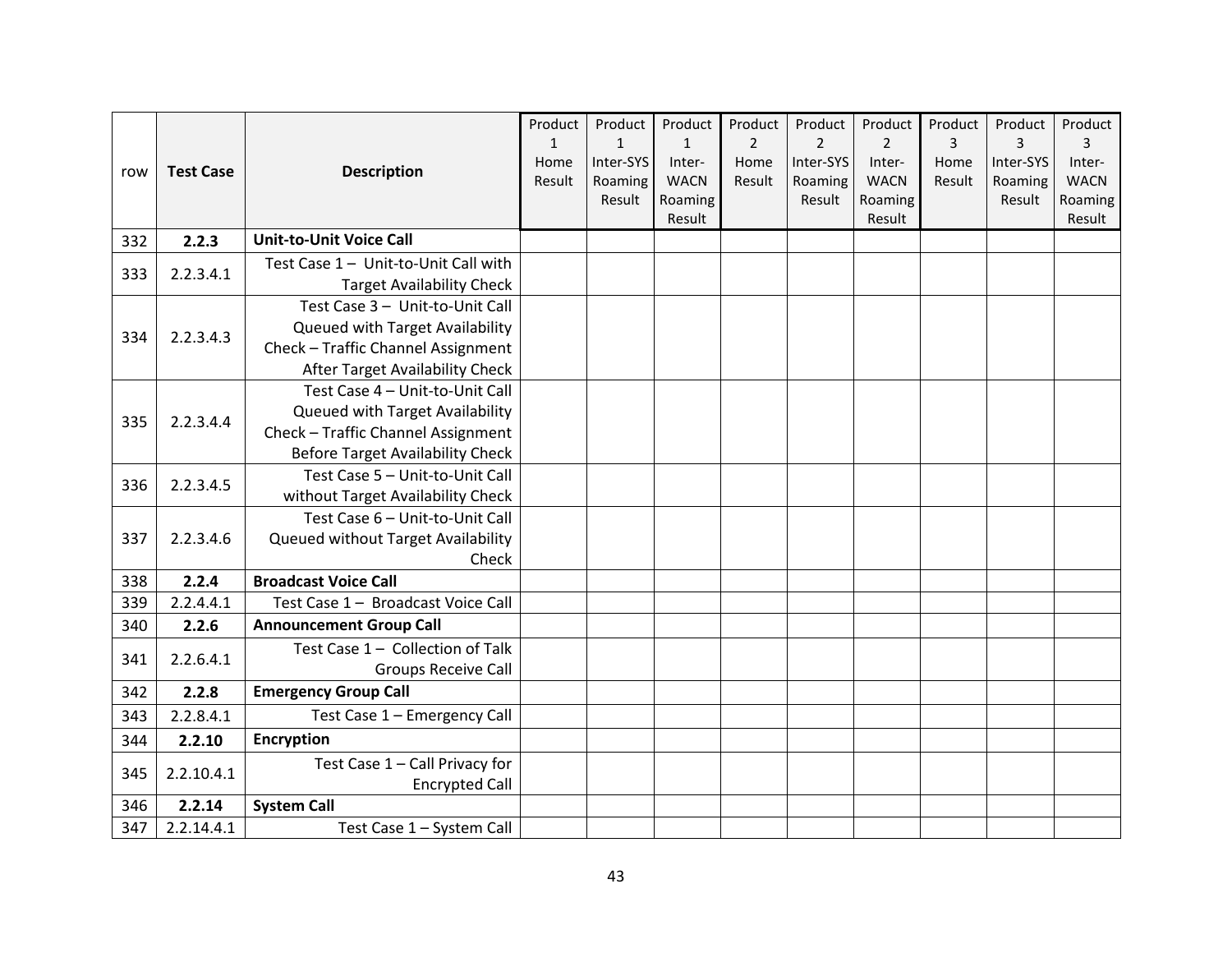| row | Test Case | Description | Product 1 Home Result | Product 1 Inter-SYS Roaming Result | Product 1 Inter-WACN Roaming Result | Product 2 Home Result | Product 2 Inter-SYS Roaming Result | Product 2 Inter-WACN Roaming Result | Product 3 Home Result | Product 3 Inter-SYS Roaming Result | Product 3 Inter-WACN Roaming Result |
|---|---|---|---|---|---|---|---|---|---|---|---|
| 332 | **2.2.3** | **Unit-to-Unit Voice Call** | | | | | | | | | |
| 333 | 2.2.3.4.1 | Test Case 1 – Unit-to-Unit Call with Target Availability Check | | | | | | | | | |
| 334 | 2.2.3.4.3 | Test Case 3 – Unit-to-Unit Call Queued with Target Availability Check – Traffic Channel Assignment After Target Availability Check | | | | | | | | | |
| 335 | 2.2.3.4.4 | Test Case 4 – Unit-to-Unit Call Queued with Target Availability Check – Traffic Channel Assignment Before Target Availability Check | | | | | | | | | |
| 336 | 2.2.3.4.5 | Test Case 5 – Unit-to-Unit Call without Target Availability Check | | | | | | | | | |
| 337 | 2.2.3.4.6 | Test Case 6 – Unit-to-Unit Call Queued without Target Availability Check | | | | | | | | | |
| 338 | **2.2.4** | **Broadcast Voice Call** | | | | | | | | | |
| 339 | 2.2.4.4.1 | Test Case 1 – Broadcast Voice Call | | | | | | | | | |
| 340 | **2.2.6** | **Announcement Group Call** | | | | | | | | | |
| 341 | 2.2.6.4.1 | Test Case 1 – Collection of Talk Groups Receive Call | | | | | | | | | |
| 342 | **2.2.8** | **Emergency Group Call** | | | | | | | | | |
| 343 | 2.2.8.4.1 | Test Case 1 – Emergency Call | | | | | | | | | |
| 344 | **2.2.10** | **Encryption** | | | | | | | | | |
| 345 | 2.2.10.4.1 | Test Case 1 – Call Privacy for Encrypted Call | | | | | | | | | |
| 346 | **2.2.14** | **System Call** | | | | | | | | | |
| 347 | 2.2.14.4.1 | Test Case 1 – System Call | | | | | | | | | |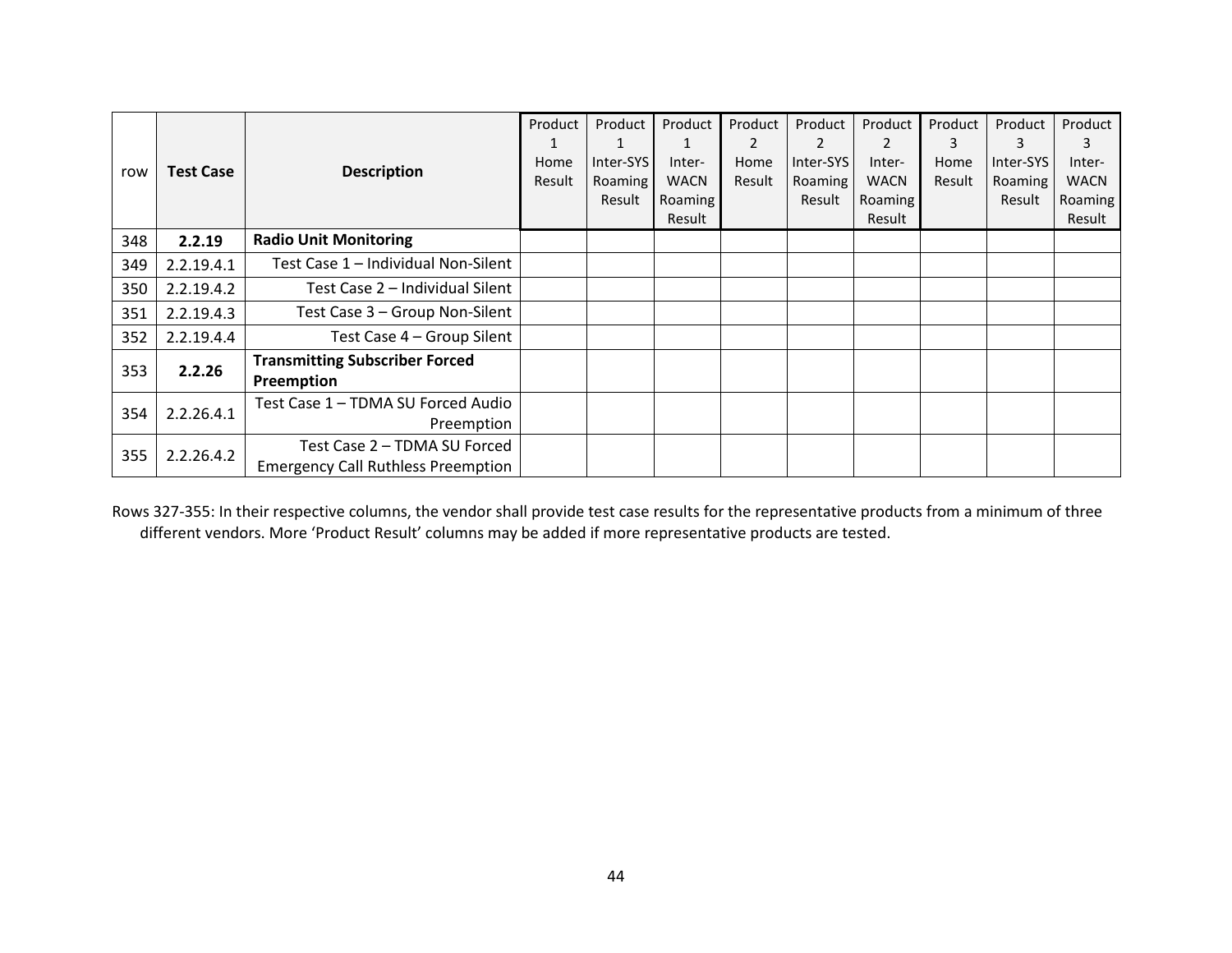| row | Test Case | Description | Product 1 Home Result | Product 1 Inter-SYS Roaming Result | Product 1 Inter-WACN Roaming Result | Product 2 Home Result | Product 2 Inter-SYS Roaming Result | Product 2 Inter-WACN Roaming Result | Product 3 Home Result | Product 3 Inter-SYS Roaming Result | Product 3 Inter-WACN Roaming Result |
|---|---|---|---|---|---|---|---|---|---|---|---|
| 348 | **2.2.19** | **Radio Unit Monitoring** | | | | | | | | | |
| 349 | 2.2.19.4.1 | Test Case 1 – Individual Non-Silent | | | | | | | | | |
| 350 | 2.2.19.4.2 | Test Case 2 – Individual Silent | | | | | | | | | |
| 351 | 2.2.19.4.3 | Test Case 3 – Group Non-Silent | | | | | | | | | |
| 352 | 2.2.19.4.4 | Test Case 4 – Group Silent | | | | | | | | | |
| 353 | **2.2.26** | **Transmitting Subscriber Forced Preemption** | | | | | | | | | |
| 354 | 2.2.26.4.1 | Test Case 1 – TDMA SU Forced Audio Preemption | | | | | | | | | |
| 355 | 2.2.26.4.2 | Test Case 2 – TDMA SU Forced Emergency Call Ruthless Preemption | | | | | | | | | |

Rows 327-355: In their respective columns, the vendor shall provide test case results for the representative products from a minimum of three different vendors. More 'Product Result' columns may be added if more representative products are tested.